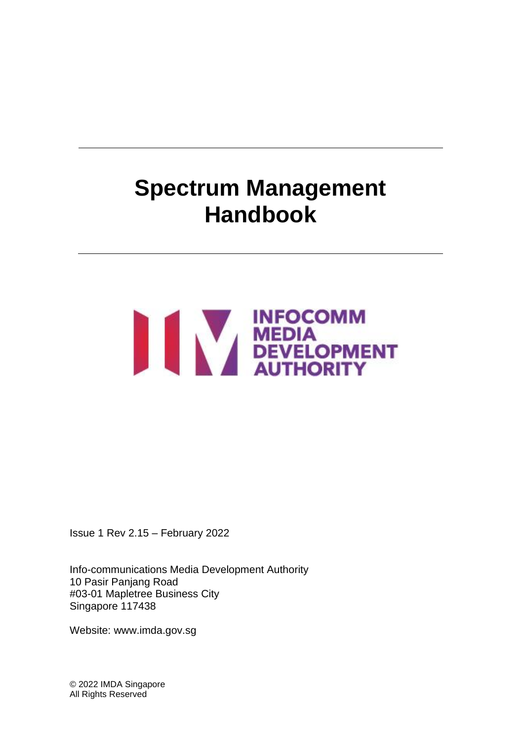# Spectrum Management Handbook

INFOCOMM MEDIA DEVELOPMENT AUTHORITY

Issue 1 Rev 2.15 – February 2022

Info-communications Media Development Authority
10 Pasir Panjang Road
#03-01 Mapletree Business City
Singapore 117438

Website: www.imda.gov.sg

© 2022 IMDA Singapore
All Rights Reserved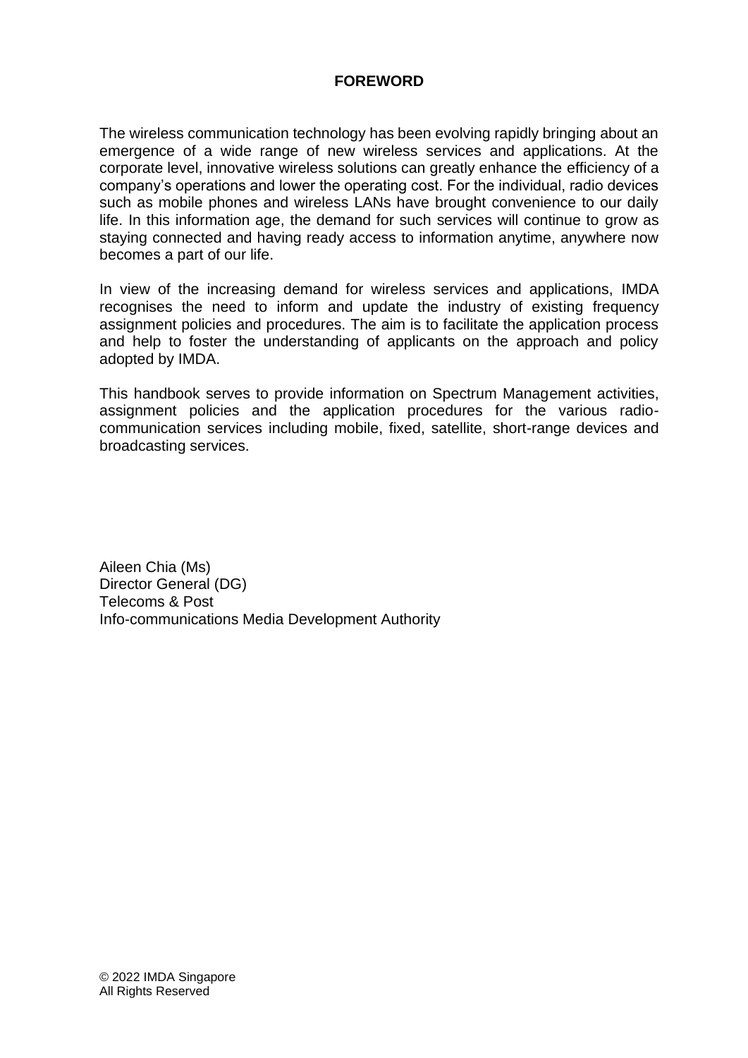# FOREWORD

The wireless communication technology has been evolving rapidly bringing about an emergence of a wide range of new wireless services and applications. At the corporate level, innovative wireless solutions can greatly enhance the efficiency of a company's operations and lower the operating cost. For the individual, radio devices such as mobile phones and wireless LANs have brought convenience to our daily life. In this information age, the demand for such services will continue to grow as staying connected and having ready access to information anytime, anywhere now becomes a part of our life.

In view of the increasing demand for wireless services and applications, IMDA recognises the need to inform and update the industry of existing frequency assignment policies and procedures. The aim is to facilitate the application process and help to foster the understanding of applicants on the approach and policy adopted by IMDA.

This handbook serves to provide information on Spectrum Management activities, assignment policies and the application procedures for the various radio-communication services including mobile, fixed, satellite, short-range devices and broadcasting services.

Aileen Chia (Ms)
Director General (DG)
Telecoms & Post
Info-communications Media Development Authority

© 2022 IMDA Singapore
All Rights Reserved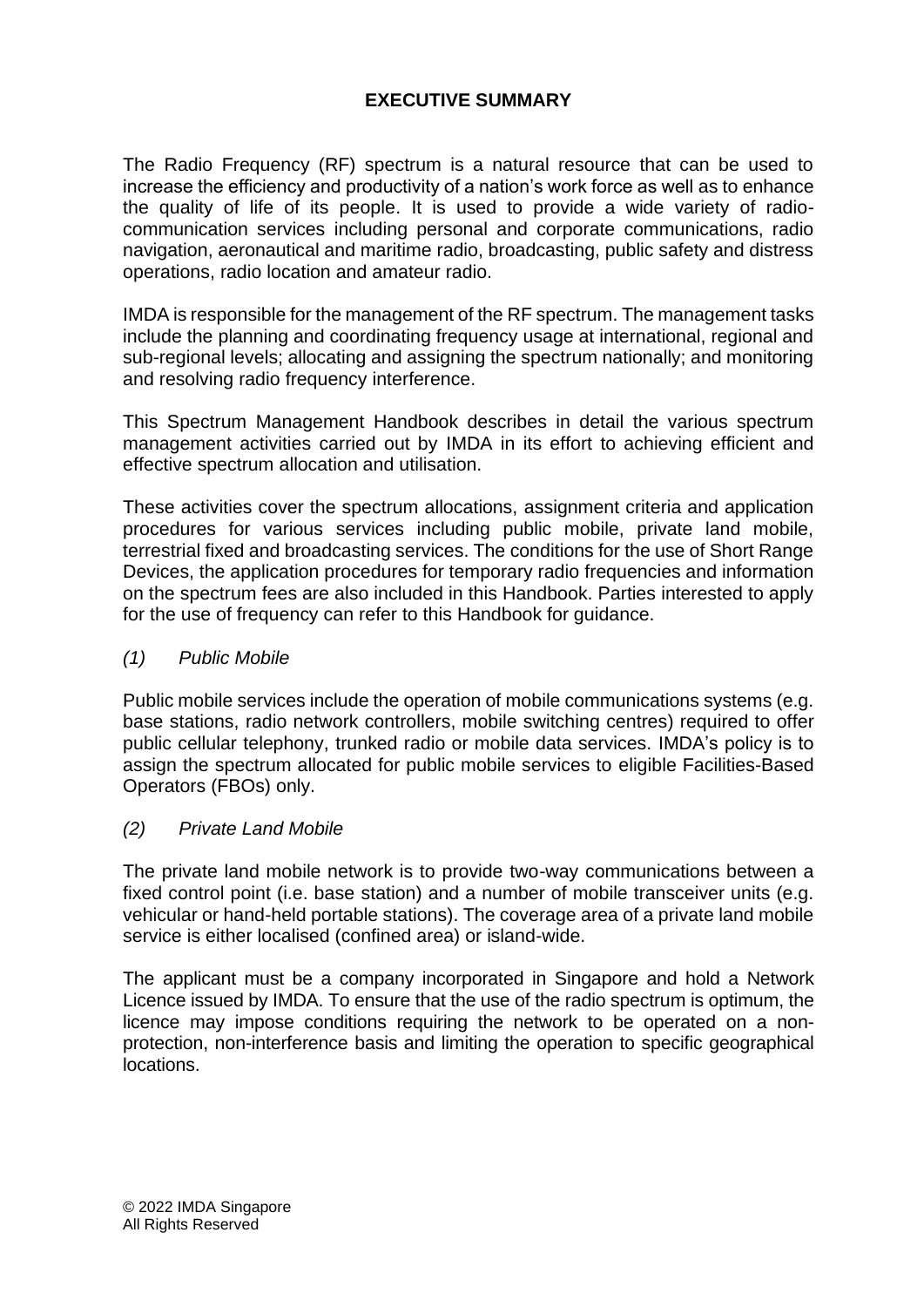# EXECUTIVE SUMMARY

The Radio Frequency (RF) spectrum is a natural resource that can be used to increase the efficiency and productivity of a nation's work force as well as to enhance the quality of life of its people. It is used to provide a wide variety of radio-communication services including personal and corporate communications, radio navigation, aeronautical and maritime radio, broadcasting, public safety and distress operations, radio location and amateur radio.

IMDA is responsible for the management of the RF spectrum. The management tasks include the planning and coordinating frequency usage at international, regional and sub-regional levels; allocating and assigning the spectrum nationally; and monitoring and resolving radio frequency interference.

This Spectrum Management Handbook describes in detail the various spectrum management activities carried out by IMDA in its effort to achieving efficient and effective spectrum allocation and utilisation.

These activities cover the spectrum allocations, assignment criteria and application procedures for various services including public mobile, private land mobile, terrestrial fixed and broadcasting services. The conditions for the use of Short Range Devices, the application procedures for temporary radio frequencies and information on the spectrum fees are also included in this Handbook. Parties interested to apply for the use of frequency can refer to this Handbook for guidance.

*(1) Public Mobile*

Public mobile services include the operation of mobile communications systems (e.g. base stations, radio network controllers, mobile switching centres) required to offer public cellular telephony, trunked radio or mobile data services. IMDA's policy is to assign the spectrum allocated for public mobile services to eligible Facilities-Based Operators (FBOs) only.

*(2) Private Land Mobile*

The private land mobile network is to provide two-way communications between a fixed control point (i.e. base station) and a number of mobile transceiver units (e.g. vehicular or hand-held portable stations). The coverage area of a private land mobile service is either localised (confined area) or island-wide.

The applicant must be a company incorporated in Singapore and hold a Network Licence issued by IMDA. To ensure that the use of the radio spectrum is optimum, the licence may impose conditions requiring the network to be operated on a non-protection, non-interference basis and limiting the operation to specific geographical locations.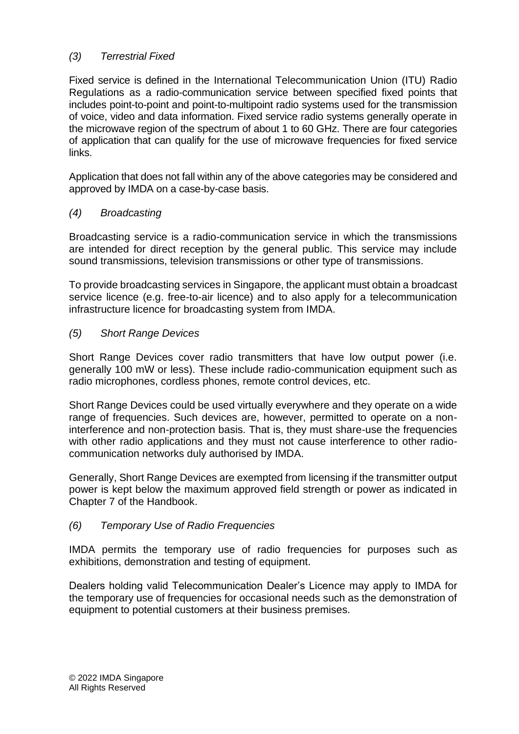### *(3) Terrestrial Fixed*

Fixed service is defined in the International Telecommunication Union (ITU) Radio Regulations as a radio-communication service between specified fixed points that includes point-to-point and point-to-multipoint radio systems used for the transmission of voice, video and data information. Fixed service radio systems generally operate in the microwave region of the spectrum of about 1 to 60 GHz. There are four categories of application that can qualify for the use of microwave frequencies for fixed service links.

Application that does not fall within any of the above categories may be considered and approved by IMDA on a case-by-case basis.

### *(4) Broadcasting*

Broadcasting service is a radio-communication service in which the transmissions are intended for direct reception by the general public. This service may include sound transmissions, television transmissions or other type of transmissions.

To provide broadcasting services in Singapore, the applicant must obtain a broadcast service licence (e.g. free-to-air licence) and to also apply for a telecommunication infrastructure licence for broadcasting system from IMDA.

### *(5) Short Range Devices*

Short Range Devices cover radio transmitters that have low output power (i.e. generally 100 mW or less). These include radio-communication equipment such as radio microphones, cordless phones, remote control devices, etc.

Short Range Devices could be used virtually everywhere and they operate on a wide range of frequencies. Such devices are, however, permitted to operate on a non-interference and non-protection basis. That is, they must share-use the frequencies with other radio applications and they must not cause interference to other radio-communication networks duly authorised by IMDA.

Generally, Short Range Devices are exempted from licensing if the transmitter output power is kept below the maximum approved field strength or power as indicated in Chapter 7 of the Handbook.

### *(6) Temporary Use of Radio Frequencies*

IMDA permits the temporary use of radio frequencies for purposes such as exhibitions, demonstration and testing of equipment.

Dealers holding valid Telecommunication Dealer's Licence may apply to IMDA for the temporary use of frequencies for occasional needs such as the demonstration of equipment to potential customers at their business premises.

© 2022 IMDA Singapore
All Rights Reserved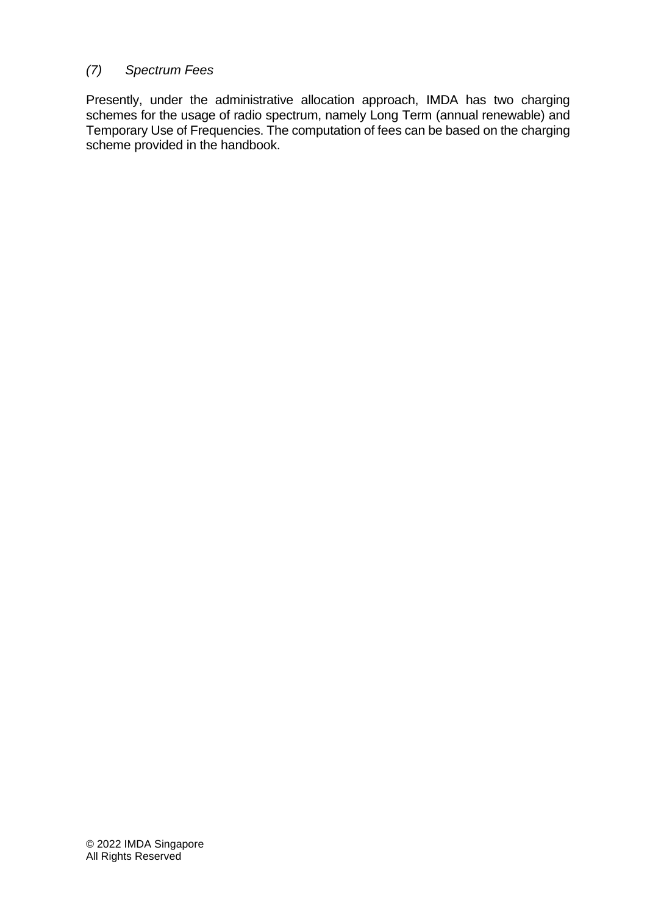*(7) Spectrum Fees*

Presently, under the administrative allocation approach, IMDA has two charging schemes for the usage of radio spectrum, namely Long Term (annual renewable) and Temporary Use of Frequencies. The computation of fees can be based on the charging scheme provided in the handbook.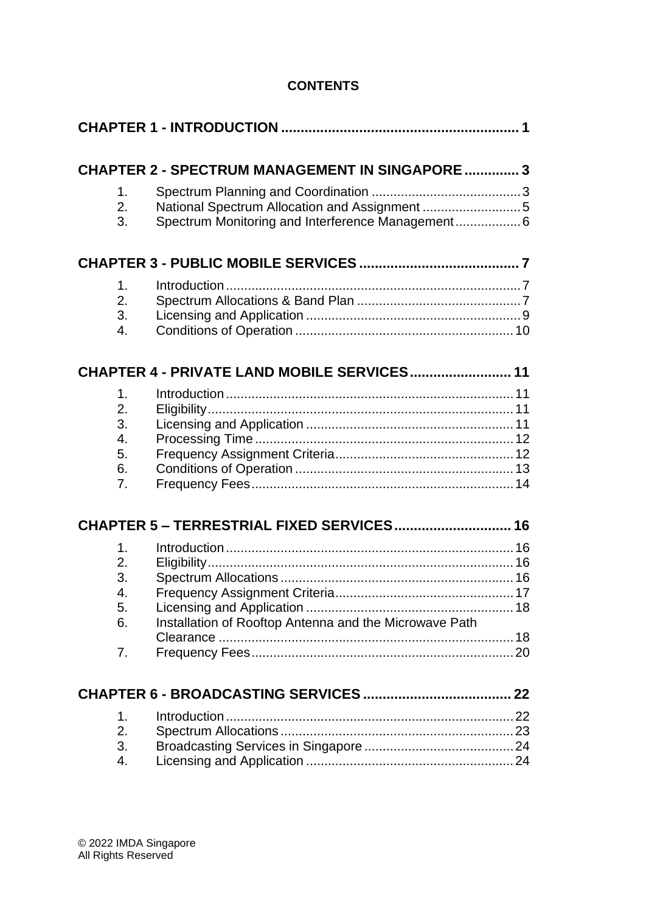**CONTENTS**

**CHAPTER 1 - INTRODUCTION** ........................................................... **1**

**CHAPTER 2 - SPECTRUM MANAGEMENT IN SINGAPORE** ............. **3**

1. Spectrum Planning and Coordination ......................................... 3
2. National Spectrum Allocation and Assignment ........................... 5
3. Spectrum Monitoring and Interference Management .................. 6

**CHAPTER 3 - PUBLIC MOBILE SERVICES** ........................................ **7**

1. Introduction ................................................................................. 7
2. Spectrum Allocations & Band Plan ............................................. 7
3. Licensing and Application ........................................................... 9
4. Conditions of Operation ............................................................ 10

**CHAPTER 4 - PRIVATE LAND MOBILE SERVICES** .......................... **11**

1. Introduction ............................................................................... 11
2. Eligibility.................................................................................... 11
3. Licensing and Application ......................................................... 11
4. Processing Time ....................................................................... 12
5. Frequency Assignment Criteria................................................. 12
6. Conditions of Operation ............................................................ 13
7. Frequency Fees ........................................................................ 14

**CHAPTER 5 – TERRESTRIAL FIXED SERVICES** .............................. **16**

1. Introduction ............................................................................... 16
2. Eligibility.................................................................................... 16
3. Spectrum Allocations ................................................................ 16
4. Frequency Assignment Criteria................................................. 17
5. Licensing and Application ......................................................... 18
6. Installation of Rooftop Antenna and the Microwave Path Clearance ................................................................................. 18
7. Frequency Fees ........................................................................ 20

**CHAPTER 6 - BROADCASTING SERVICES** ...................................... **22**

1. Introduction ............................................................................... 22
2. Spectrum Allocations ................................................................ 23
3. Broadcasting Services in Singapore ......................................... 24
4. Licensing and Application ......................................................... 24

© 2022 IMDA Singapore
All Rights Reserved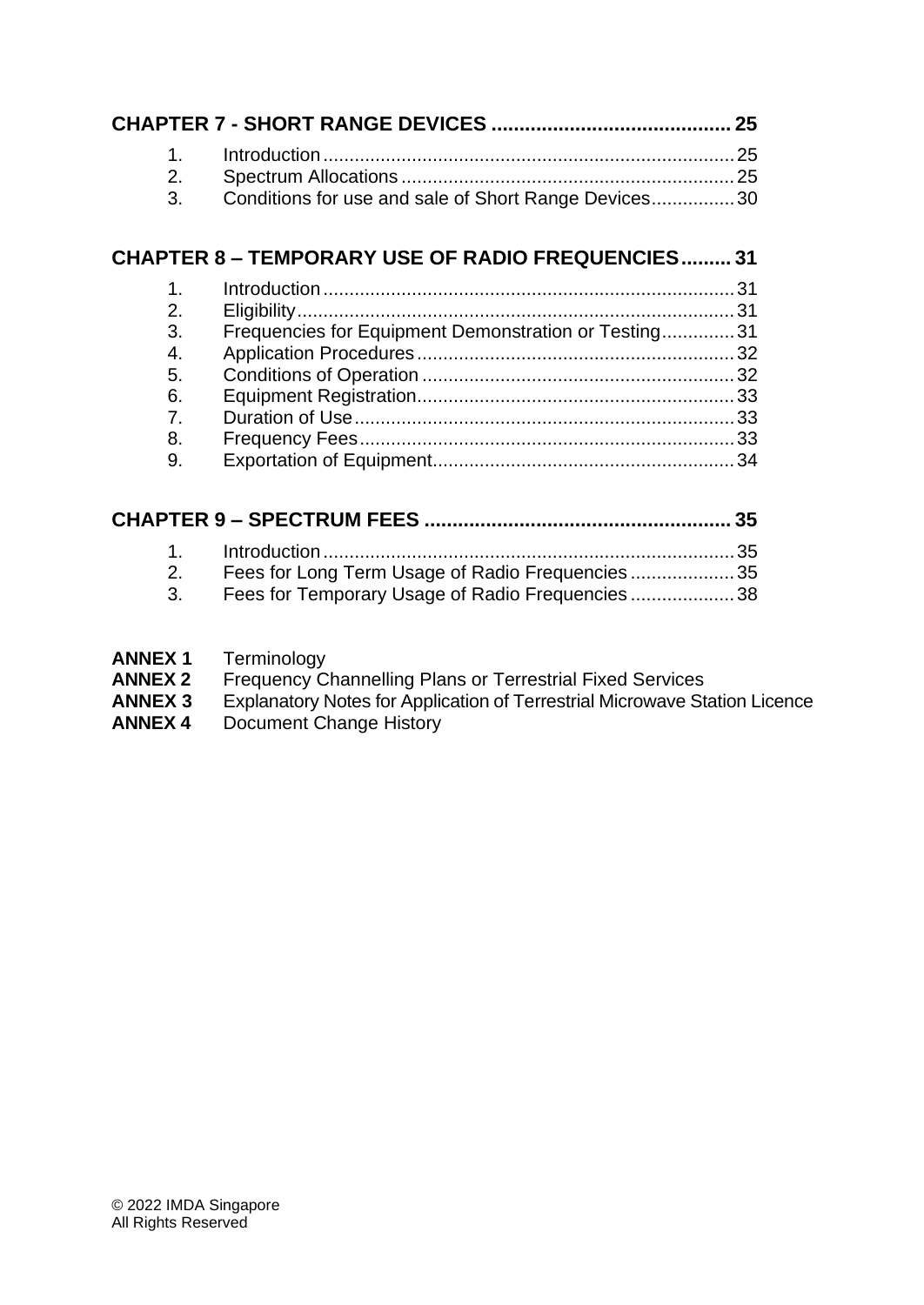**CHAPTER 7 - SHORT RANGE DEVICES .......................................... 25**

1. Introduction .............................................................................. 25
2. Spectrum Allocations ............................................................... 25
3. Conditions for use and sale of Short Range Devices ................ 30

**CHAPTER 8 – TEMPORARY USE OF RADIO FREQUENCIES ......... 31**

1. Introduction .............................................................................. 31
2. Eligibility ................................................................................... 31
3. Frequencies for Equipment Demonstration or Testing .............. 31
4. Application Procedures ............................................................ 32
5. Conditions of Operation ........................................................... 32
6. Equipment Registration ............................................................ 33
7. Duration of Use ........................................................................ 33
8. Frequency Fees ....................................................................... 33
9. Exportation of Equipment ......................................................... 34

**CHAPTER 9 – SPECTRUM FEES ...................................................... 35**

1. Introduction .............................................................................. 35
2. Fees for Long Term Usage of Radio Frequencies .................... 35
3. Fees for Temporary Usage of Radio Frequencies .................... 38

**ANNEX 1** Terminology
**ANNEX 2** Frequency Channelling Plans or Terrestrial Fixed Services
**ANNEX 3** Explanatory Notes for Application of Terrestrial Microwave Station Licence
**ANNEX 4** Document Change History

© 2022 IMDA Singapore
All Rights Reserved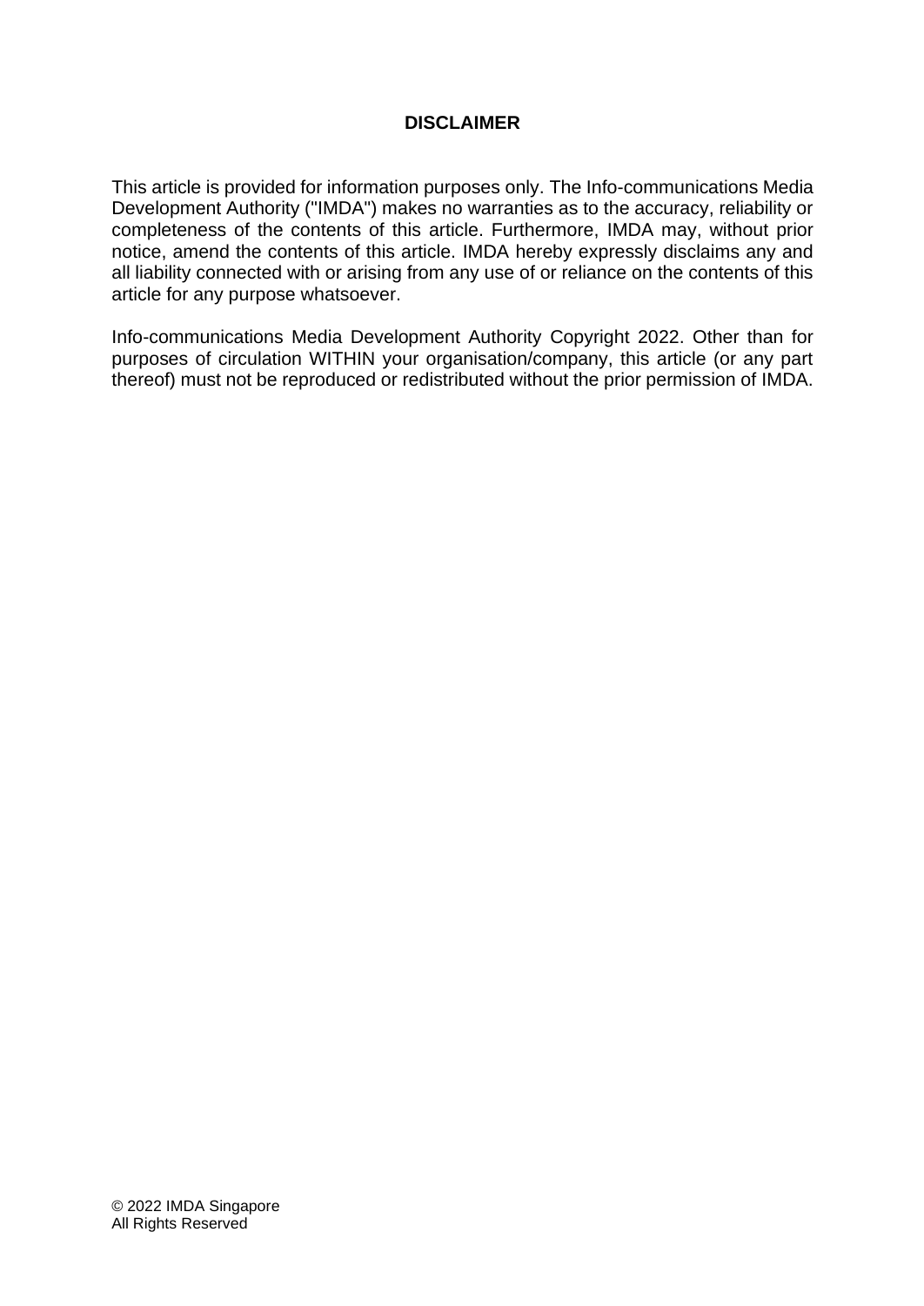**DISCLAIMER**

This article is provided for information purposes only. The Info-communications Media Development Authority ("IMDA") makes no warranties as to the accuracy, reliability or completeness of the contents of this article. Furthermore, IMDA may, without prior notice, amend the contents of this article. IMDA hereby expressly disclaims any and all liability connected with or arising from any use of or reliance on the contents of this article for any purpose whatsoever.

Info-communications Media Development Authority Copyright 2022. Other than for purposes of circulation WITHIN your organisation/company, this article (or any part thereof) must not be reproduced or redistributed without the prior permission of IMDA.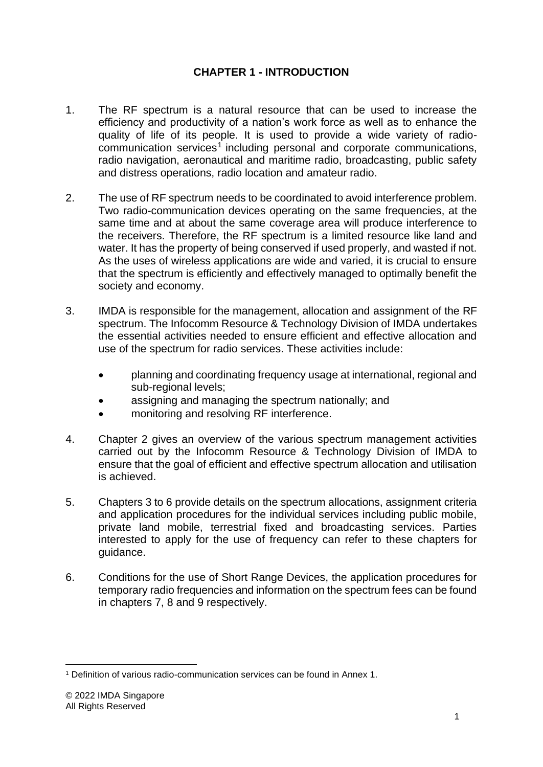# CHAPTER 1 - INTRODUCTION

1. The RF spectrum is a natural resource that can be used to increase the efficiency and productivity of a nation's work force as well as to enhance the quality of life of its people. It is used to provide a wide variety of radio-communication services[1] including personal and corporate communications, radio navigation, aeronautical and maritime radio, broadcasting, public safety and distress operations, radio location and amateur radio.

2. The use of RF spectrum needs to be coordinated to avoid interference problem. Two radio-communication devices operating on the same frequencies, at the same time and at about the same coverage area will produce interference to the receivers. Therefore, the RF spectrum is a limited resource like land and water. It has the property of being conserved if used properly, and wasted if not. As the uses of wireless applications are wide and varied, it is crucial to ensure that the spectrum is efficiently and effectively managed to optimally benefit the society and economy.

3. IMDA is responsible for the management, allocation and assignment of the RF spectrum. The Infocomm Resource & Technology Division of IMDA undertakes the essential activities needed to ensure efficient and effective allocation and use of the spectrum for radio services. These activities include:

   - planning and coordinating frequency usage at international, regional and sub-regional levels;
   - assigning and managing the spectrum nationally; and
   - monitoring and resolving RF interference.

4. Chapter 2 gives an overview of the various spectrum management activities carried out by the Infocomm Resource & Technology Division of IMDA to ensure that the goal of efficient and effective spectrum allocation and utilisation is achieved.

5. Chapters 3 to 6 provide details on the spectrum allocations, assignment criteria and application procedures for the individual services including public mobile, private land mobile, terrestrial fixed and broadcasting services. Parties interested to apply for the use of frequency can refer to these chapters for guidance.

6. Conditions for the use of Short Range Devices, the application procedures for temporary radio frequencies and information on the spectrum fees can be found in chapters 7, 8 and 9 respectively.

[1] Definition of various radio-communication services can be found in Annex 1.

© 2022 IMDA Singapore
All Rights Reserved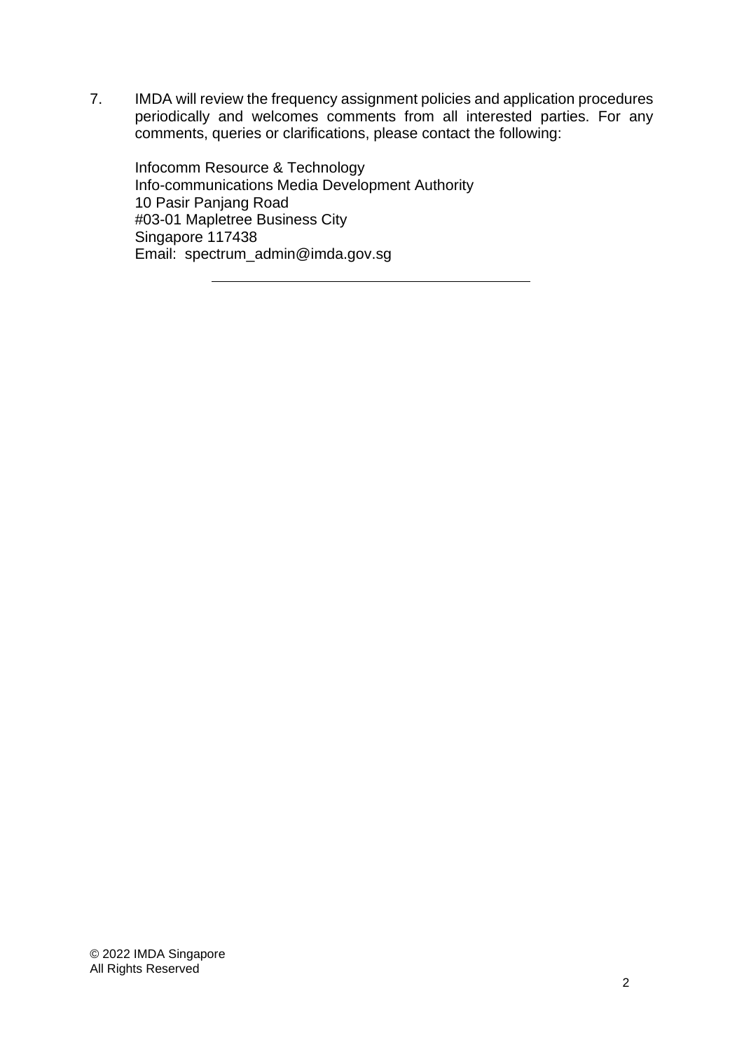7. IMDA will review the frequency assignment policies and application procedures periodically and welcomes comments from all interested parties. For any comments, queries or clarifications, please contact the following:

   Infocomm Resource & Technology
   Info-communications Media Development Authority
   10 Pasir Panjang Road
   #03-01 Mapletree Business City
   Singapore 117438
   Email: spectrum_admin@imda.gov.sg

---

© 2022 IMDA Singapore
All Rights Reserved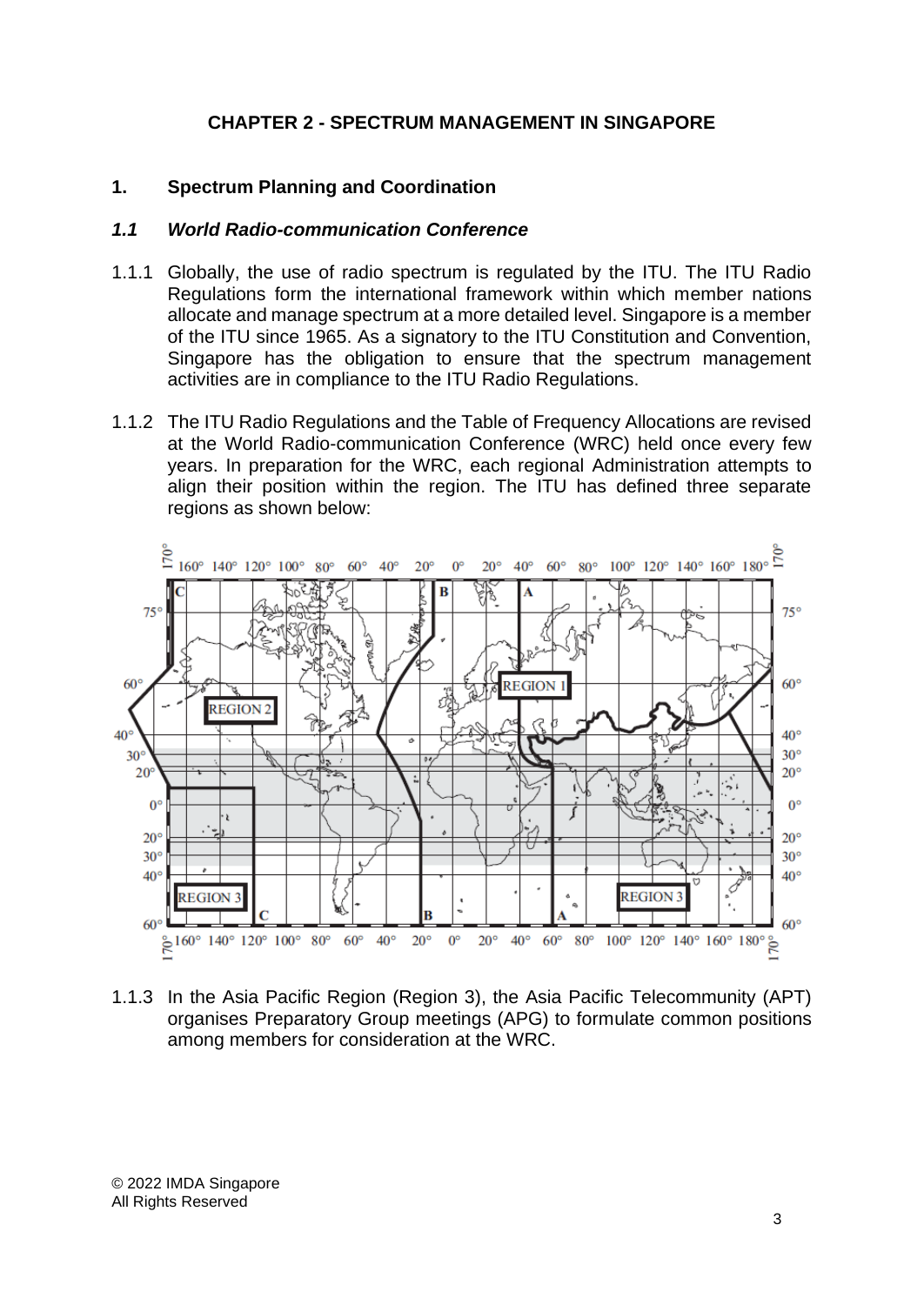# CHAPTER 2 - SPECTRUM MANAGEMENT IN SINGAPORE

## 1. Spectrum Planning and Coordination

### *1.1 World Radio-communication Conference*

1.1.1 Globally, the use of radio spectrum is regulated by the ITU. The ITU Radio Regulations form the international framework within which member nations allocate and manage spectrum at a more detailed level. Singapore is a member of the ITU since 1965. As a signatory to the ITU Constitution and Convention, Singapore has the obligation to ensure that the spectrum management activities are in compliance to the ITU Radio Regulations.

1.1.2 The ITU Radio Regulations and the Table of Frequency Allocations are revised at the World Radio-communication Conference (WRC) held once every few years. In preparation for the WRC, each regional Administration attempts to align their position within the region. The ITU has defined three separate regions as shown below:

1.1.3 In the Asia Pacific Region (Region 3), the Asia Pacific Telecommunity (APT) organises Preparatory Group meetings (APG) to formulate common positions among members for consideration at the WRC.

© 2022 IMDA Singapore
All Rights Reserved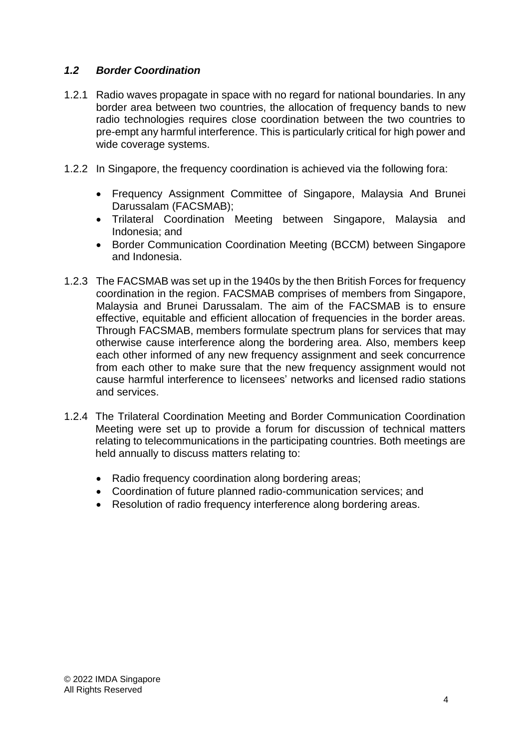### *1.2 Border Coordination*

1.2.1 Radio waves propagate in space with no regard for national boundaries. In any border area between two countries, the allocation of frequency bands to new radio technologies requires close coordination between the two countries to pre-empt any harmful interference. This is particularly critical for high power and wide coverage systems.

1.2.2 In Singapore, the frequency coordination is achieved via the following fora:

- Frequency Assignment Committee of Singapore, Malaysia And Brunei Darussalam (FACSMAB);
- Trilateral Coordination Meeting between Singapore, Malaysia and Indonesia; and
- Border Communication Coordination Meeting (BCCM) between Singapore and Indonesia.

1.2.3 The FACSMAB was set up in the 1940s by the then British Forces for frequency coordination in the region. FACSMAB comprises of members from Singapore, Malaysia and Brunei Darussalam. The aim of the FACSMAB is to ensure effective, equitable and efficient allocation of frequencies in the border areas. Through FACSMAB, members formulate spectrum plans for services that may otherwise cause interference along the bordering area. Also, members keep each other informed of any new frequency assignment and seek concurrence from each other to make sure that the new frequency assignment would not cause harmful interference to licensees' networks and licensed radio stations and services.

1.2.4 The Trilateral Coordination Meeting and Border Communication Coordination Meeting were set up to provide a forum for discussion of technical matters relating to telecommunications in the participating countries. Both meetings are held annually to discuss matters relating to:

- Radio frequency coordination along bordering areas;
- Coordination of future planned radio-communication services; and
- Resolution of radio frequency interference along bordering areas.

© 2022 IMDA Singapore
All Rights Reserved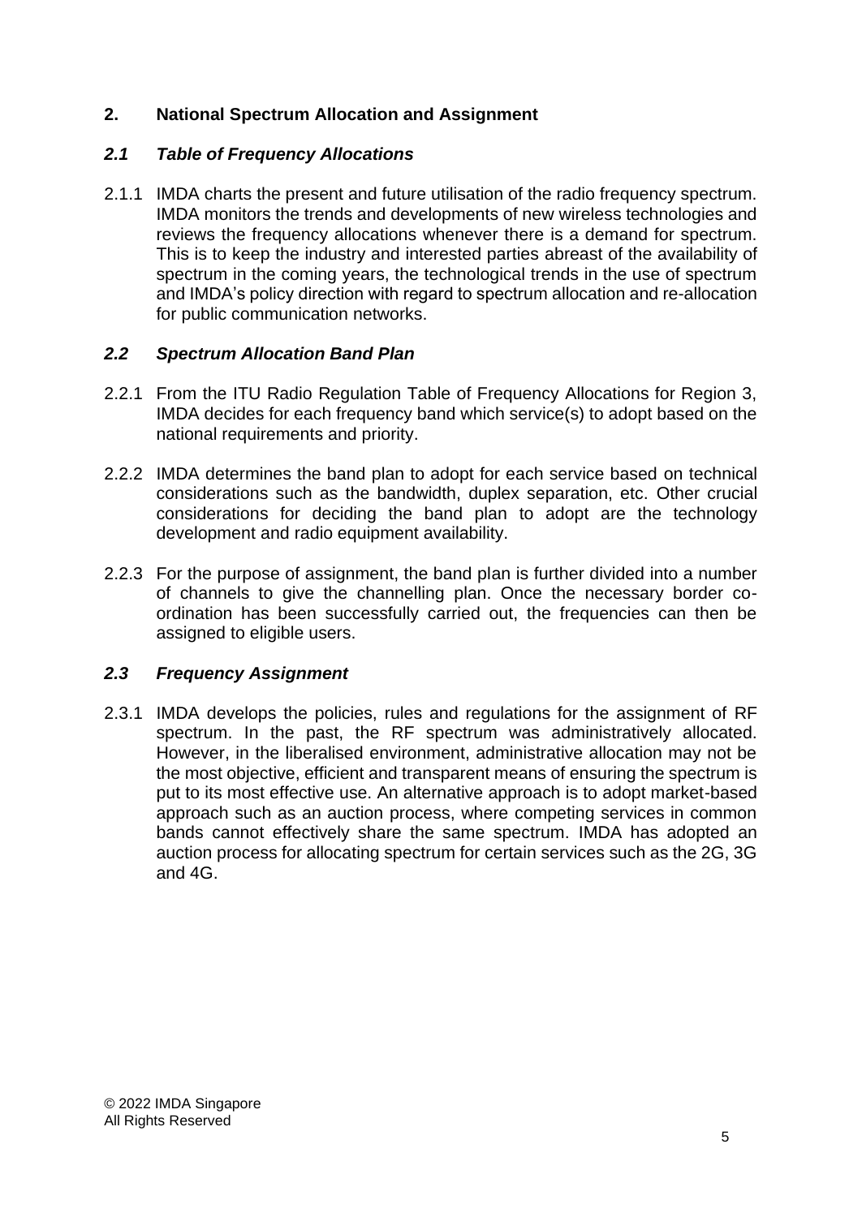## 2. National Spectrum Allocation and Assignment

### *2.1 Table of Frequency Allocations*

2.1.1 IMDA charts the present and future utilisation of the radio frequency spectrum. IMDA monitors the trends and developments of new wireless technologies and reviews the frequency allocations whenever there is a demand for spectrum. This is to keep the industry and interested parties abreast of the availability of spectrum in the coming years, the technological trends in the use of spectrum and IMDA's policy direction with regard to spectrum allocation and re-allocation for public communication networks.

### *2.2 Spectrum Allocation Band Plan*

2.2.1 From the ITU Radio Regulation Table of Frequency Allocations for Region 3, IMDA decides for each frequency band which service(s) to adopt based on the national requirements and priority.

2.2.2 IMDA determines the band plan to adopt for each service based on technical considerations such as the bandwidth, duplex separation, etc. Other crucial considerations for deciding the band plan to adopt are the technology development and radio equipment availability.

2.2.3 For the purpose of assignment, the band plan is further divided into a number of channels to give the channelling plan. Once the necessary border co-ordination has been successfully carried out, the frequencies can then be assigned to eligible users.

### *2.3 Frequency Assignment*

2.3.1 IMDA develops the policies, rules and regulations for the assignment of RF spectrum. In the past, the RF spectrum was administratively allocated. However, in the liberalised environment, administrative allocation may not be the most objective, efficient and transparent means of ensuring the spectrum is put to its most effective use. An alternative approach is to adopt market-based approach such as an auction process, where competing services in common bands cannot effectively share the same spectrum. IMDA has adopted an auction process for allocating spectrum for certain services such as the 2G, 3G and 4G.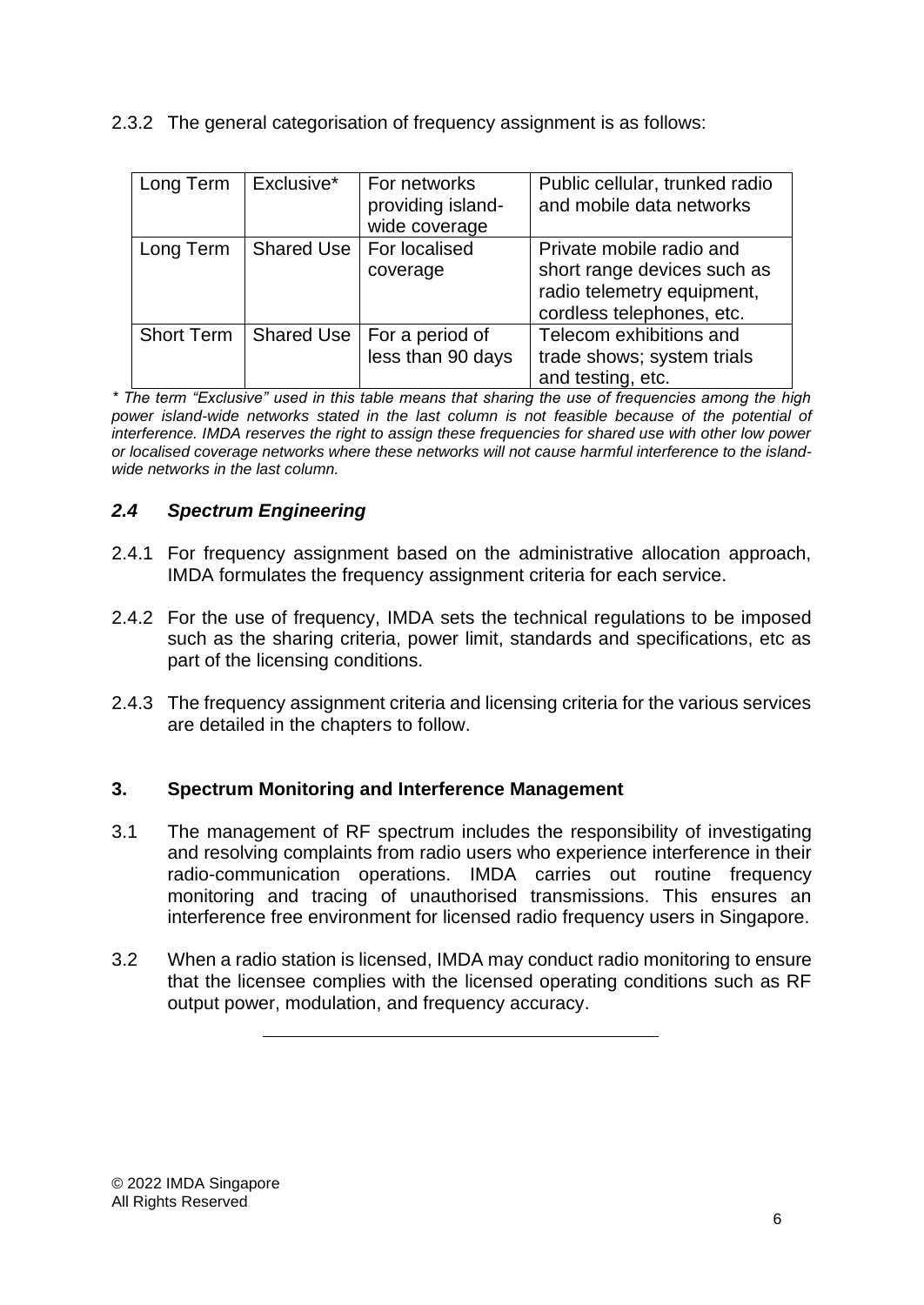2.3.2 The general categorisation of frequency assignment is as follows:

| | | | |
|---|---|---|---|
| Long Term | Exclusive* | For networks providing island-wide coverage | Public cellular, trunked radio and mobile data networks |
| Long Term | Shared Use | For localised coverage | Private mobile radio and short range devices such as radio telemetry equipment, cordless telephones, etc. |
| Short Term | Shared Use | For a period of less than 90 days | Telecom exhibitions and trade shows; system trials and testing, etc. |

*\* The term "Exclusive" used in this table means that sharing the use of frequencies among the high power island-wide networks stated in the last column is not feasible because of the potential of interference. IMDA reserves the right to assign these frequencies for shared use with other low power or localised coverage networks where these networks will not cause harmful interference to the island-wide networks in the last column.*

### *2.4 Spectrum Engineering*

2.4.1 For frequency assignment based on the administrative allocation approach, IMDA formulates the frequency assignment criteria for each service.

2.4.2 For the use of frequency, IMDA sets the technical regulations to be imposed such as the sharing criteria, power limit, standards and specifications, etc as part of the licensing conditions.

2.4.3 The frequency assignment criteria and licensing criteria for the various services are detailed in the chapters to follow.

## 3. Spectrum Monitoring and Interference Management

3.1 The management of RF spectrum includes the responsibility of investigating and resolving complaints from radio users who experience interference in their radio-communication operations. IMDA carries out routine frequency monitoring and tracing of unauthorised transmissions. This ensures an interference free environment for licensed radio frequency users in Singapore.

3.2 When a radio station is licensed, IMDA may conduct radio monitoring to ensure that the licensee complies with the licensed operating conditions such as RF output power, modulation, and frequency accuracy.

---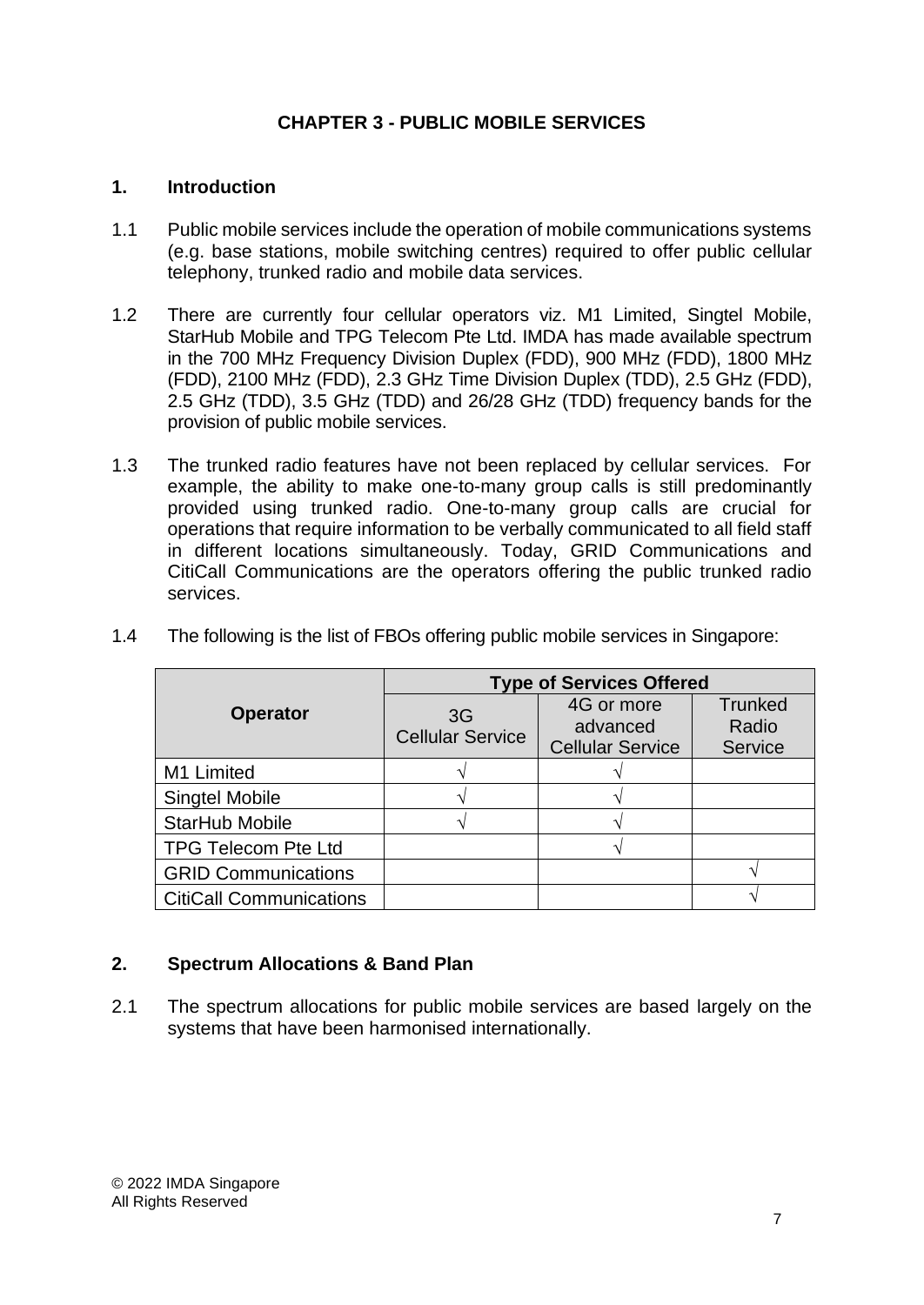# CHAPTER 3 - PUBLIC MOBILE SERVICES

## 1. Introduction

1.1 Public mobile services include the operation of mobile communications systems (e.g. base stations, mobile switching centres) required to offer public cellular telephony, trunked radio and mobile data services.

1.2 There are currently four cellular operators viz. M1 Limited, Singtel Mobile, StarHub Mobile and TPG Telecom Pte Ltd. IMDA has made available spectrum in the 700 MHz Frequency Division Duplex (FDD), 900 MHz (FDD), 1800 MHz (FDD), 2100 MHz (FDD), 2.3 GHz Time Division Duplex (TDD), 2.5 GHz (FDD), 2.5 GHz (TDD), 3.5 GHz (TDD) and 26/28 GHz (TDD) frequency bands for the provision of public mobile services.

1.3 The trunked radio features have not been replaced by cellular services. For example, the ability to make one-to-many group calls is still predominantly provided using trunked radio. One-to-many group calls are crucial for operations that require information to be verbally communicated to all field staff in different locations simultaneously. Today, GRID Communications and CitiCall Communications are the operators offering the public trunked radio services.

1.4 The following is the list of FBOs offering public mobile services in Singapore:

| Operator | Type of Services Offered | | |
|---|---|---|---|
| | 3G Cellular Service | 4G or more advanced Cellular Service | Trunked Radio Service |
| M1 Limited | √ | √ | |
| Singtel Mobile | √ | √ | |
| StarHub Mobile | √ | √ | |
| TPG Telecom Pte Ltd | | √ | |
| GRID Communications | | | √ |
| CitiCall Communications | | | √ |

## 2. Spectrum Allocations & Band Plan

2.1 The spectrum allocations for public mobile services are based largely on the systems that have been harmonised internationally.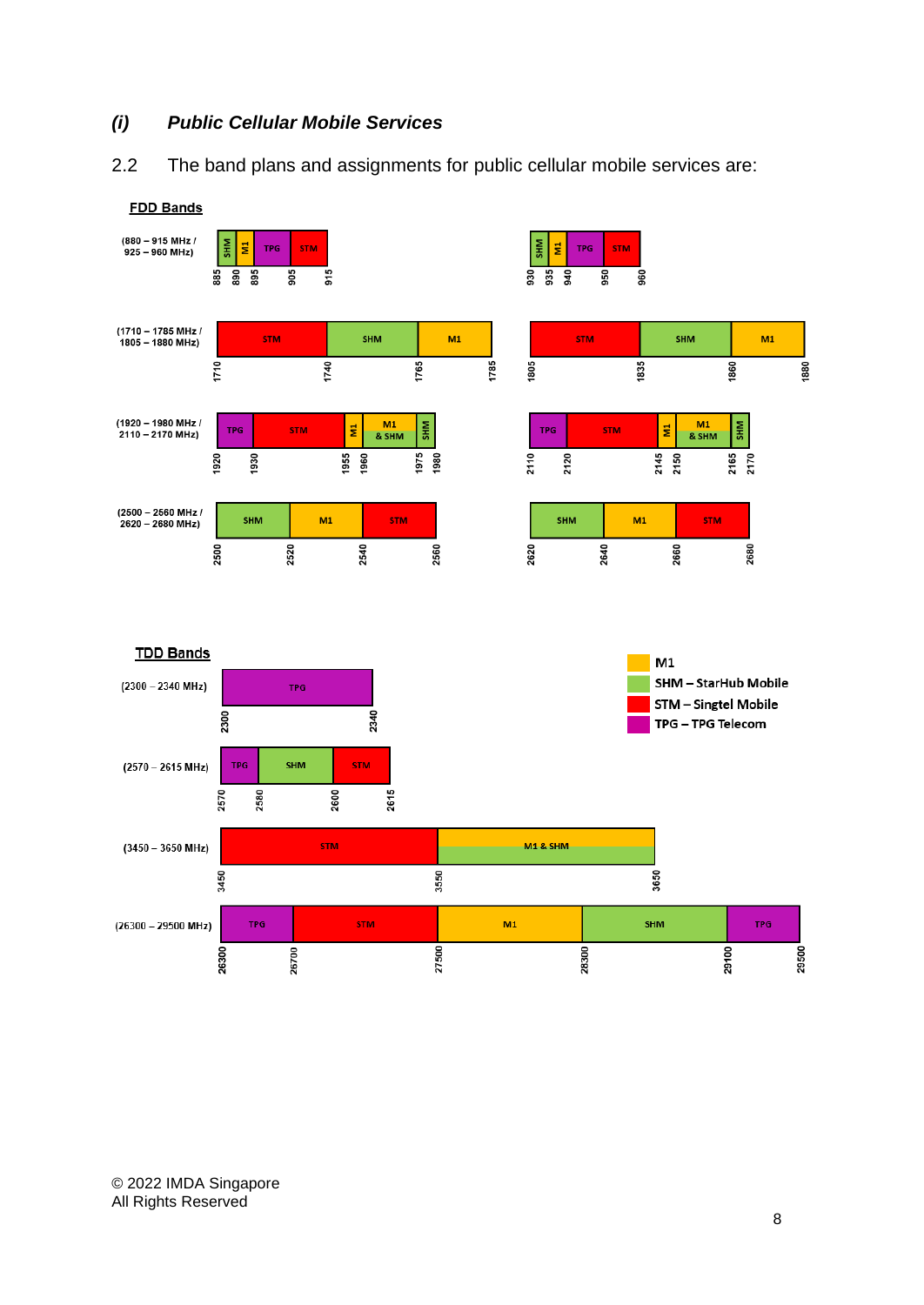### (i) Public Cellular Mobile Services

2.2 The band plans and assignments for public cellular mobile services are:

**FDD Bands**

(880 – 915 MHz / 925 – 960 MHz)

| Uplink (MHz) | Downlink (MHz) | Assignee |
|---|---|---|
| 885 – 890 | 930 – 935 | SHM |
| 890 – 895 | 935 – 940 | M1 |
| 895 – 905 | 940 – 950 | TPG |
| 905 – 915 | 950 – 960 | STM |

(1710 – 1785 MHz / 1805 – 1880 MHz)

| Uplink (MHz) | Downlink (MHz) | Assignee |
|---|---|---|
| 1710 – 1740 | 1805 – 1835 | STM |
| 1740 – 1765 | 1835 – 1860 | SHM |
| 1765 – 1785 | 1860 – 1880 | M1 |

(1920 – 1980 MHz / 2110 – 2170 MHz)

| Uplink (MHz) | Downlink (MHz) | Assignee |
|---|---|---|
| 1920 – 1930 | 2110 – 2120 | TPG |
| 1930 – 1955 | 2120 – 2145 | STM |
| 1955 – 1960 | 2145 – 2150 | M1 |
| 1960 – 1975 | 2150 – 2165 | M1 & SHM |
| 1975 – 1980 | 2165 – 2170 | SHM |

(2500 – 2560 MHz / 2620 – 2680 MHz)

| Uplink (MHz) | Downlink (MHz) | Assignee |
|---|---|---|
| 2500 – 2520 | 2620 – 2640 | SHM |
| 2520 – 2540 | 2640 – 2660 | M1 |
| 2540 – 2560 | 2660 – 2680 | STM |

**TDD Bands**

(2300 – 2340 MHz)

| Frequency (MHz) | Assignee |
|---|---|
| 2300 – 2340 | TPG |

(2570 – 2615 MHz)

| Frequency (MHz) | Assignee |
|---|---|
| 2570 – 2580 | TPG |
| 2580 – 2600 | SHM |
| 2600 – 2615 | STM |

(3450 – 3650 MHz)

| Frequency (MHz) | Assignee |
|---|---|
| 3450 – 3550 | STM |
| 3550 – 3650 | M1 & SHM |

(26300 – 29500 MHz)

| Frequency (MHz) | Assignee |
|---|---|
| 26300 – 26700 | TPG |
| 26700 – 27500 | STM |
| 27500 – 28300 | M1 |
| 28300 – 29100 | SHM |
| 29100 – 29500 | TPG |

Legend:
- M1
- SHM – StarHub Mobile
- STM – Singtel Mobile
- TPG – TPG Telecom

© 2022 IMDA Singapore
All Rights Reserved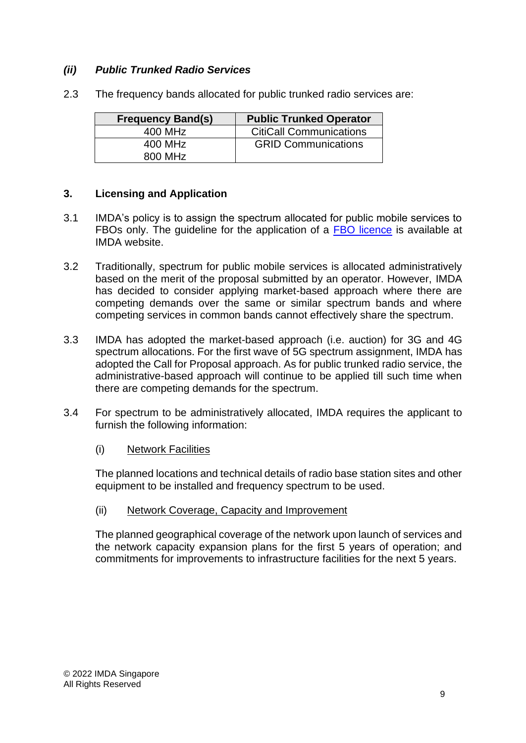### *(ii) Public Trunked Radio Services*

2.3 The frequency bands allocated for public trunked radio services are:

| Frequency Band(s) | Public Trunked Operator |
|---|---|
| 400 MHz | CitiCall Communications |
| 400 MHz<br>800 MHz | GRID Communications |

## 3. Licensing and Application

3.1 IMDA's policy is to assign the spectrum allocated for public mobile services to FBOs only. The guideline for the application of a [FBO licence] is available at IMDA website.

3.2 Traditionally, spectrum for public mobile services is allocated administratively based on the merit of the proposal submitted by an operator. However, IMDA has decided to consider applying market-based approach where there are competing demands over the same or similar spectrum bands and where competing services in common bands cannot effectively share the spectrum.

3.3 IMDA has adopted the market-based approach (i.e. auction) for 3G and 4G spectrum allocations. For the first wave of 5G spectrum assignment, IMDA has adopted the Call for Proposal approach. As for public trunked radio service, the administrative-based approach will continue to be applied till such time when there are competing demands for the spectrum.

3.4 For spectrum to be administratively allocated, IMDA requires the applicant to furnish the following information:

(i) <u>Network Facilities</u>

The planned locations and technical details of radio base station sites and other equipment to be installed and frequency spectrum to be used.

(ii) <u>Network Coverage, Capacity and Improvement</u>

The planned geographical coverage of the network upon launch of services and the network capacity expansion plans for the first 5 years of operation; and commitments for improvements to infrastructure facilities for the next 5 years.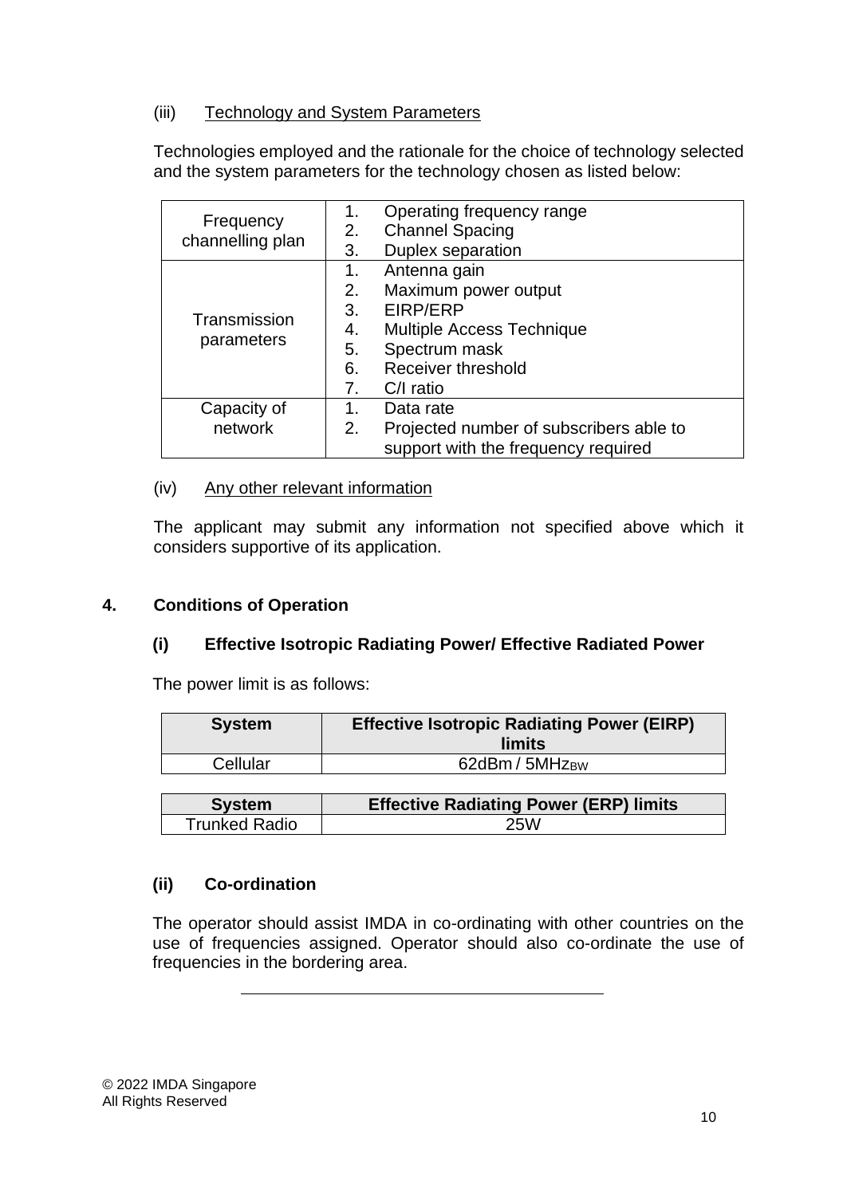(iii) Technology and System Parameters

Technologies employed and the rationale for the choice of technology selected and the system parameters for the technology chosen as listed below:

| | |
|---|---|
| Frequency channelling plan | 1. Operating frequency range<br>2. Channel Spacing<br>3. Duplex separation |
| Transmission parameters | 1. Antenna gain<br>2. Maximum power output<br>3. EIRP/ERP<br>4. Multiple Access Technique<br>5. Spectrum mask<br>6. Receiver threshold<br>7. C/I ratio |
| Capacity of network | 1. Data rate<br>2. Projected number of subscribers able to support with the frequency required |

(iv) Any other relevant information

The applicant may submit any information not specified above which it considers supportive of its application.

## 4. Conditions of Operation

### (i) Effective Isotropic Radiating Power/ Effective Radiated Power

The power limit is as follows:

| System | Effective Isotropic Radiating Power (EIRP) limits |
|---|---|
| Cellular | 62dBm / $5MHz_{BW}$ |

| System | Effective Radiating Power (ERP) limits |
|---|---|
| Trunked Radio | 25W |

### (ii) Co-ordination

The operator should assist IMDA in co-ordinating with other countries on the use of frequencies assigned. Operator should also co-ordinate the use of frequencies in the bordering area.

© 2022 IMDA Singapore
All Rights Reserved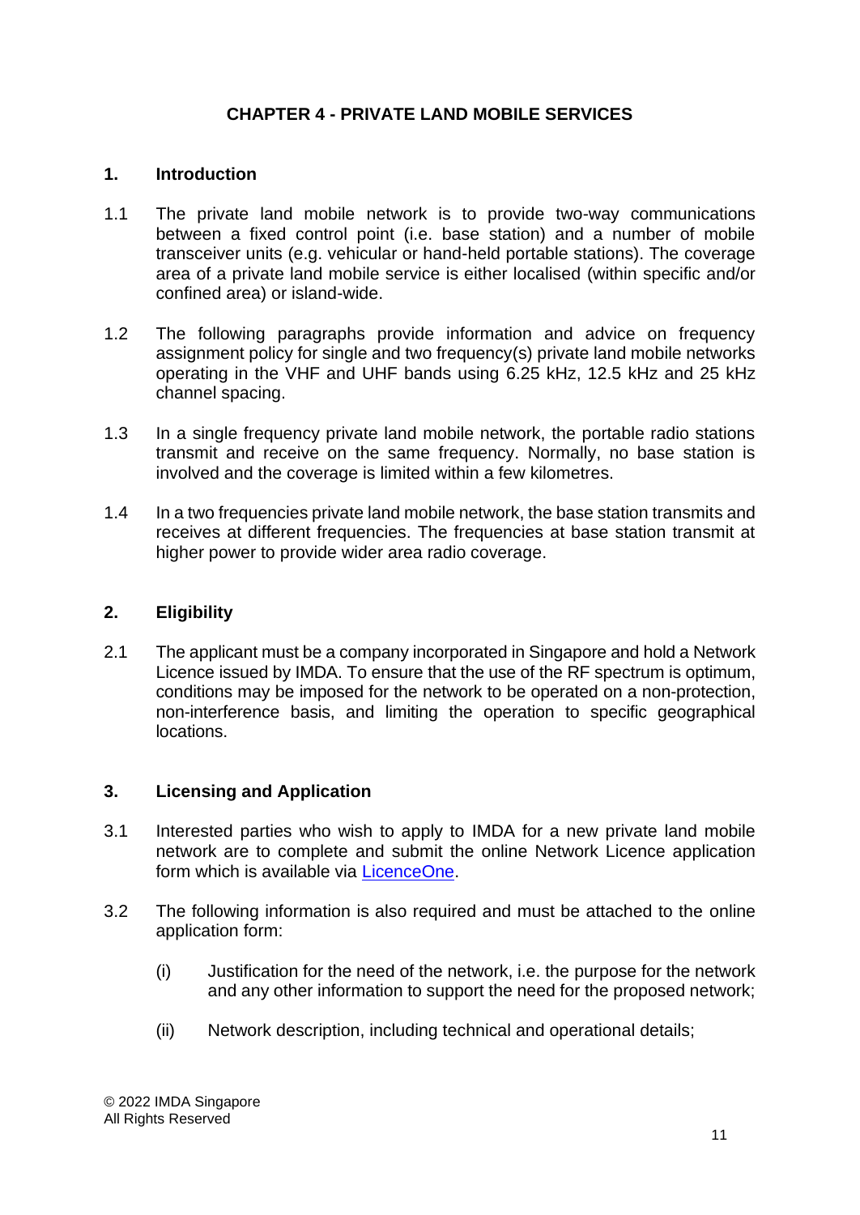# CHAPTER 4 - PRIVATE LAND MOBILE SERVICES

## 1. Introduction

1.1 The private land mobile network is to provide two-way communications between a fixed control point (i.e. base station) and a number of mobile transceiver units (e.g. vehicular or hand-held portable stations). The coverage area of a private land mobile service is either localised (within specific and/or confined area) or island-wide.

1.2 The following paragraphs provide information and advice on frequency assignment policy for single and two frequency(s) private land mobile networks operating in the VHF and UHF bands using 6.25 kHz, 12.5 kHz and 25 kHz channel spacing.

1.3 In a single frequency private land mobile network, the portable radio stations transmit and receive on the same frequency. Normally, no base station is involved and the coverage is limited within a few kilometres.

1.4 In a two frequencies private land mobile network, the base station transmits and receives at different frequencies. The frequencies at base station transmit at higher power to provide wider area radio coverage.

## 2. Eligibility

2.1 The applicant must be a company incorporated in Singapore and hold a Network Licence issued by IMDA. To ensure that the use of the RF spectrum is optimum, conditions may be imposed for the network to be operated on a non-protection, non-interference basis, and limiting the operation to specific geographical locations.

## 3. Licensing and Application

3.1 Interested parties who wish to apply to IMDA for a new private land mobile network are to complete and submit the online Network Licence application form which is available via LicenceOne.

3.2 The following information is also required and must be attached to the online application form:

(i) Justification for the need of the network, i.e. the purpose for the network and any other information to support the need for the proposed network;

(ii) Network description, including technical and operational details;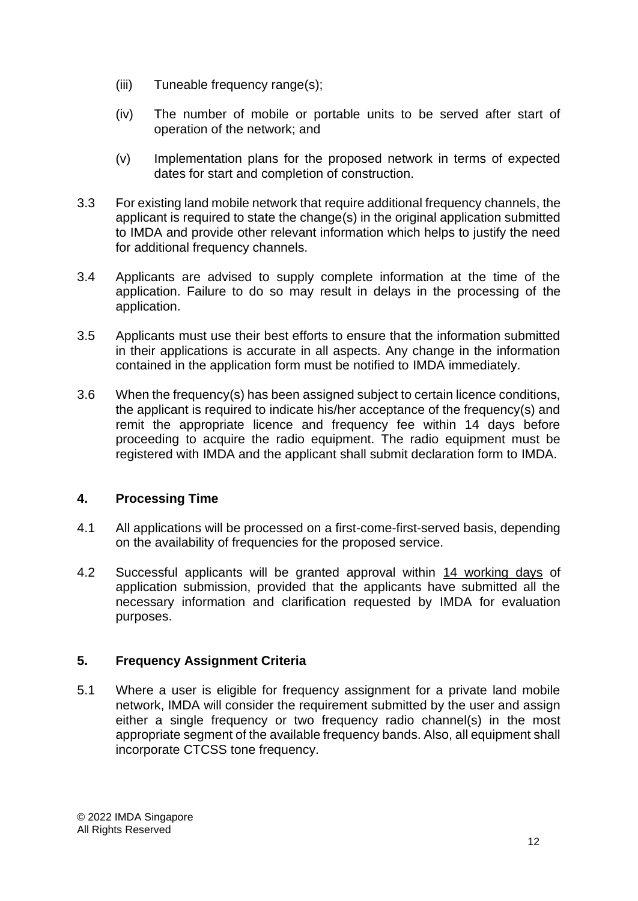(iii) Tuneable frequency range(s);

(iv) The number of mobile or portable units to be served after start of operation of the network; and

(v) Implementation plans for the proposed network in terms of expected dates for start and completion of construction.

3.3 For existing land mobile network that require additional frequency channels, the applicant is required to state the change(s) in the original application submitted to IMDA and provide other relevant information which helps to justify the need for additional frequency channels.

3.4 Applicants are advised to supply complete information at the time of the application. Failure to do so may result in delays in the processing of the application.

3.5 Applicants must use their best efforts to ensure that the information submitted in their applications is accurate in all aspects. Any change in the information contained in the application form must be notified to IMDA immediately.

3.6 When the frequency(s) has been assigned subject to certain licence conditions, the applicant is required to indicate his/her acceptance of the frequency(s) and remit the appropriate licence and frequency fee within 14 days before proceeding to acquire the radio equipment. The radio equipment must be registered with IMDA and the applicant shall submit declaration form to IMDA.

## 4. Processing Time

4.1 All applications will be processed on a first-come-first-served basis, depending on the availability of frequencies for the proposed service.

4.2 Successful applicants will be granted approval within 14 working days of application submission, provided that the applicants have submitted all the necessary information and clarification requested by IMDA for evaluation purposes.

## 5. Frequency Assignment Criteria

5.1 Where a user is eligible for frequency assignment for a private land mobile network, IMDA will consider the requirement submitted by the user and assign either a single frequency or two frequency radio channel(s) in the most appropriate segment of the available frequency bands. Also, all equipment shall incorporate CTCSS tone frequency.

© 2022 IMDA Singapore
All Rights Reserved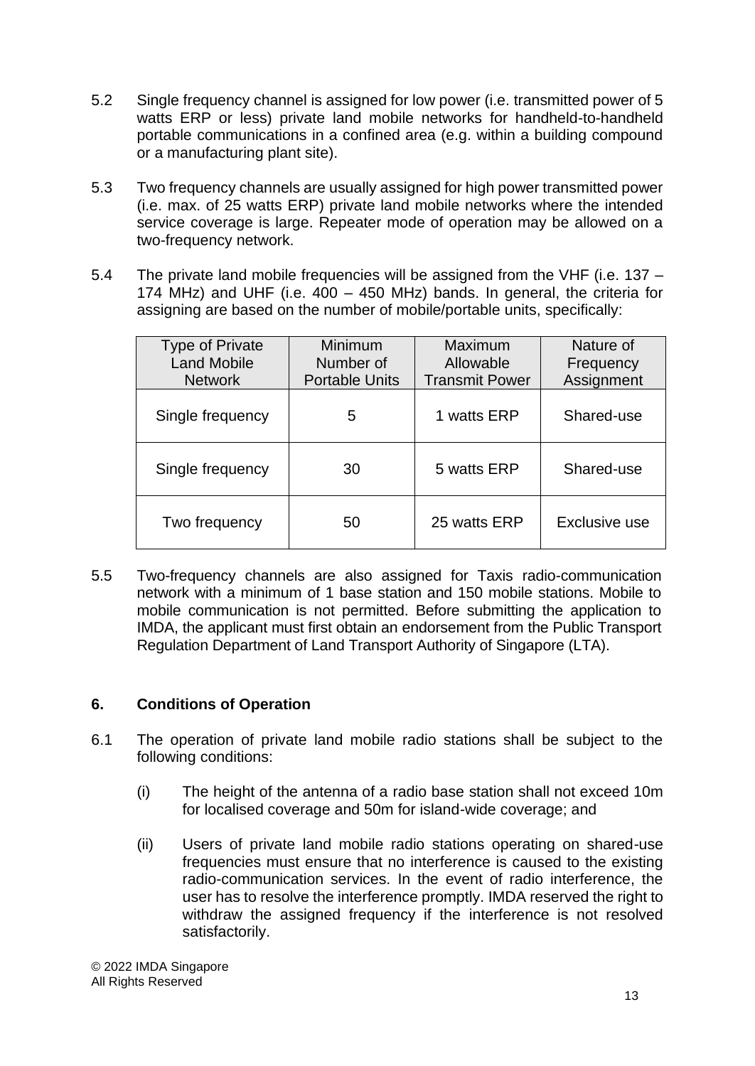5.2 Single frequency channel is assigned for low power (i.e. transmitted power of 5 watts ERP or less) private land mobile networks for handheld-to-handheld portable communications in a confined area (e.g. within a building compound or a manufacturing plant site).

5.3 Two frequency channels are usually assigned for high power transmitted power (i.e. max. of 25 watts ERP) private land mobile networks where the intended service coverage is large. Repeater mode of operation may be allowed on a two-frequency network.

5.4 The private land mobile frequencies will be assigned from the VHF (i.e. 137 – 174 MHz) and UHF (i.e. 400 – 450 MHz) bands. In general, the criteria for assigning are based on the number of mobile/portable units, specifically:

| Type of Private Land Mobile Network | Minimum Number of Portable Units | Maximum Allowable Transmit Power | Nature of Frequency Assignment |
|---|---|---|---|
| Single frequency | 5 | 1 watts ERP | Shared-use |
| Single frequency | 30 | 5 watts ERP | Shared-use |
| Two frequency | 50 | 25 watts ERP | Exclusive use |

5.5 Two-frequency channels are also assigned for Taxis radio-communication network with a minimum of 1 base station and 150 mobile stations. Mobile to mobile communication is not permitted. Before submitting the application to IMDA, the applicant must first obtain an endorsement from the Public Transport Regulation Department of Land Transport Authority of Singapore (LTA).

## 6. Conditions of Operation

6.1 The operation of private land mobile radio stations shall be subject to the following conditions:

(i) The height of the antenna of a radio base station shall not exceed 10m for localised coverage and 50m for island-wide coverage; and

(ii) Users of private land mobile radio stations operating on shared-use frequencies must ensure that no interference is caused to the existing radio-communication services. In the event of radio interference, the user has to resolve the interference promptly. IMDA reserved the right to withdraw the assigned frequency if the interference is not resolved satisfactorily.

© 2022 IMDA Singapore
All Rights Reserved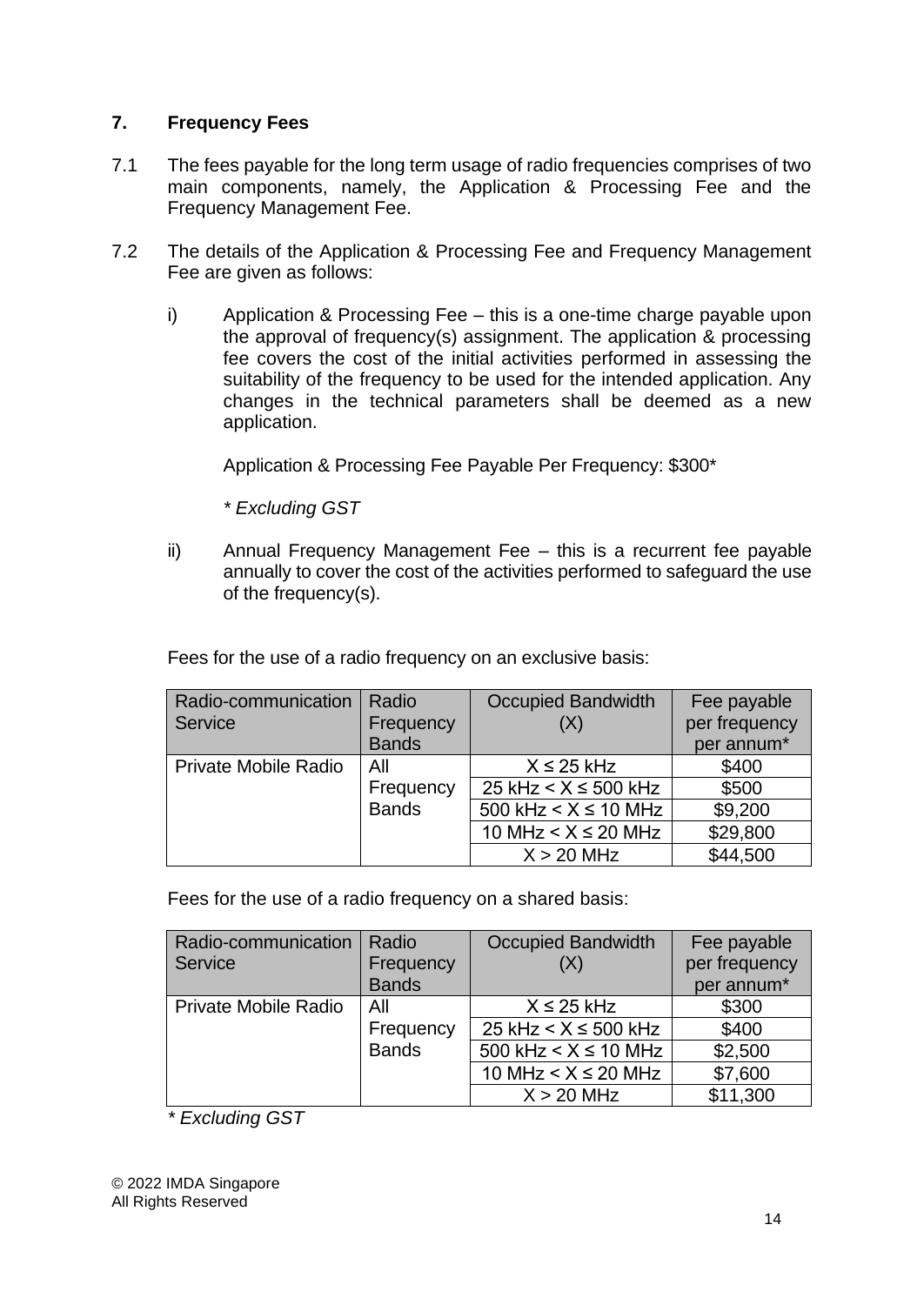## 7. Frequency Fees

7.1 The fees payable for the long term usage of radio frequencies comprises of two main components, namely, the Application & Processing Fee and the Frequency Management Fee.

7.2 The details of the Application & Processing Fee and Frequency Management Fee are given as follows:

i) Application & Processing Fee – this is a one-time charge payable upon the approval of frequency(s) assignment. The application & processing fee covers the cost of the initial activities performed in assessing the suitability of the frequency to be used for the intended application. Any changes in the technical parameters shall be deemed as a new application.

Application & Processing Fee Payable Per Frequency: $300*

*\* Excluding GST*

ii) Annual Frequency Management Fee – this is a recurrent fee payable annually to cover the cost of the activities performed to safeguard the use of the frequency(s).

Fees for the use of a radio frequency on an exclusive basis:

| Radio-communication Service | Radio Frequency Bands | Occupied Bandwidth (X) | Fee payable per frequency per annum* |
|---|---|---|---|
| Private Mobile Radio | All Frequency Bands | X ≤ 25 kHz | $400 |
| | | 25 kHz < X ≤ 500 kHz | $500 |
| | | 500 kHz < X ≤ 10 MHz | $9,200 |
| | | 10 MHz < X ≤ 20 MHz | $29,800 |
| | | X > 20 MHz | $44,500 |

Fees for the use of a radio frequency on a shared basis:

| Radio-communication Service | Radio Frequency Bands | Occupied Bandwidth (X) | Fee payable per frequency per annum* |
|---|---|---|---|
| Private Mobile Radio | All Frequency Bands | X ≤ 25 kHz | $300 |
| | | 25 kHz < X ≤ 500 kHz | $400 |
| | | 500 kHz < X ≤ 10 MHz | $2,500 |
| | | 10 MHz < X ≤ 20 MHz | $7,600 |
| | | X > 20 MHz | $11,300 |

*\* Excluding GST*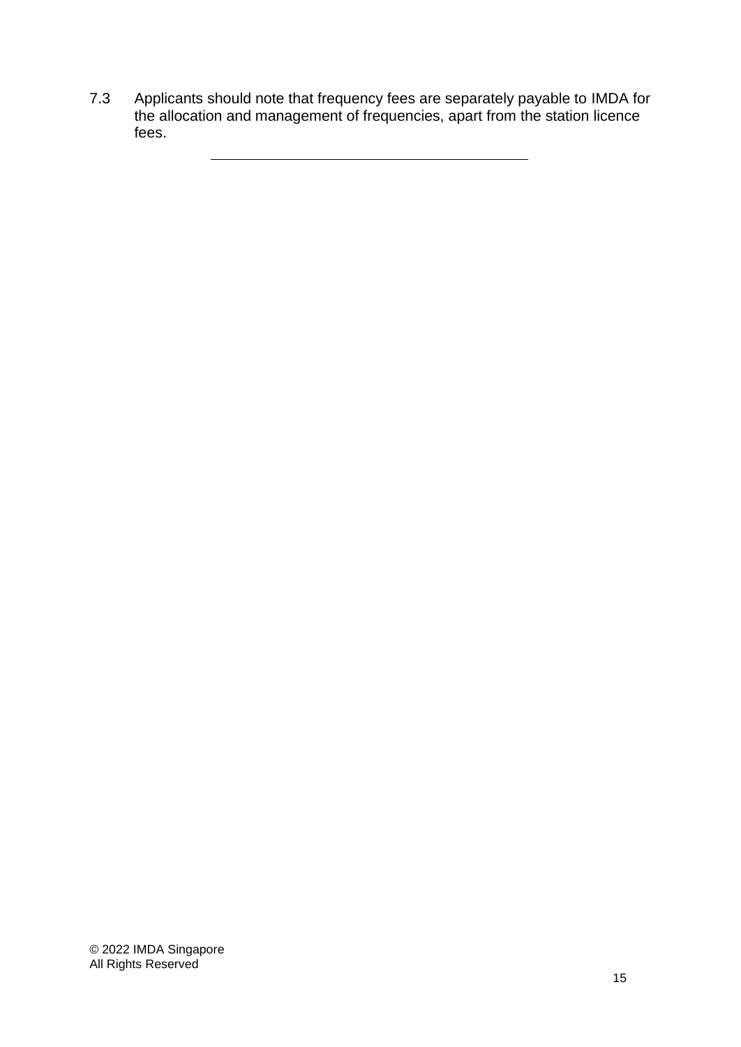7.3 Applicants should note that frequency fees are separately payable to IMDA for the allocation and management of frequencies, apart from the station licence fees.

---

© 2022 IMDA Singapore
All Rights Reserved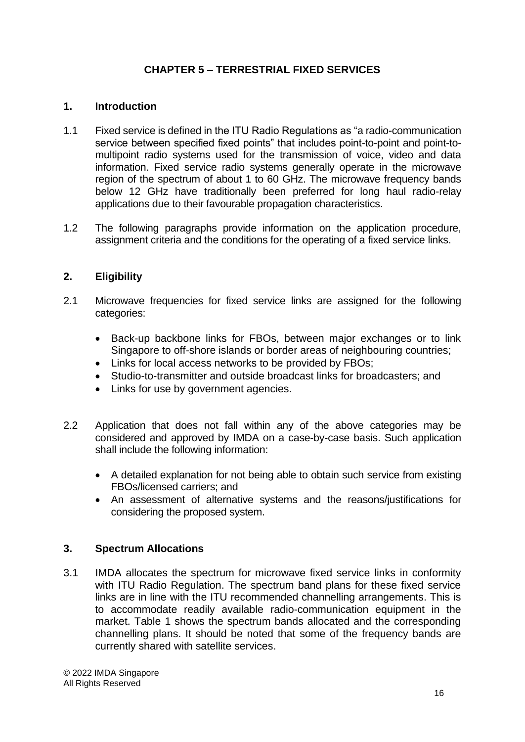# CHAPTER 5 – TERRESTRIAL FIXED SERVICES

## 1. Introduction

1.1 Fixed service is defined in the ITU Radio Regulations as "a radio-communication service between specified fixed points" that includes point-to-point and point-to-multipoint radio systems used for the transmission of voice, video and data information. Fixed service radio systems generally operate in the microwave region of the spectrum of about 1 to 60 GHz. The microwave frequency bands below 12 GHz have traditionally been preferred for long haul radio-relay applications due to their favourable propagation characteristics.

1.2 The following paragraphs provide information on the application procedure, assignment criteria and the conditions for the operating of a fixed service links.

## 2. Eligibility

2.1 Microwave frequencies for fixed service links are assigned for the following categories:

- Back-up backbone links for FBOs, between major exchanges or to link Singapore to off-shore islands or border areas of neighbouring countries;
- Links for local access networks to be provided by FBOs;
- Studio-to-transmitter and outside broadcast links for broadcasters; and
- Links for use by government agencies.

2.2 Application that does not fall within any of the above categories may be considered and approved by IMDA on a case-by-case basis. Such application shall include the following information:

- A detailed explanation for not being able to obtain such service from existing FBOs/licensed carriers; and
- An assessment of alternative systems and the reasons/justifications for considering the proposed system.

## 3. Spectrum Allocations

3.1 IMDA allocates the spectrum for microwave fixed service links in conformity with ITU Radio Regulation. The spectrum band plans for these fixed service links are in line with the ITU recommended channelling arrangements. This is to accommodate readily available radio-communication equipment in the market. Table 1 shows the spectrum bands allocated and the corresponding channelling plans. It should be noted that some of the frequency bands are currently shared with satellite services.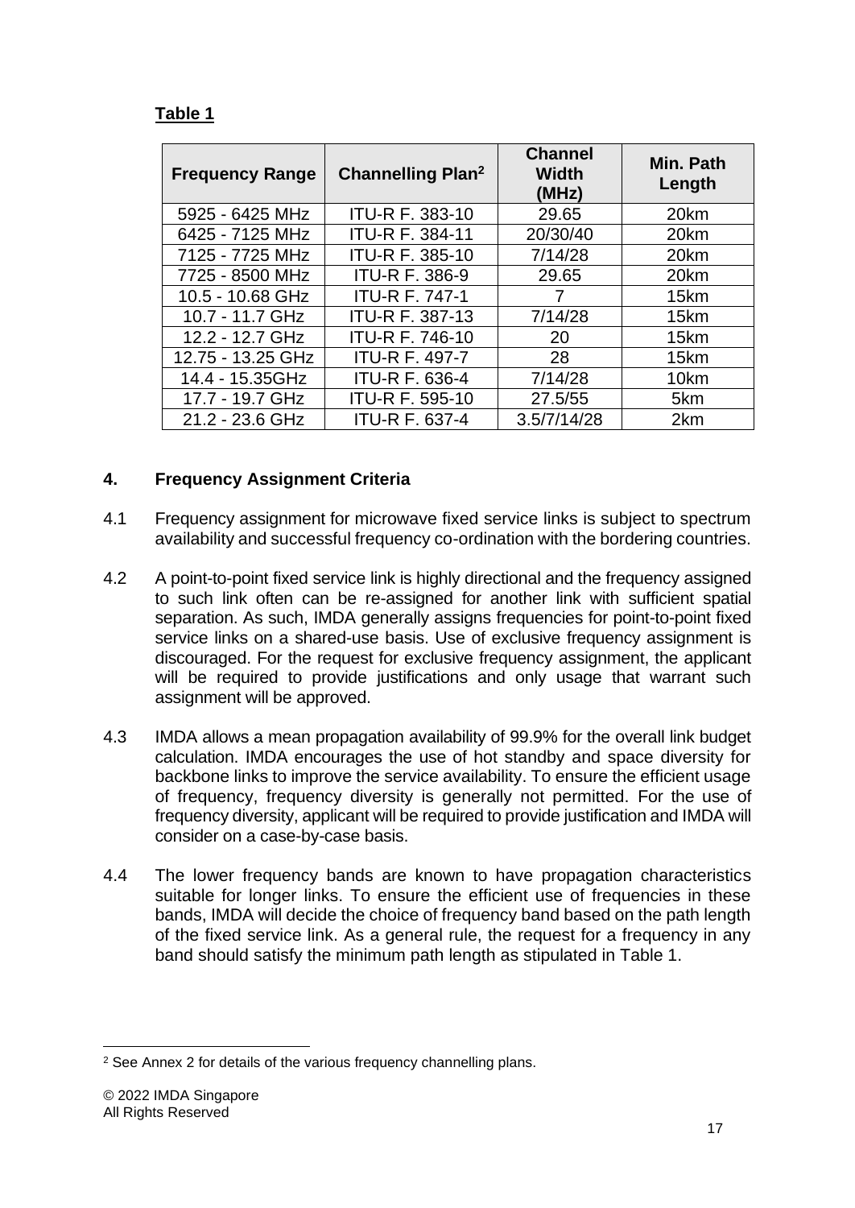**Table 1**

| Frequency Range | Channelling Plan[2] | Channel Width (MHz) | Min. Path Length |
|---|---|---|---|
| 5925 - 6425 MHz | ITU-R F. 383-10 | 29.65 | 20km |
| 6425 - 7125 MHz | ITU-R F. 384-11 | 20/30/40 | 20km |
| 7125 - 7725 MHz | ITU-R F. 385-10 | 7/14/28 | 20km |
| 7725 - 8500 MHz | ITU-R F. 386-9 | 29.65 | 20km |
| 10.5 - 10.68 GHz | ITU-R F. 747-1 | 7 | 15km |
| 10.7 - 11.7 GHz | ITU-R F. 387-13 | 7/14/28 | 15km |
| 12.2 - 12.7 GHz | ITU-R F. 746-10 | 20 | 15km |
| 12.75 - 13.25 GHz | ITU-R F. 497-7 | 28 | 15km |
| 14.4 - 15.35GHz | ITU-R F. 636-4 | 7/14/28 | 10km |
| 17.7 - 19.7 GHz | ITU-R F. 595-10 | 27.5/55 | 5km |
| 21.2 - 23.6 GHz | ITU-R F. 637-4 | 3.5/7/14/28 | 2km |

## 4. Frequency Assignment Criteria

4.1 Frequency assignment for microwave fixed service links is subject to spectrum availability and successful frequency co-ordination with the bordering countries.

4.2 A point-to-point fixed service link is highly directional and the frequency assigned to such link often can be re-assigned for another link with sufficient spatial separation. As such, IMDA generally assigns frequencies for point-to-point fixed service links on a shared-use basis. Use of exclusive frequency assignment is discouraged. For the request for exclusive frequency assignment, the applicant will be required to provide justifications and only usage that warrant such assignment will be approved.

4.3 IMDA allows a mean propagation availability of 99.9% for the overall link budget calculation. IMDA encourages the use of hot standby and space diversity for backbone links to improve the service availability. To ensure the efficient usage of frequency, frequency diversity is generally not permitted. For the use of frequency diversity, applicant will be required to provide justification and IMDA will consider on a case-by-case basis.

4.4 The lower frequency bands are known to have propagation characteristics suitable for longer links. To ensure the efficient use of frequencies in these bands, IMDA will decide the choice of frequency band based on the path length of the fixed service link. As a general rule, the request for a frequency in any band should satisfy the minimum path length as stipulated in Table 1.

[2] See Annex 2 for details of the various frequency channelling plans.

© 2022 IMDA Singapore
All Rights Reserved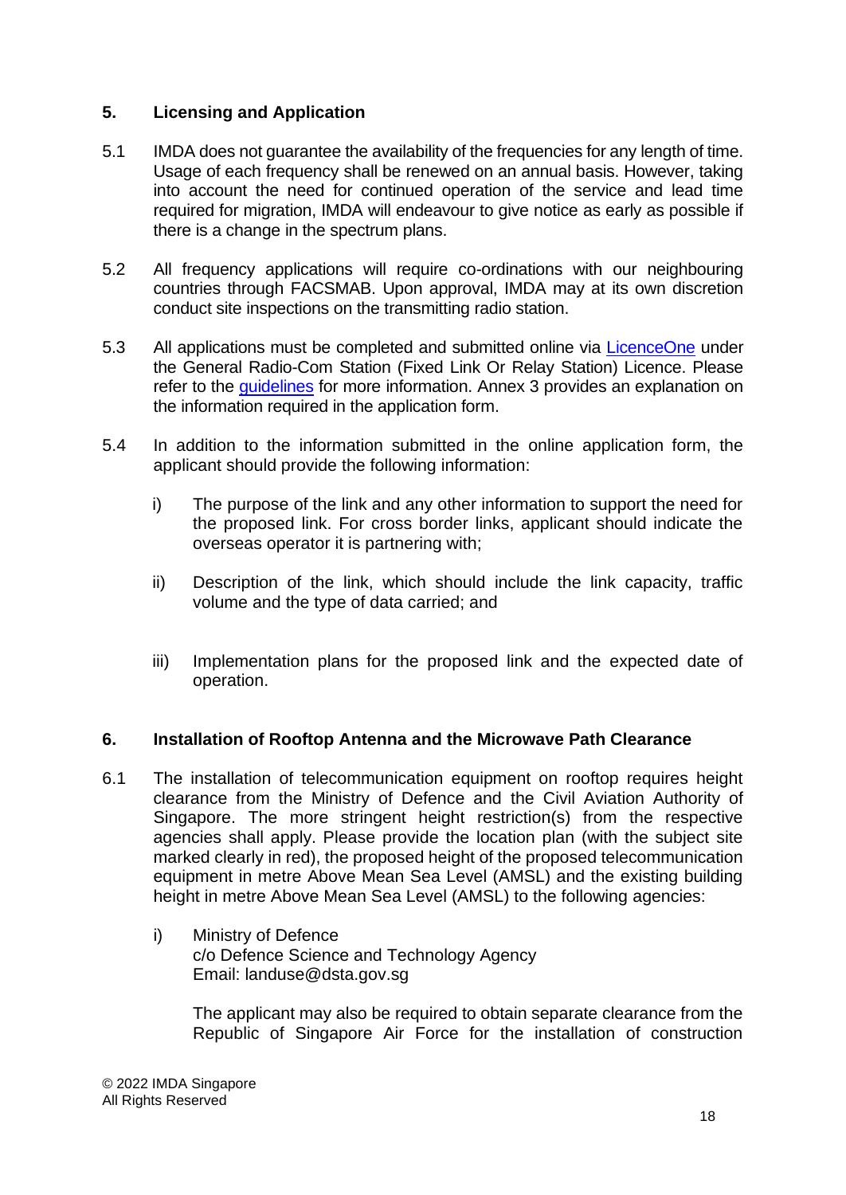## 5. Licensing and Application

5.1 IMDA does not guarantee the availability of the frequencies for any length of time. Usage of each frequency shall be renewed on an annual basis. However, taking into account the need for continued operation of the service and lead time required for migration, IMDA will endeavour to give notice as early as possible if there is a change in the spectrum plans.

5.2 All frequency applications will require co-ordinations with our neighbouring countries through FACSMAB. Upon approval, IMDA may at its own discretion conduct site inspections on the transmitting radio station.

5.3 All applications must be completed and submitted online via LicenceOne under the General Radio-Com Station (Fixed Link Or Relay Station) Licence. Please refer to the guidelines for more information. Annex 3 provides an explanation on the information required in the application form.

5.4 In addition to the information submitted in the online application form, the applicant should provide the following information:

i) The purpose of the link and any other information to support the need for the proposed link. For cross border links, applicant should indicate the overseas operator it is partnering with;

ii) Description of the link, which should include the link capacity, traffic volume and the type of data carried; and

iii) Implementation plans for the proposed link and the expected date of operation.

## 6. Installation of Rooftop Antenna and the Microwave Path Clearance

6.1 The installation of telecommunication equipment on rooftop requires height clearance from the Ministry of Defence and the Civil Aviation Authority of Singapore. The more stringent height restriction(s) from the respective agencies shall apply. Please provide the location plan (with the subject site marked clearly in red), the proposed height of the proposed telecommunication equipment in metre Above Mean Sea Level (AMSL) and the existing building height in metre Above Mean Sea Level (AMSL) to the following agencies:

i) Ministry of Defence
c/o Defence Science and Technology Agency
Email: landuse@dsta.gov.sg

The applicant may also be required to obtain separate clearance from the Republic of Singapore Air Force for the installation of construction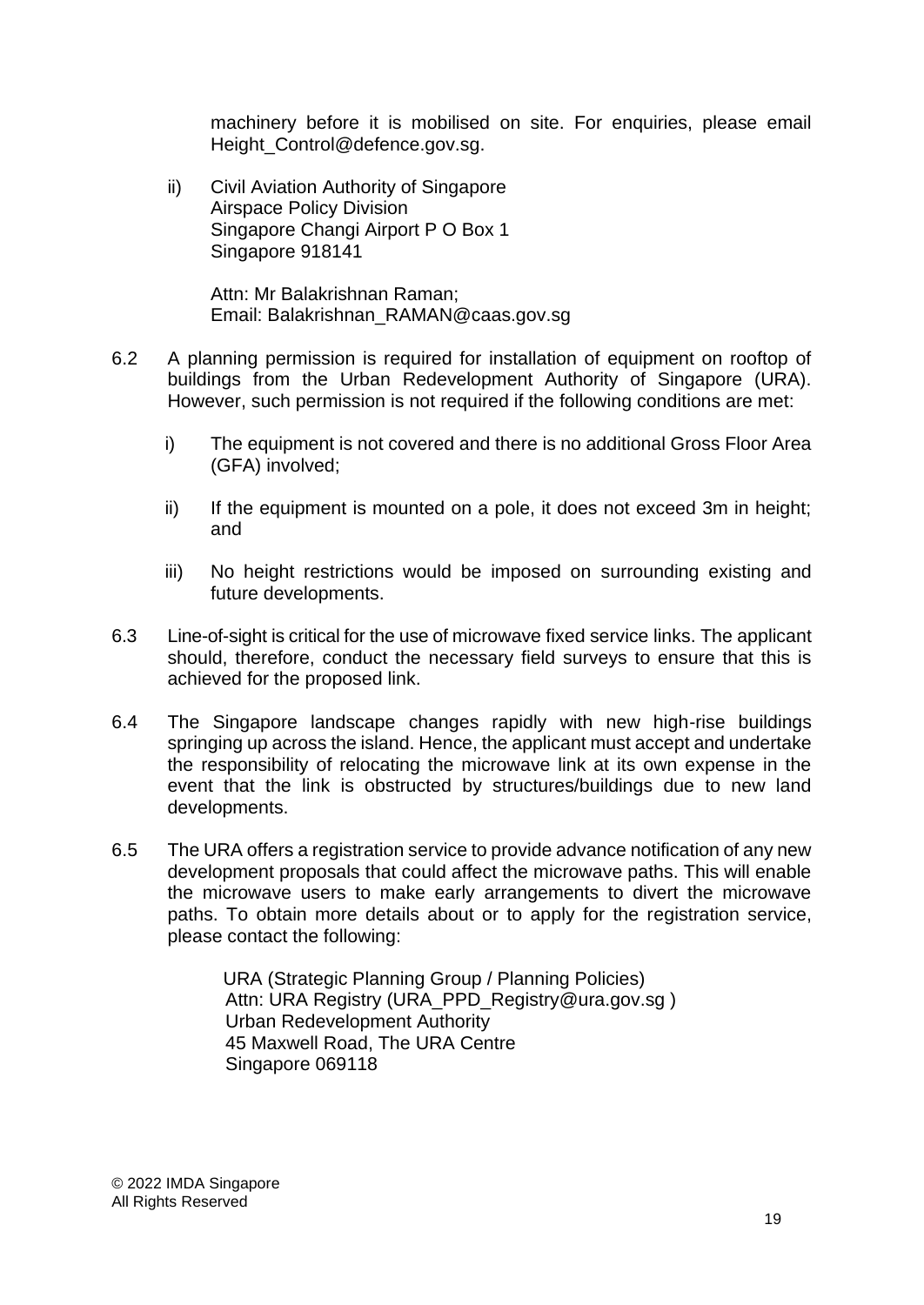machinery before it is mobilised on site. For enquiries, please email Height_Control@defence.gov.sg.

ii) Civil Aviation Authority of Singapore
Airspace Policy Division
Singapore Changi Airport P O Box 1
Singapore 918141

Attn: Mr Balakrishnan Raman;
Email: Balakrishnan_RAMAN@caas.gov.sg

6.2 A planning permission is required for installation of equipment on rooftop of buildings from the Urban Redevelopment Authority of Singapore (URA). However, such permission is not required if the following conditions are met:

i) The equipment is not covered and there is no additional Gross Floor Area (GFA) involved;

ii) If the equipment is mounted on a pole, it does not exceed 3m in height; and

iii) No height restrictions would be imposed on surrounding existing and future developments.

6.3 Line-of-sight is critical for the use of microwave fixed service links. The applicant should, therefore, conduct the necessary field surveys to ensure that this is achieved for the proposed link.

6.4 The Singapore landscape changes rapidly with new high-rise buildings springing up across the island. Hence, the applicant must accept and undertake the responsibility of relocating the microwave link at its own expense in the event that the link is obstructed by structures/buildings due to new land developments.

6.5 The URA offers a registration service to provide advance notification of any new development proposals that could affect the microwave paths. This will enable the microwave users to make early arrangements to divert the microwave paths. To obtain more details about or to apply for the registration service, please contact the following:

URA (Strategic Planning Group / Planning Policies)
Attn: URA Registry (URA_PPD_Registry@ura.gov.sg )
Urban Redevelopment Authority
45 Maxwell Road, The URA Centre
Singapore 069118

© 2022 IMDA Singapore
All Rights Reserved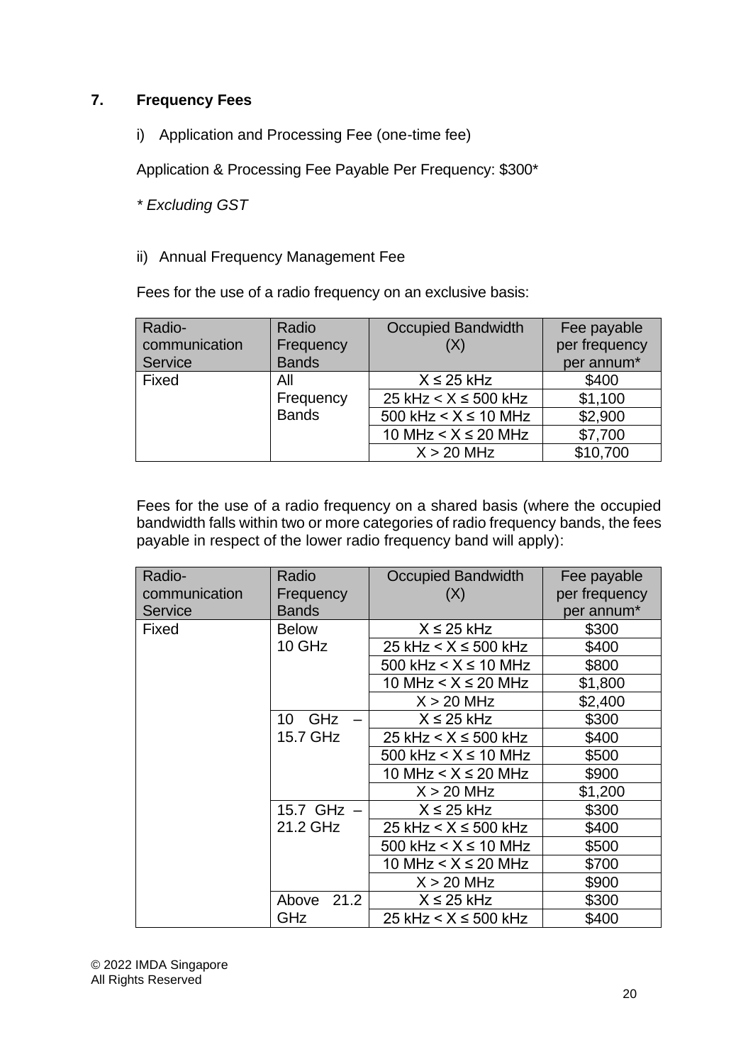## 7. Frequency Fees

i) Application and Processing Fee (one-time fee)

Application & Processing Fee Payable Per Frequency: $300*

*\* Excluding GST*

ii) Annual Frequency Management Fee

Fees for the use of a radio frequency on an exclusive basis:

| Radio-communication Service | Radio Frequency Bands | Occupied Bandwidth (X) | Fee payable per frequency per annum* |
|---|---|---|---|
| Fixed | All Frequency Bands | X ≤ 25 kHz | $400 |
| | | 25 kHz < X ≤ 500 kHz | $1,100 |
| | | 500 kHz < X ≤ 10 MHz | $2,900 |
| | | 10 MHz < X ≤ 20 MHz | $7,700 |
| | | X > 20 MHz | $10,700 |

Fees for the use of a radio frequency on a shared basis (where the occupied bandwidth falls within two or more categories of radio frequency bands, the fees payable in respect of the lower radio frequency band will apply):

| Radio-communication Service | Radio Frequency Bands | Occupied Bandwidth (X) | Fee payable per frequency per annum* |
|---|---|---|---|
| Fixed | Below 10 GHz | X ≤ 25 kHz | $300 |
| | | 25 kHz < X ≤ 500 kHz | $400 |
| | | 500 kHz < X ≤ 10 MHz | $800 |
| | | 10 MHz < X ≤ 20 MHz | $1,800 |
| | | X > 20 MHz | $2,400 |
| | 10 GHz – 15.7 GHz | X ≤ 25 kHz | $300 |
| | | 25 kHz < X ≤ 500 kHz | $400 |
| | | 500 kHz < X ≤ 10 MHz | $500 |
| | | 10 MHz < X ≤ 20 MHz | $900 |
| | | X > 20 MHz | $1,200 |
| | 15.7 GHz – 21.2 GHz | X ≤ 25 kHz | $300 |
| | | 25 kHz < X ≤ 500 kHz | $400 |
| | | 500 kHz < X ≤ 10 MHz | $500 |
| | | 10 MHz < X ≤ 20 MHz | $700 |
| | | X > 20 MHz | $900 |
| | Above 21.2 GHz | X ≤ 25 kHz | $300 |
| | | 25 kHz < X ≤ 500 kHz | $400 |

© 2022 IMDA Singapore
All Rights Reserved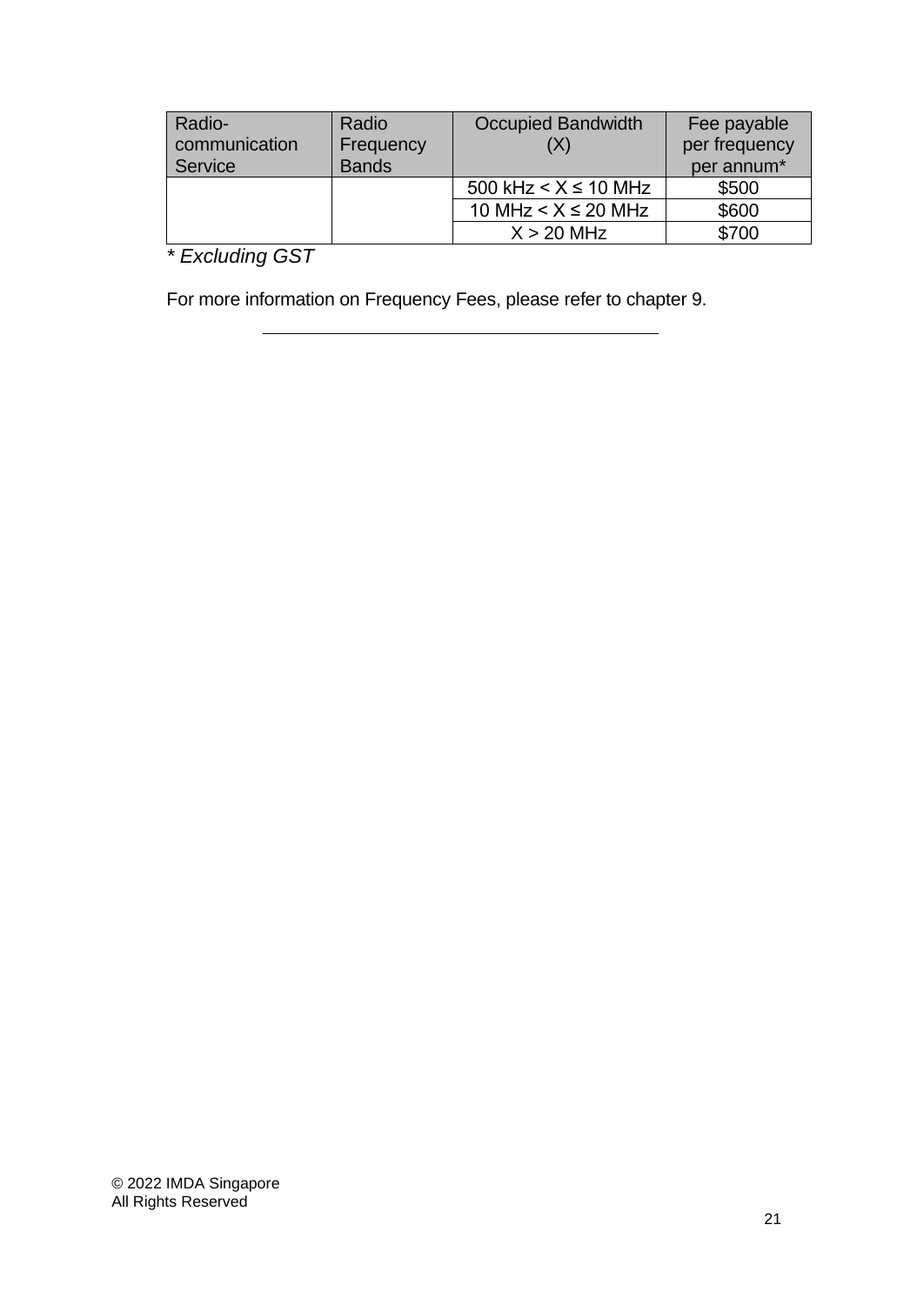| Radio-communication Service | Radio Frequency Bands | Occupied Bandwidth (X) | Fee payable per frequency per annum* |
| --- | --- | --- | --- |
| | | 500 kHz < X ≤ 10 MHz | $500 |
| | | 10 MHz < X ≤ 20 MHz | $600 |
| | | X > 20 MHz | $700 |

*\* Excluding GST*

For more information on Frequency Fees, please refer to chapter 9.

---

© 2022 IMDA Singapore
All Rights Reserved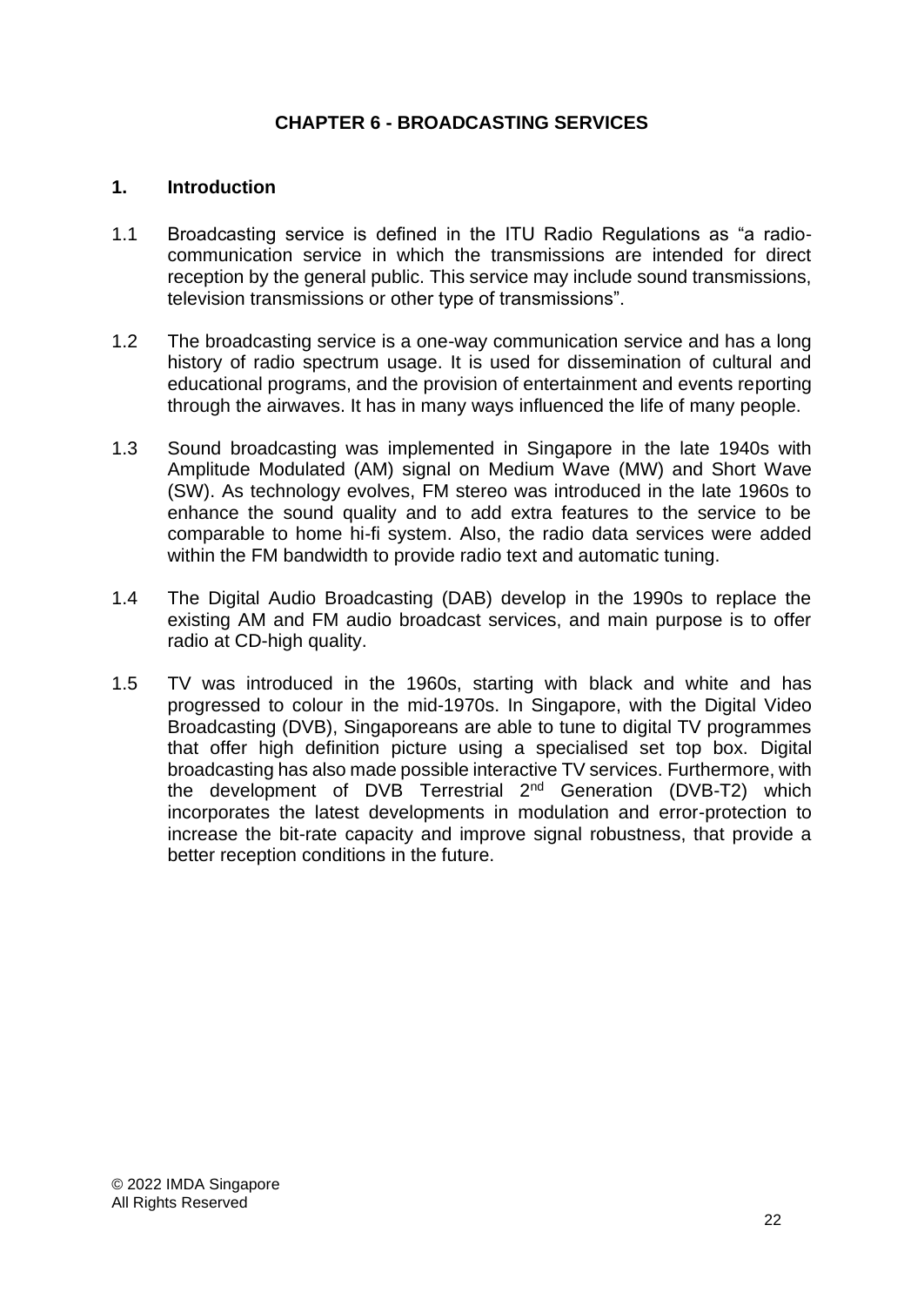# CHAPTER 6 - BROADCASTING SERVICES

## 1. Introduction

1.1 Broadcasting service is defined in the ITU Radio Regulations as "a radio-communication service in which the transmissions are intended for direct reception by the general public. This service may include sound transmissions, television transmissions or other type of transmissions".

1.2 The broadcasting service is a one-way communication service and has a long history of radio spectrum usage. It is used for dissemination of cultural and educational programs, and the provision of entertainment and events reporting through the airwaves. It has in many ways influenced the life of many people.

1.3 Sound broadcasting was implemented in Singapore in the late 1940s with Amplitude Modulated (AM) signal on Medium Wave (MW) and Short Wave (SW). As technology evolves, FM stereo was introduced in the late 1960s to enhance the sound quality and to add extra features to the service to be comparable to home hi-fi system. Also, the radio data services were added within the FM bandwidth to provide radio text and automatic tuning.

1.4 The Digital Audio Broadcasting (DAB) develop in the 1990s to replace the existing AM and FM audio broadcast services, and main purpose is to offer radio at CD-high quality.

1.5 TV was introduced in the 1960s, starting with black and white and has progressed to colour in the mid-1970s. In Singapore, with the Digital Video Broadcasting (DVB), Singaporeans are able to tune to digital TV programmes that offer high definition picture using a specialised set top box. Digital broadcasting has also made possible interactive TV services. Furthermore, with the development of DVB Terrestrial 2nd Generation (DVB-T2) which incorporates the latest developments in modulation and error-protection to increase the bit-rate capacity and improve signal robustness, that provide a better reception conditions in the future.

© 2022 IMDA Singapore
All Rights Reserved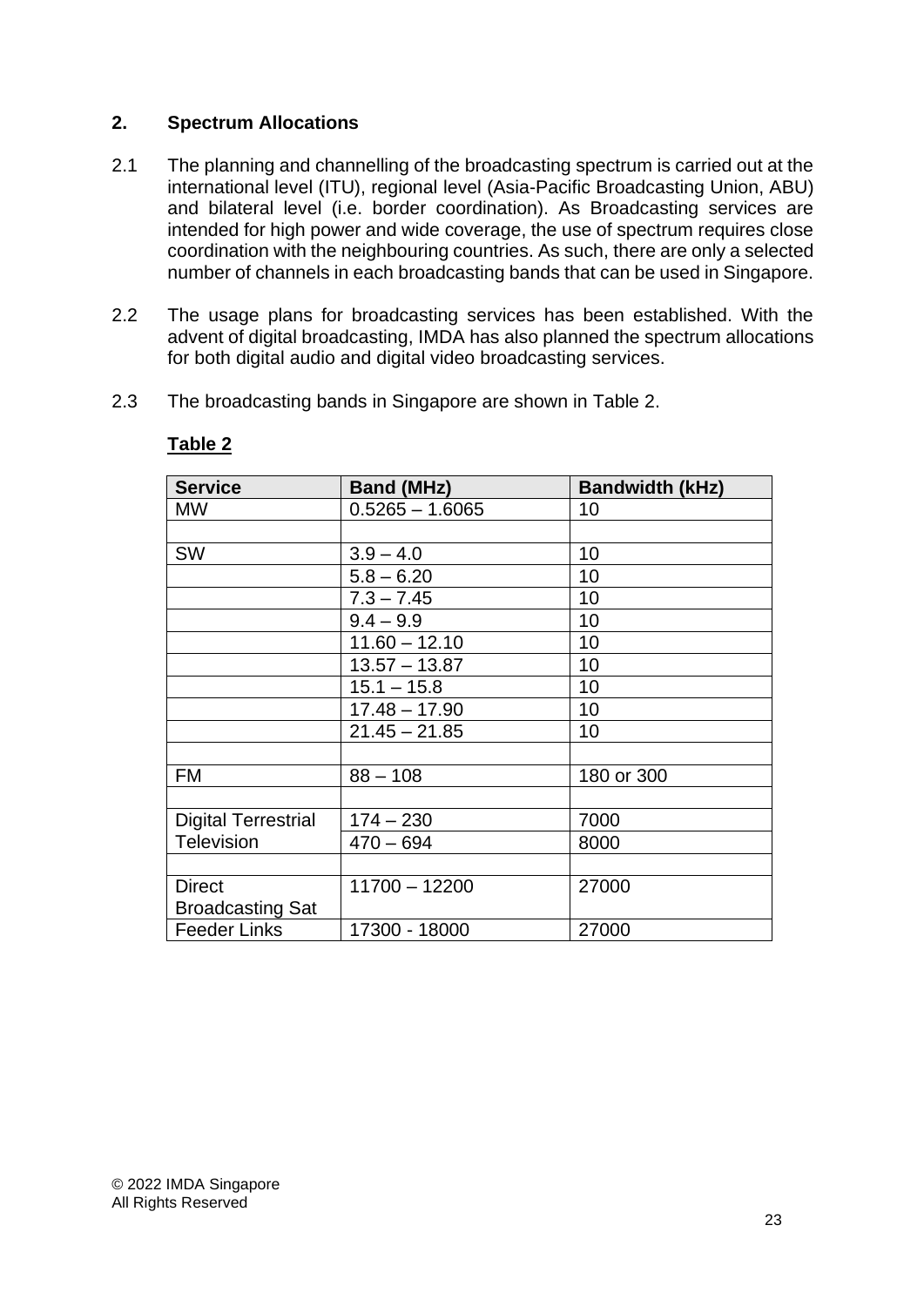## 2. Spectrum Allocations

2.1 The planning and channelling of the broadcasting spectrum is carried out at the international level (ITU), regional level (Asia-Pacific Broadcasting Union, ABU) and bilateral level (i.e. border coordination). As Broadcasting services are intended for high power and wide coverage, the use of spectrum requires close coordination with the neighbouring countries. As such, there are only a selected number of channels in each broadcasting bands that can be used in Singapore.

2.2 The usage plans for broadcasting services has been established. With the advent of digital broadcasting, IMDA has also planned the spectrum allocations for both digital audio and digital video broadcasting services.

2.3 The broadcasting bands in Singapore are shown in Table 2.

**Table 2**

| Service | Band (MHz) | Bandwidth (kHz) |
|---|---|---|
| MW | 0.5265 – 1.6065 | 10 |
| | | |
| SW | 3.9 – 4.0 | 10 |
| | 5.8 – 6.20 | 10 |
| | 7.3 – 7.45 | 10 |
| | 9.4 – 9.9 | 10 |
| | 11.60 – 12.10 | 10 |
| | 13.57 – 13.87 | 10 |
| | 15.1 – 15.8 | 10 |
| | 17.48 – 17.90 | 10 |
| | 21.45 – 21.85 | 10 |
| | | |
| FM | 88 – 108 | 180 or 300 |
| | | |
| Digital Terrestrial Television | 174 – 230 | 7000 |
| | 470 – 694 | 8000 |
| | | |
| Direct Broadcasting Sat | 11700 – 12200 | 27000 |
| Feeder Links | 17300 - 18000 | 27000 |

© 2022 IMDA Singapore
All Rights Reserved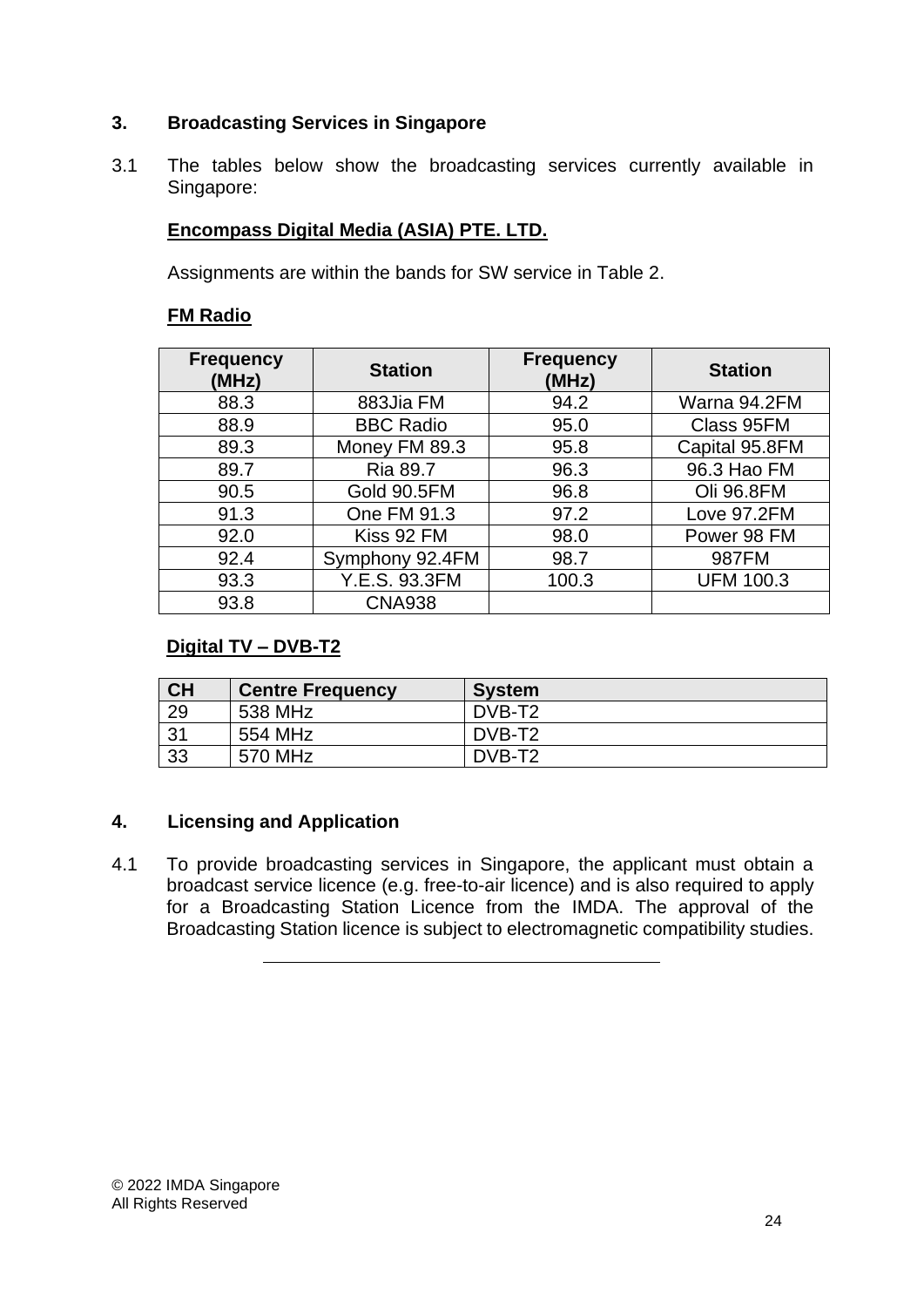## 3. Broadcasting Services in Singapore

3.1 The tables below show the broadcasting services currently available in Singapore:

**Encompass Digital Media (ASIA) PTE. LTD.**

Assignments are within the bands for SW service in Table 2.

**FM Radio**

| Frequency (MHz) | Station | Frequency (MHz) | Station |
|---|---|---|---|
| 88.3 | 883Jia FM | 94.2 | Warna 94.2FM |
| 88.9 | BBC Radio | 95.0 | Class 95FM |
| 89.3 | Money FM 89.3 | 95.8 | Capital 95.8FM |
| 89.7 | Ria 89.7 | 96.3 | 96.3 Hao FM |
| 90.5 | Gold 90.5FM | 96.8 | Oli 96.8FM |
| 91.3 | One FM 91.3 | 97.2 | Love 97.2FM |
| 92.0 | Kiss 92 FM | 98.0 | Power 98 FM |
| 92.4 | Symphony 92.4FM | 98.7 | 987FM |
| 93.3 | Y.E.S. 93.3FM | 100.3 | UFM 100.3 |
| 93.8 | CNA938 | | |

**Digital TV – DVB-T2**

| CH | Centre Frequency | System |
|---|---|---|
| 29 | 538 MHz | DVB-T2 |
| 31 | 554 MHz | DVB-T2 |
| 33 | 570 MHz | DVB-T2 |

## 4. Licensing and Application

4.1 To provide broadcasting services in Singapore, the applicant must obtain a broadcast service licence (e.g. free-to-air licence) and is also required to apply for a Broadcasting Station Licence from the IMDA. The approval of the Broadcasting Station licence is subject to electromagnetic compatibility studies.

---

© 2022 IMDA Singapore
All Rights Reserved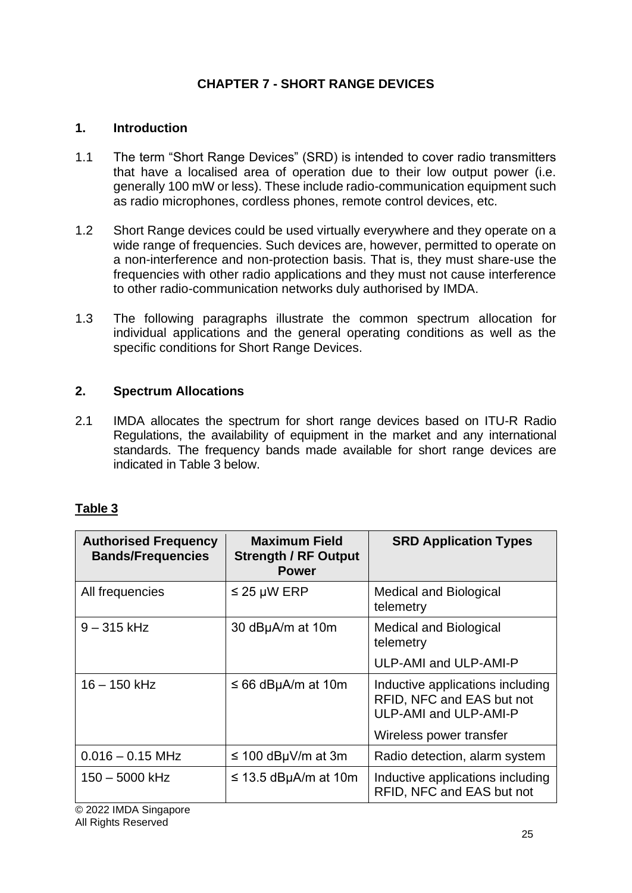**CHAPTER 7 - SHORT RANGE DEVICES**

## 1. Introduction

1.1 The term “Short Range Devices” (SRD) is intended to cover radio transmitters that have a localised area of operation due to their low output power (i.e. generally 100 mW or less). These include radio-communication equipment such as radio microphones, cordless phones, remote control devices, etc.

1.2 Short Range devices could be used virtually everywhere and they operate on a wide range of frequencies. Such devices are, however, permitted to operate on a non-interference and non-protection basis. That is, they must share-use the frequencies with other radio applications and they must not cause interference to other radio-communication networks duly authorised by IMDA.

1.3 The following paragraphs illustrate the common spectrum allocation for individual applications and the general operating conditions as well as the specific conditions for Short Range Devices.

## 2. Spectrum Allocations

2.1 IMDA allocates the spectrum for short range devices based on ITU-R Radio Regulations, the availability of equipment in the market and any international standards. The frequency bands made available for short range devices are indicated in Table 3 below.

**Table 3**

| Authorised Frequency Bands/Frequencies | Maximum Field Strength / RF Output Power | SRD Application Types |
|---|---|---|
| All frequencies | ≤ 25 μW ERP | Medical and Biological telemetry |
| 9 – 315 kHz | 30 dBμA/m at 10m | Medical and Biological telemetry<br>ULP-AMI and ULP-AMI-P |
| 16 – 150 kHz | ≤ 66 dBμA/m at 10m | Inductive applications including RFID, NFC and EAS but not ULP-AMI and ULP-AMI-P<br>Wireless power transfer |
| 0.016 – 0.15 MHz | ≤ 100 dBμV/m at 3m | Radio detection, alarm system |
| 150 – 5000 kHz | ≤ 13.5 dBμA/m at 10m | Inductive applications including RFID, NFC and EAS but not |

© 2022 IMDA Singapore
All Rights Reserved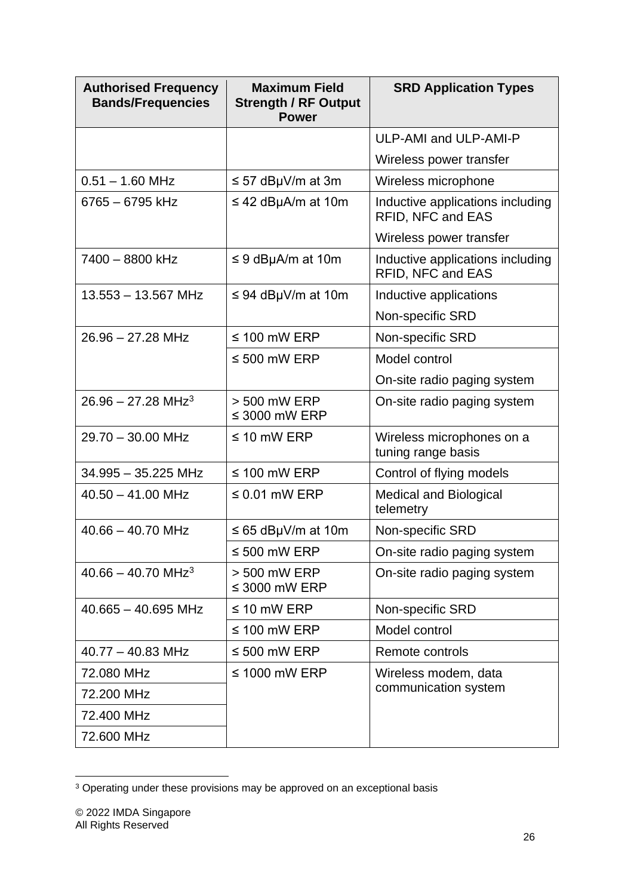| Authorised Frequency Bands/Frequencies | Maximum Field Strength / RF Output Power | SRD Application Types |
|---|---|---|
| | | ULP-AMI and ULP-AMI-P |
| | | Wireless power transfer |
| 0.51 – 1.60 MHz | ≤ 57 dBμV/m at 3m | Wireless microphone |
| 6765 – 6795 kHz | ≤ 42 dBμA/m at 10m | Inductive applications including RFID, NFC and EAS |
| | | Wireless power transfer |
| 7400 – 8800 kHz | ≤ 9 dBμA/m at 10m | Inductive applications including RFID, NFC and EAS |
| 13.553 – 13.567 MHz | ≤ 94 dBμV/m at 10m | Inductive applications |
| | | Non-specific SRD |
| 26.96 – 27.28 MHz | ≤ 100 mW ERP | Non-specific SRD |
| | ≤ 500 mW ERP | Model control |
| | | On-site radio paging system |
| 26.96 – 27.28 MHz[3] | > 500 mW ERP ≤ 3000 mW ERP | On-site radio paging system |
| 29.70 – 30.00 MHz | ≤ 10 mW ERP | Wireless microphones on a tuning range basis |
| 34.995 – 35.225 MHz | ≤ 100 mW ERP | Control of flying models |
| 40.50 – 41.00 MHz | ≤ 0.01 mW ERP | Medical and Biological telemetry |
| 40.66 – 40.70 MHz | ≤ 65 dBμV/m at 10m | Non-specific SRD |
| | ≤ 500 mW ERP | On-site radio paging system |
| 40.66 – 40.70 MHz[3] | > 500 mW ERP ≤ 3000 mW ERP | On-site radio paging system |
| 40.665 – 40.695 MHz | ≤ 10 mW ERP | Non-specific SRD |
| | ≤ 100 mW ERP | Model control |
| 40.77 – 40.83 MHz | ≤ 500 mW ERP | Remote controls |
| 72.080 MHz | ≤ 1000 mW ERP | Wireless modem, data communication system |
| 72.200 MHz | | |
| 72.400 MHz | | |
| 72.600 MHz | | |

[3] Operating under these provisions may be approved on an exceptional basis

© 2022 IMDA Singapore
All Rights Reserved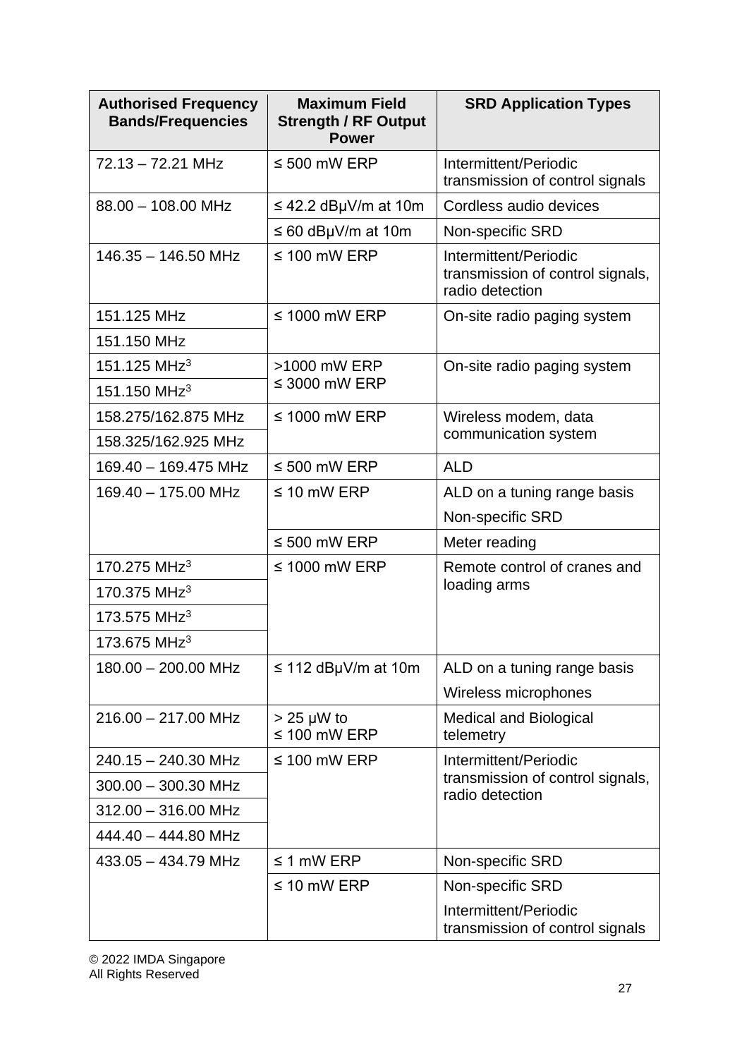| Authorised Frequency Bands/Frequencies | Maximum Field Strength / RF Output Power | SRD Application Types |
|---|---|---|
| 72.13 – 72.21 MHz | ≤ 500 mW ERP | Intermittent/Periodic transmission of control signals |
| 88.00 – 108.00 MHz | ≤ 42.2 dBμV/m at 10m | Cordless audio devices |
| | ≤ 60 dBμV/m at 10m | Non-specific SRD |
| 146.35 – 146.50 MHz | ≤ 100 mW ERP | Intermittent/Periodic transmission of control signals, radio detection |
| 151.125 MHz | ≤ 1000 mW ERP | On-site radio paging system |
| 151.150 MHz | | |
| 151.125 MHz[3] | >1000 mW ERP ≤ 3000 mW ERP | On-site radio paging system |
| 151.150 MHz[3] | | |
| 158.275/162.875 MHz | ≤ 1000 mW ERP | Wireless modem, data communication system |
| 158.325/162.925 MHz | | |
| 169.40 – 169.475 MHz | ≤ 500 mW ERP | ALD |
| 169.40 – 175.00 MHz | ≤ 10 mW ERP | ALD on a tuning range basis<br>Non-specific SRD |
| | ≤ 500 mW ERP | Meter reading |
| 170.275 MHz[3] | ≤ 1000 mW ERP | Remote control of cranes and loading arms |
| 170.375 MHz[3] | | |
| 173.575 MHz[3] | | |
| 173.675 MHz[3] | | |
| 180.00 – 200.00 MHz | ≤ 112 dBμV/m at 10m | ALD on a tuning range basis<br>Wireless microphones |
| 216.00 – 217.00 MHz | > 25 μW to ≤ 100 mW ERP | Medical and Biological telemetry |
| 240.15 – 240.30 MHz | ≤ 100 mW ERP | Intermittent/Periodic transmission of control signals, radio detection |
| 300.00 – 300.30 MHz | | |
| 312.00 – 316.00 MHz | | |
| 444.40 – 444.80 MHz | | |
| 433.05 – 434.79 MHz | ≤ 1 mW ERP | Non-specific SRD |
| | ≤ 10 mW ERP | Non-specific SRD<br>Intermittent/Periodic transmission of control signals |

© 2022 IMDA Singapore
All Rights Reserved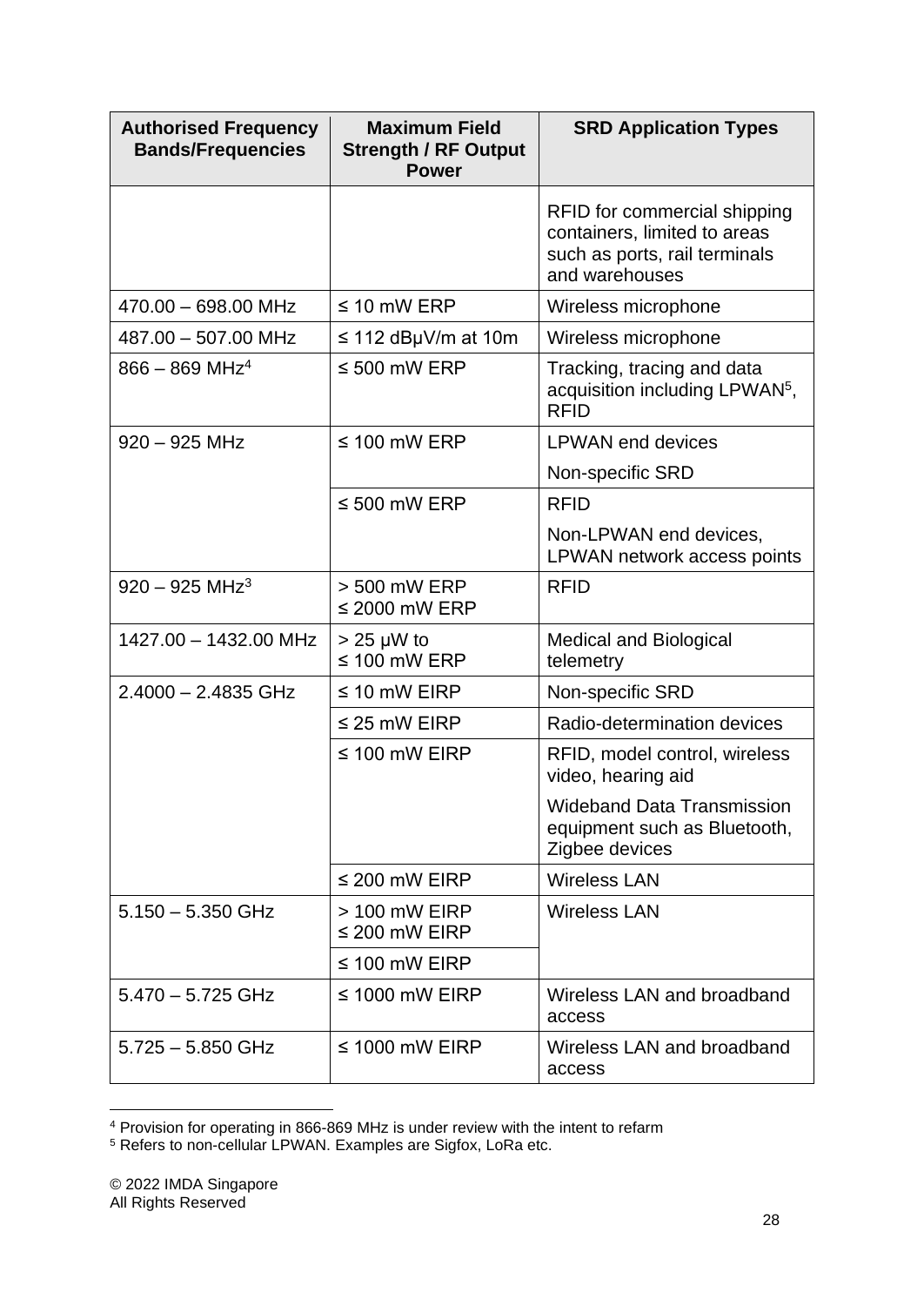| Authorised Frequency Bands/Frequencies | Maximum Field Strength / RF Output Power | SRD Application Types |
| --- | --- | --- |
| | | RFID for commercial shipping containers, limited to areas such as ports, rail terminals and warehouses |
| 470.00 – 698.00 MHz | ≤ 10 mW ERP | Wireless microphone |
| 487.00 – 507.00 MHz | ≤ 112 dBμV/m at 10m | Wireless microphone |
| 866 – 869 MHz[4] | ≤ 500 mW ERP | Tracking, tracing and data acquisition including LPWAN[5], RFID |
| 920 – 925 MHz | ≤ 100 mW ERP | LPWAN end devices |
| | | Non-specific SRD |
| | ≤ 500 mW ERP | RFID |
| | | Non-LPWAN end devices, LPWAN network access points |
| 920 – 925 MHz[3] | > 500 mW ERP<br>≤ 2000 mW ERP | RFID |
| 1427.00 – 1432.00 MHz | > 25 μW to<br>≤ 100 mW ERP | Medical and Biological telemetry |
| 2.4000 – 2.4835 GHz | ≤ 10 mW EIRP | Non-specific SRD |
| | ≤ 25 mW EIRP | Radio-determination devices |
| | ≤ 100 mW EIRP | RFID, model control, wireless video, hearing aid |
| | | Wideband Data Transmission equipment such as Bluetooth, Zigbee devices |
| | ≤ 200 mW EIRP | Wireless LAN |
| 5.150 – 5.350 GHz | > 100 mW EIRP<br>≤ 200 mW EIRP | Wireless LAN |
| | ≤ 100 mW EIRP | |
| 5.470 – 5.725 GHz | ≤ 1000 mW EIRP | Wireless LAN and broadband access |
| 5.725 – 5.850 GHz | ≤ 1000 mW EIRP | Wireless LAN and broadband access |

[4] Provision for operating in 866-869 MHz is under review with the intent to refarm

[5] Refers to non-cellular LPWAN. Examples are Sigfox, LoRa etc.

© 2022 IMDA Singapore
All Rights Reserved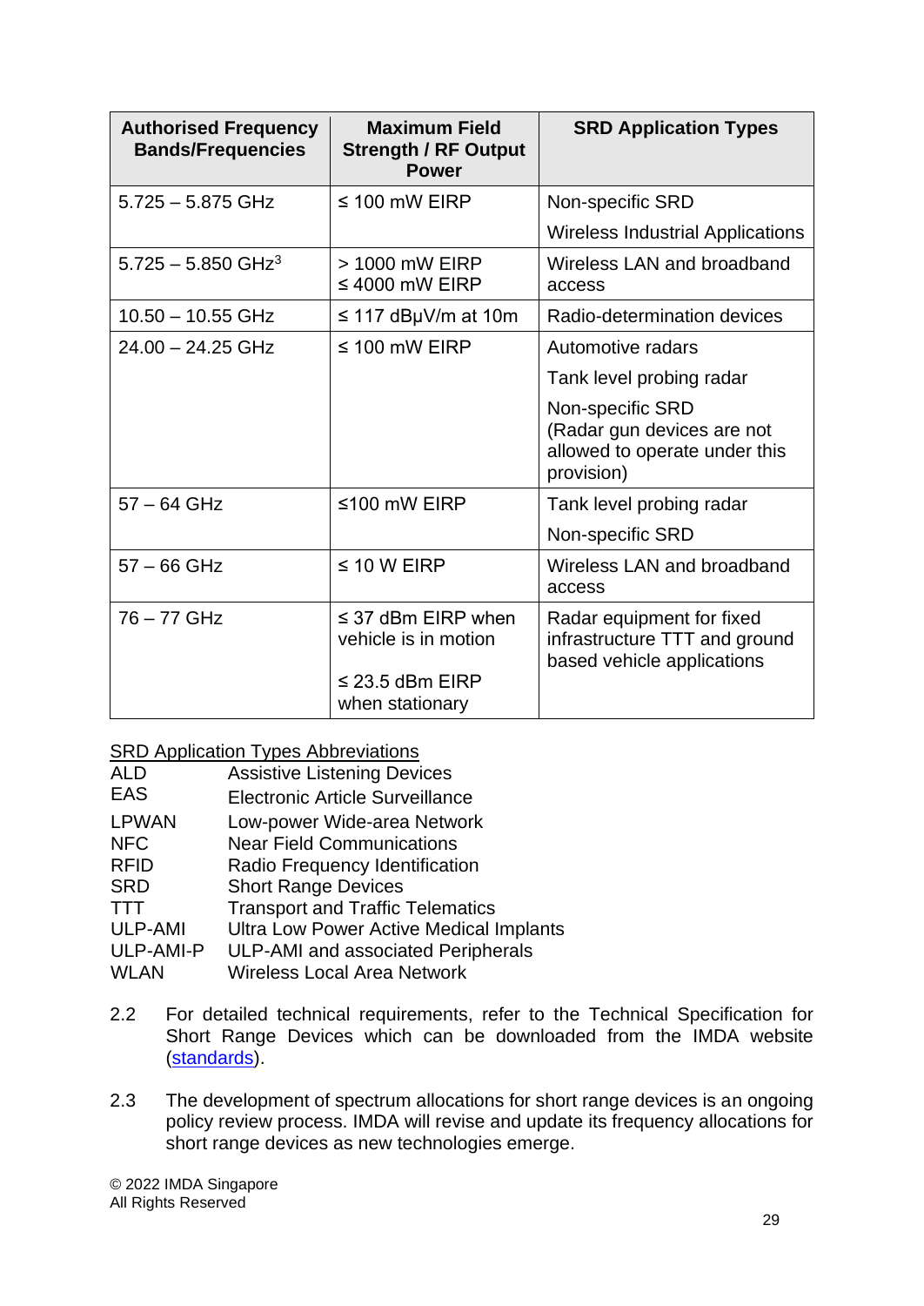| Authorised Frequency Bands/Frequencies | Maximum Field Strength / RF Output Power | SRD Application Types |
|---|---|---|
| 5.725 – 5.875 GHz | ≤ 100 mW EIRP | Non-specific SRD<br>Wireless Industrial Applications |
| 5.725 – 5.850 GHz[3] | > 1000 mW EIRP<br>≤ 4000 mW EIRP | Wireless LAN and broadband access |
| 10.50 – 10.55 GHz | ≤ 117 dBμV/m at 10m | Radio-determination devices |
| 24.00 – 24.25 GHz | ≤ 100 mW EIRP | Automotive radars<br>Tank level probing radar<br>Non-specific SRD (Radar gun devices are not allowed to operate under this provision) |
| 57 – 64 GHz | ≤100 mW EIRP | Tank level probing radar<br>Non-specific SRD |
| 57 – 66 GHz | ≤ 10 W EIRP | Wireless LAN and broadband access |
| 76 – 77 GHz | ≤ 37 dBm EIRP when vehicle is in motion<br>≤ 23.5 dBm EIRP when stationary | Radar equipment for fixed infrastructure TTT and ground based vehicle applications |

SRD Application Types Abbreviations

| | |
|---|---|
| ALD | Assistive Listening Devices |
| EAS | Electronic Article Surveillance |
| LPWAN | Low-power Wide-area Network |
| NFC | Near Field Communications |
| RFID | Radio Frequency Identification |
| SRD | Short Range Devices |
| TTT | Transport and Traffic Telematics |
| ULP-AMI | Ultra Low Power Active Medical Implants |
| ULP-AMI-P | ULP-AMI and associated Peripherals |
| WLAN | Wireless Local Area Network |

2.2 For detailed technical requirements, refer to the Technical Specification for Short Range Devices which can be downloaded from the IMDA website (standards).

2.3 The development of spectrum allocations for short range devices is an ongoing policy review process. IMDA will revise and update its frequency allocations for short range devices as new technologies emerge.

© 2022 IMDA Singapore
All Rights Reserved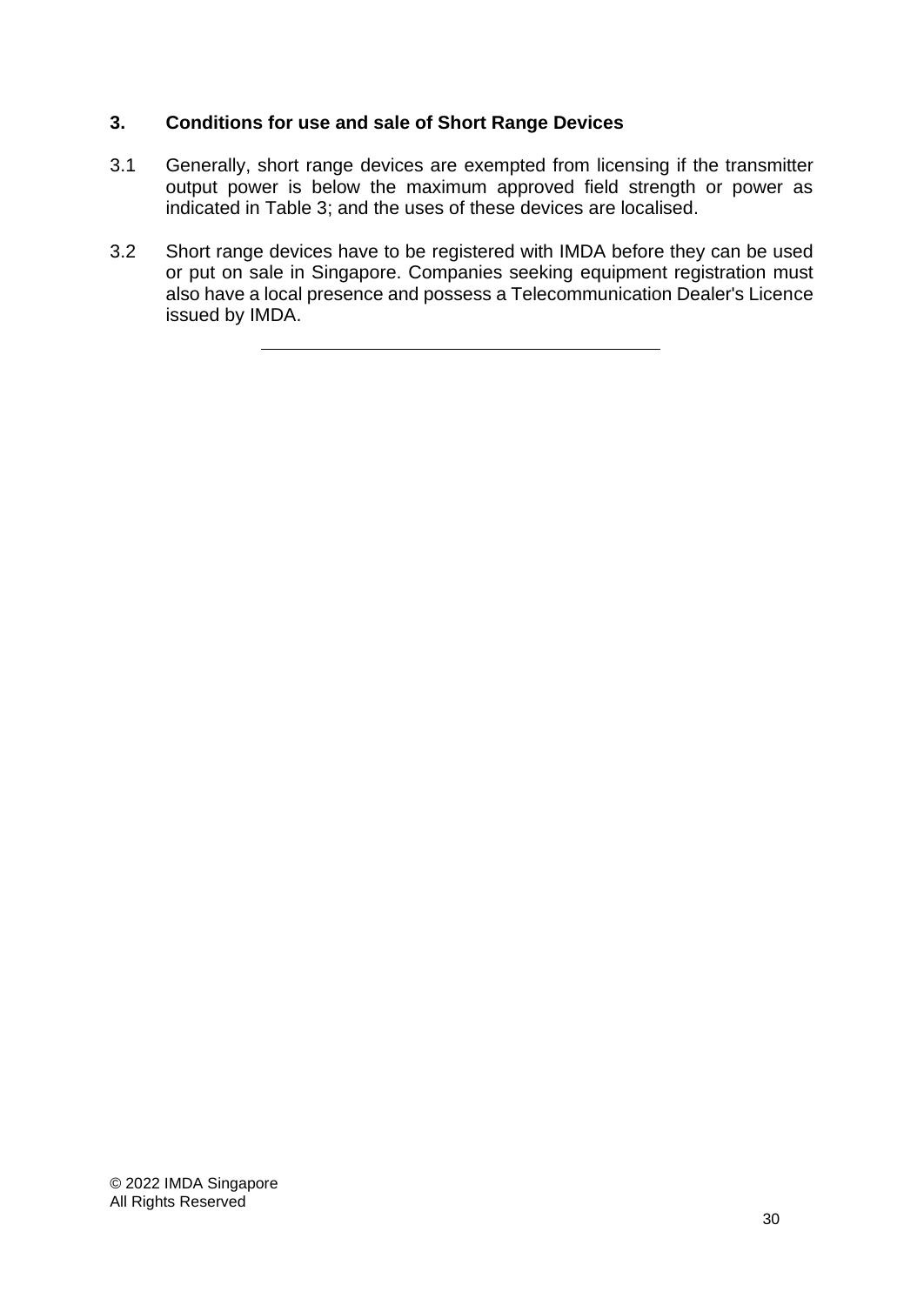## 3. Conditions for use and sale of Short Range Devices

3.1 Generally, short range devices are exempted from licensing if the transmitter output power is below the maximum approved field strength or power as indicated in Table 3; and the uses of these devices are localised.

3.2 Short range devices have to be registered with IMDA before they can be used or put on sale in Singapore. Companies seeking equipment registration must also have a local presence and possess a Telecommunication Dealer's Licence issued by IMDA.

---

© 2022 IMDA Singapore
All Rights Reserved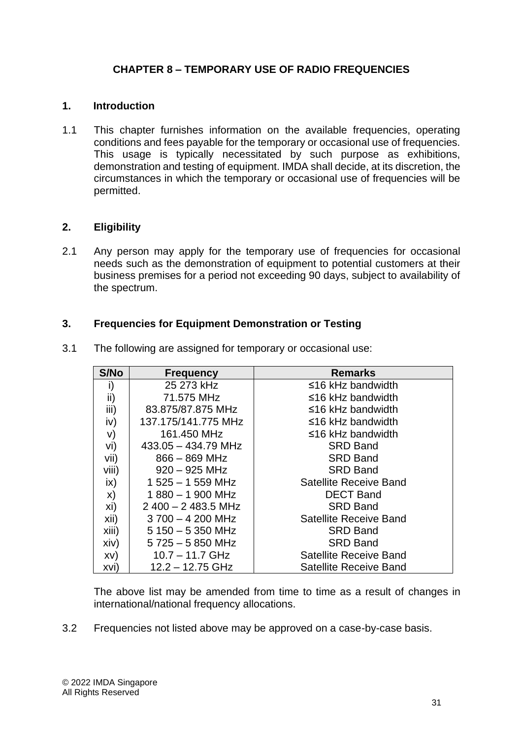# CHAPTER 8 – TEMPORARY USE OF RADIO FREQUENCIES

## 1. Introduction

1.1 This chapter furnishes information on the available frequencies, operating conditions and fees payable for the temporary or occasional use of frequencies. This usage is typically necessitated by such purpose as exhibitions, demonstration and testing of equipment. IMDA shall decide, at its discretion, the circumstances in which the temporary or occasional use of frequencies will be permitted.

## 2. Eligibility

2.1 Any person may apply for the temporary use of frequencies for occasional needs such as the demonstration of equipment to potential customers at their business premises for a period not exceeding 90 days, subject to availability of the spectrum.

## 3. Frequencies for Equipment Demonstration or Testing

3.1 The following are assigned for temporary or occasional use:

| S/No | Frequency | Remarks |
|---|---|---|
| i) | 25 273 kHz | ≤16 kHz bandwidth |
| ii) | 71.575 MHz | ≤16 kHz bandwidth |
| iii) | 83.875/87.875 MHz | ≤16 kHz bandwidth |
| iv) | 137.175/141.775 MHz | ≤16 kHz bandwidth |
| v) | 161.450 MHz | ≤16 kHz bandwidth |
| vi) | 433.05 – 434.79 MHz | SRD Band |
| vii) | 866 – 869 MHz | SRD Band |
| viii) | 920 – 925 MHz | SRD Band |
| ix) | 1 525 – 1 559 MHz | Satellite Receive Band |
| x) | 1 880 – 1 900 MHz | DECT Band |
| xi) | 2 400 – 2 483.5 MHz | SRD Band |
| xii) | 3 700 – 4 200 MHz | Satellite Receive Band |
| xiii) | 5 150 – 5 350 MHz | SRD Band |
| xiv) | 5 725 – 5 850 MHz | SRD Band |
| xv) | 10.7 – 11.7 GHz | Satellite Receive Band |
| xvi) | 12.2 – 12.75 GHz | Satellite Receive Band |

The above list may be amended from time to time as a result of changes in international/national frequency allocations.

3.2 Frequencies not listed above may be approved on a case-by-case basis.

© 2022 IMDA Singapore
All Rights Reserved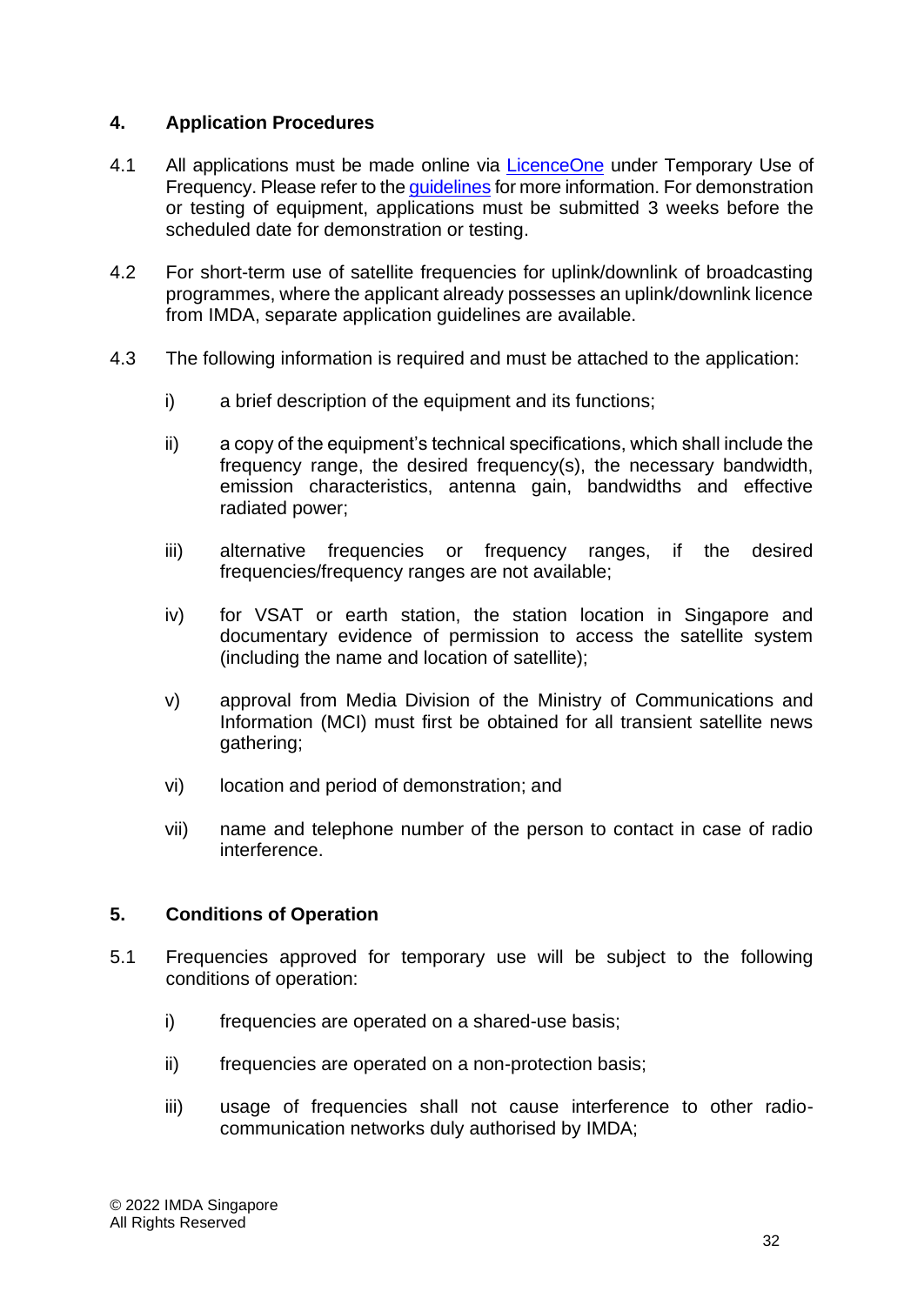## 4. Application Procedures

4.1 All applications must be made online via LicenceOne under Temporary Use of Frequency. Please refer to the guidelines for more information. For demonstration or testing of equipment, applications must be submitted 3 weeks before the scheduled date for demonstration or testing.

4.2 For short-term use of satellite frequencies for uplink/downlink of broadcasting programmes, where the applicant already possesses an uplink/downlink licence from IMDA, separate application guidelines are available.

4.3 The following information is required and must be attached to the application:

i) a brief description of the equipment and its functions;

ii) a copy of the equipment's technical specifications, which shall include the frequency range, the desired frequency(s), the necessary bandwidth, emission characteristics, antenna gain, bandwidths and effective radiated power;

iii) alternative frequencies or frequency ranges, if the desired frequencies/frequency ranges are not available;

iv) for VSAT or earth station, the station location in Singapore and documentary evidence of permission to access the satellite system (including the name and location of satellite);

v) approval from Media Division of the Ministry of Communications and Information (MCI) must first be obtained for all transient satellite news gathering;

vi) location and period of demonstration; and

vii) name and telephone number of the person to contact in case of radio interference.

## 5. Conditions of Operation

5.1 Frequencies approved for temporary use will be subject to the following conditions of operation:

i) frequencies are operated on a shared-use basis;

ii) frequencies are operated on a non-protection basis;

iii) usage of frequencies shall not cause interference to other radio-communication networks duly authorised by IMDA;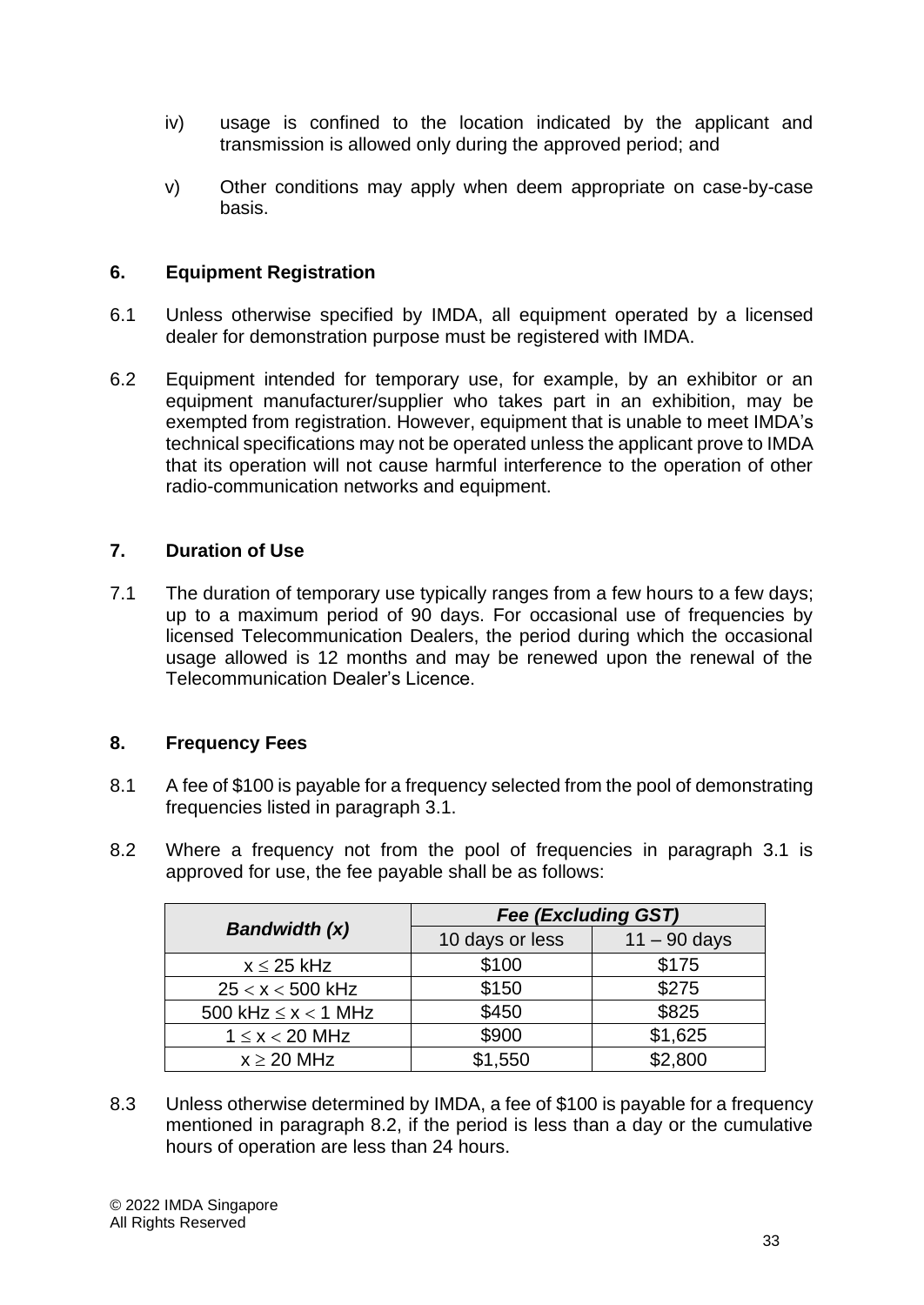iv) usage is confined to the location indicated by the applicant and transmission is allowed only during the approved period; and

v) Other conditions may apply when deem appropriate on case-by-case basis.

## 6. Equipment Registration

6.1 Unless otherwise specified by IMDA, all equipment operated by a licensed dealer for demonstration purpose must be registered with IMDA.

6.2 Equipment intended for temporary use, for example, by an exhibitor or an equipment manufacturer/supplier who takes part in an exhibition, may be exempted from registration. However, equipment that is unable to meet IMDA's technical specifications may not be operated unless the applicant prove to IMDA that its operation will not cause harmful interference to the operation of other radio-communication networks and equipment.

## 7. Duration of Use

7.1 The duration of temporary use typically ranges from a few hours to a few days; up to a maximum period of 90 days. For occasional use of frequencies by licensed Telecommunication Dealers, the period during which the occasional usage allowed is 12 months and may be renewed upon the renewal of the Telecommunication Dealer's Licence.

## 8. Frequency Fees

8.1 A fee of $100 is payable for a frequency selected from the pool of demonstrating frequencies listed in paragraph 3.1.

8.2 Where a frequency not from the pool of frequencies in paragraph 3.1 is approved for use, the fee payable shall be as follows:

| ***Bandwidth (x)*** | ***Fee (Excluding GST)*** | |
|---|---|---|
| | 10 days or less | 11 – 90 days |
| $x \leq 25$ kHz | $100 | $175 |
| $25 < x < 500$ kHz | $150 | $275 |
| 500 kHz $\leq x < 1$ MHz | $450 | $825 |
| $1 \leq x < 20$ MHz | $900 | $1,625 |
| $x \geq 20$ MHz | $1,550 | $2,800 |

8.3 Unless otherwise determined by IMDA, a fee of $100 is payable for a frequency mentioned in paragraph 8.2, if the period is less than a day or the cumulative hours of operation are less than 24 hours.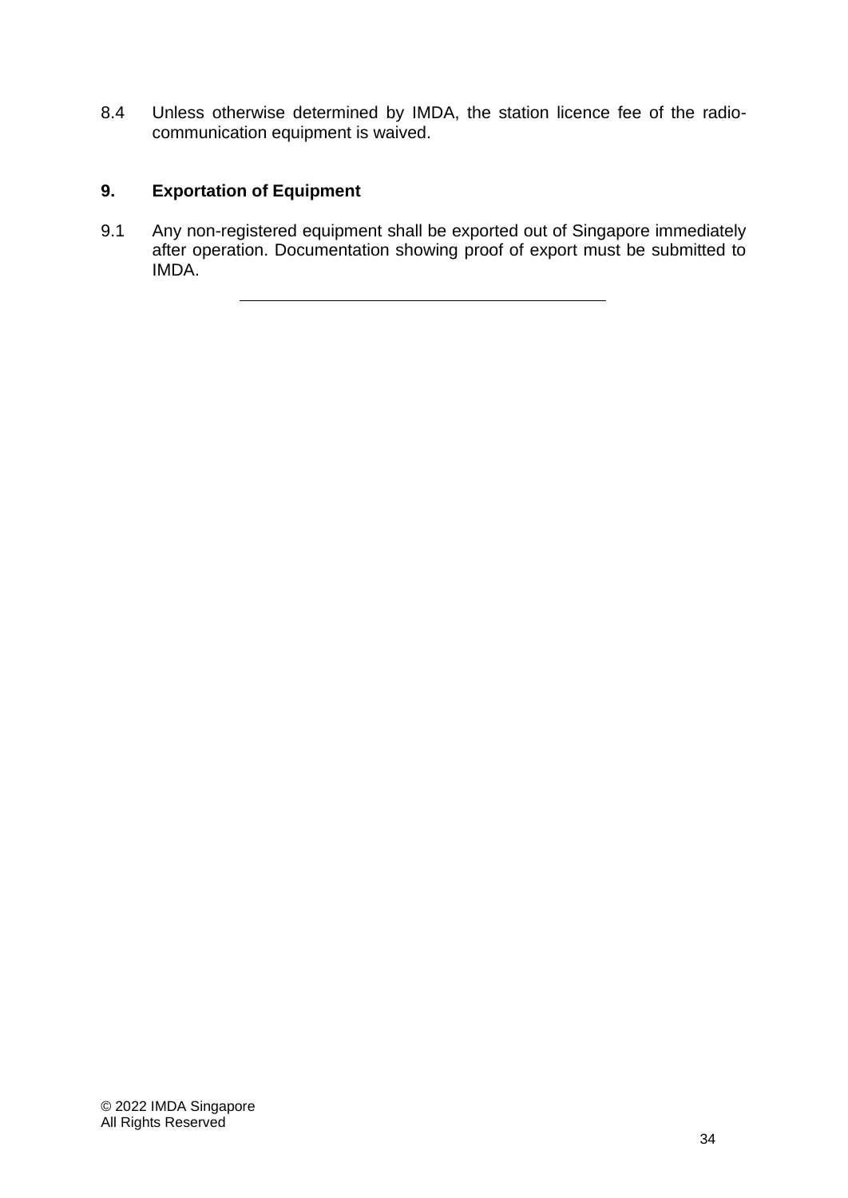8.4 Unless otherwise determined by IMDA, the station licence fee of the radio-communication equipment is waived.

## 9. Exportation of Equipment

9.1 Any non-registered equipment shall be exported out of Singapore immediately after operation. Documentation showing proof of export must be submitted to IMDA.

---

© 2022 IMDA Singapore
All Rights Reserved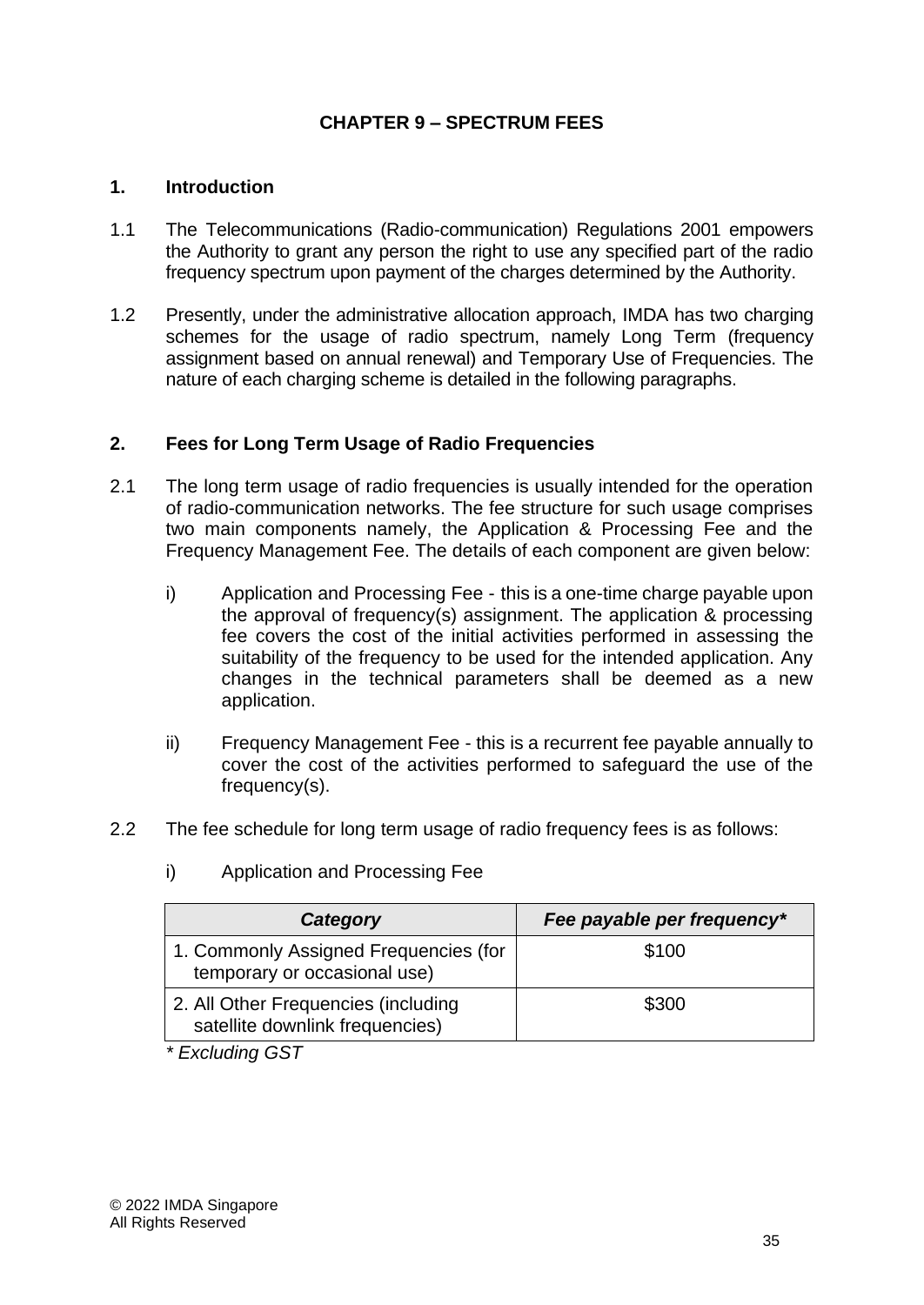# CHAPTER 9 – SPECTRUM FEES

## 1. Introduction

1.1 The Telecommunications (Radio-communication) Regulations 2001 empowers the Authority to grant any person the right to use any specified part of the radio frequency spectrum upon payment of the charges determined by the Authority.

1.2 Presently, under the administrative allocation approach, IMDA has two charging schemes for the usage of radio spectrum, namely Long Term (frequency assignment based on annual renewal) and Temporary Use of Frequencies. The nature of each charging scheme is detailed in the following paragraphs.

## 2. Fees for Long Term Usage of Radio Frequencies

2.1 The long term usage of radio frequencies is usually intended for the operation of radio-communication networks. The fee structure for such usage comprises two main components namely, the Application & Processing Fee and the Frequency Management Fee. The details of each component are given below:

i) Application and Processing Fee - this is a one-time charge payable upon the approval of frequency(s) assignment. The application & processing fee covers the cost of the initial activities performed in assessing the suitability of the frequency to be used for the intended application. Any changes in the technical parameters shall be deemed as a new application.

ii) Frequency Management Fee - this is a recurrent fee payable annually to cover the cost of the activities performed to safeguard the use of the frequency(s).

2.2 The fee schedule for long term usage of radio frequency fees is as follows:

i) Application and Processing Fee

| *Category* | *Fee payable per frequency** |
|---|---|
| 1. Commonly Assigned Frequencies (for temporary or occasional use) | $100 |
| 2. All Other Frequencies (including satellite downlink frequencies) | $300 |

*\* Excluding GST*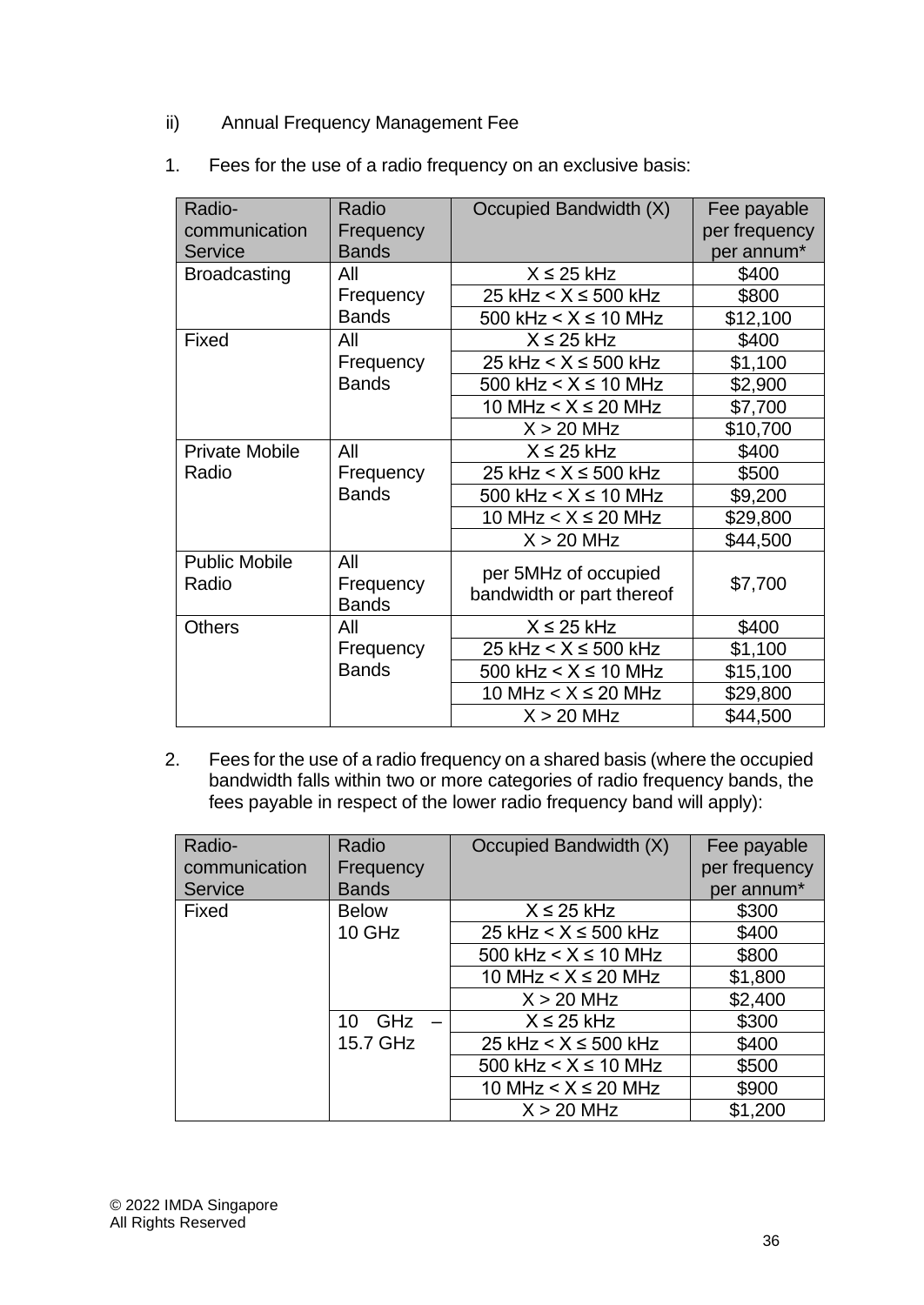ii) Annual Frequency Management Fee

1. Fees for the use of a radio frequency on an exclusive basis:

| Radio-communication Service | Radio Frequency Bands | Occupied Bandwidth (X) | Fee payable per frequency per annum* |
|---|---|---|---|
| Broadcasting | All Frequency Bands | X ≤ 25 kHz | $400 |
| | | 25 kHz < X ≤ 500 kHz | $800 |
| | | 500 kHz < X ≤ 10 MHz | $12,100 |
| Fixed | All Frequency Bands | X ≤ 25 kHz | $400 |
| | | 25 kHz < X ≤ 500 kHz | $1,100 |
| | | 500 kHz < X ≤ 10 MHz | $2,900 |
| | | 10 MHz < X ≤ 20 MHz | $7,700 |
| | | X > 20 MHz | $10,700 |
| Private Mobile Radio | All Frequency Bands | X ≤ 25 kHz | $400 |
| | | 25 kHz < X ≤ 500 kHz | $500 |
| | | 500 kHz < X ≤ 10 MHz | $9,200 |
| | | 10 MHz < X ≤ 20 MHz | $29,800 |
| | | X > 20 MHz | $44,500 |
| Public Mobile Radio | All Frequency Bands | per 5MHz of occupied bandwidth or part thereof | $7,700 |
| Others | All Frequency Bands | X ≤ 25 kHz | $400 |
| | | 25 kHz < X ≤ 500 kHz | $1,100 |
| | | 500 kHz < X ≤ 10 MHz | $15,100 |
| | | 10 MHz < X ≤ 20 MHz | $29,800 |
| | | X > 20 MHz | $44,500 |

2. Fees for the use of a radio frequency on a shared basis (where the occupied bandwidth falls within two or more categories of radio frequency bands, the fees payable in respect of the lower radio frequency band will apply):

| Radio-communication Service | Radio Frequency Bands | Occupied Bandwidth (X) | Fee payable per frequency per annum* |
|---|---|---|---|
| Fixed | Below 10 GHz | X ≤ 25 kHz | $300 |
| | | 25 kHz < X ≤ 500 kHz | $400 |
| | | 500 kHz < X ≤ 10 MHz | $800 |
| | | 10 MHz < X ≤ 20 MHz | $1,800 |
| | | X > 20 MHz | $2,400 |
| | 10 GHz – 15.7 GHz | X ≤ 25 kHz | $300 |
| | | 25 kHz < X ≤ 500 kHz | $400 |
| | | 500 kHz < X ≤ 10 MHz | $500 |
| | | 10 MHz < X ≤ 20 MHz | $900 |
| | | X > 20 MHz | $1,200 |

© 2022 IMDA Singapore
All Rights Reserved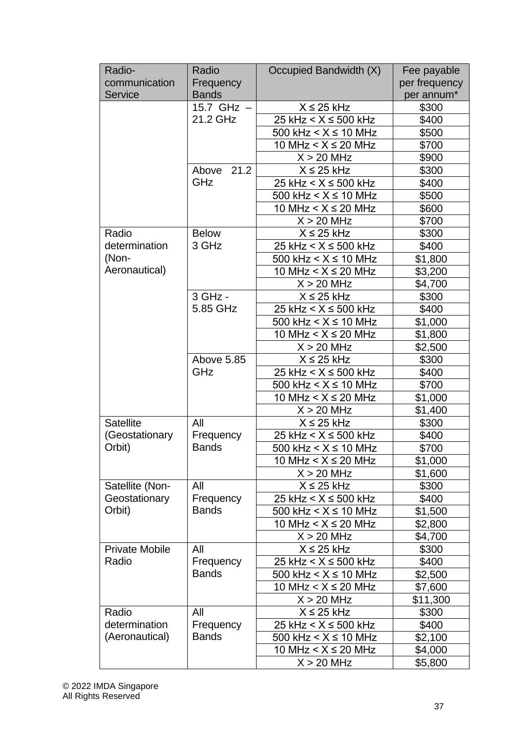| Radio-communication Service | Radio Frequency Bands | Occupied Bandwidth (X) | Fee payable per frequency per annum* |
|---|---|---|---|
| | 15.7 GHz – 21.2 GHz | X ≤ 25 kHz | $300 |
| | | 25 kHz < X ≤ 500 kHz | $400 |
| | | 500 kHz < X ≤ 10 MHz | $500 |
| | | 10 MHz < X ≤ 20 MHz | $700 |
| | | X > 20 MHz | $900 |
| | Above 21.2 GHz | X ≤ 25 kHz | $300 |
| | | 25 kHz < X ≤ 500 kHz | $400 |
| | | 500 kHz < X ≤ 10 MHz | $500 |
| | | 10 MHz < X ≤ 20 MHz | $600 |
| | | X > 20 MHz | $700 |
| Radio determination (Non-Aeronautical) | Below 3 GHz | X ≤ 25 kHz | $300 |
| | | 25 kHz < X ≤ 500 kHz | $400 |
| | | 500 kHz < X ≤ 10 MHz | $1,800 |
| | | 10 MHz < X ≤ 20 MHz | $3,200 |
| | | X > 20 MHz | $4,700 |
| | 3 GHz - 5.85 GHz | X ≤ 25 kHz | $300 |
| | | 25 kHz < X ≤ 500 kHz | $400 |
| | | 500 kHz < X ≤ 10 MHz | $1,000 |
| | | 10 MHz < X ≤ 20 MHz | $1,800 |
| | | X > 20 MHz | $2,500 |
| | Above 5.85 GHz | X ≤ 25 kHz | $300 |
| | | 25 kHz < X ≤ 500 kHz | $400 |
| | | 500 kHz < X ≤ 10 MHz | $700 |
| | | 10 MHz < X ≤ 20 MHz | $1,000 |
| | | X > 20 MHz | $1,400 |
| Satellite (Geostationary Orbit) | All Frequency Bands | X ≤ 25 kHz | $300 |
| | | 25 kHz < X ≤ 500 kHz | $400 |
| | | 500 kHz < X ≤ 10 MHz | $700 |
| | | 10 MHz < X ≤ 20 MHz | $1,000 |
| | | X > 20 MHz | $1,600 |
| Satellite (Non-Geostationary Orbit) | All Frequency Bands | X ≤ 25 kHz | $300 |
| | | 25 kHz < X ≤ 500 kHz | $400 |
| | | 500 kHz < X ≤ 10 MHz | $1,500 |
| | | 10 MHz < X ≤ 20 MHz | $2,800 |
| | | X > 20 MHz | $4,700 |
| Private Mobile Radio | All Frequency Bands | X ≤ 25 kHz | $300 |
| | | 25 kHz < X ≤ 500 kHz | $400 |
| | | 500 kHz < X ≤ 10 MHz | $2,500 |
| | | 10 MHz < X ≤ 20 MHz | $7,600 |
| | | X > 20 MHz | $11,300 |
| Radio determination (Aeronautical) | All Frequency Bands | X ≤ 25 kHz | $300 |
| | | 25 kHz < X ≤ 500 kHz | $400 |
| | | 500 kHz < X ≤ 10 MHz | $2,100 |
| | | 10 MHz < X ≤ 20 MHz | $4,000 |
| | | X > 20 MHz | $5,800 |

© 2022 IMDA Singapore
All Rights Reserved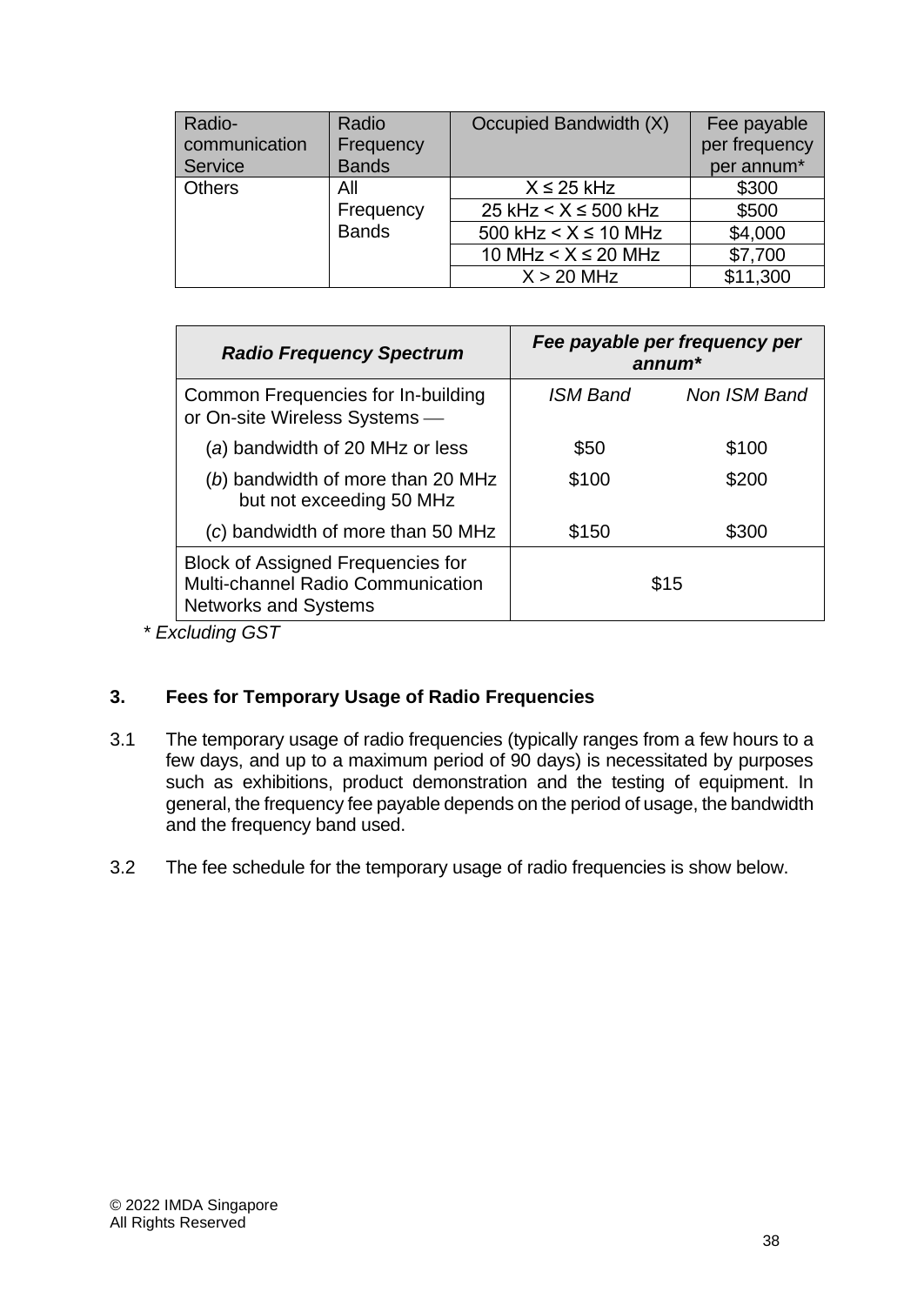| Radio-communication Service | Radio Frequency Bands | Occupied Bandwidth (X) | Fee payable per frequency per annum* |
|---|---|---|---|
| Others | All Frequency Bands | X ≤ 25 kHz | $300 |
| | | 25 kHz < X ≤ 500 kHz | $500 |
| | | 500 kHz < X ≤ 10 MHz | $4,000 |
| | | 10 MHz < X ≤ 20 MHz | $7,700 |
| | | X > 20 MHz | $11,300 |

| ***Radio Frequency Spectrum*** | ***Fee payable per frequency per annum**** | |
|---|---|---|
| Common Frequencies for In-building or On-site Wireless Systems — | *ISM Band* | *Non ISM Band* |
| (*a*) bandwidth of 20 MHz or less | $50 | $100 |
| (*b*) bandwidth of more than 20 MHz but not exceeding 50 MHz | $100 | $200 |
| (*c*) bandwidth of more than 50 MHz | $150 | $300 |
| Block of Assigned Frequencies for Multi-channel Radio Communication Networks and Systems | $15 | |

\* *Excluding GST*

## 3. Fees for Temporary Usage of Radio Frequencies

3.1 The temporary usage of radio frequencies (typically ranges from a few hours to a few days, and up to a maximum period of 90 days) is necessitated by purposes such as exhibitions, product demonstration and the testing of equipment. In general, the frequency fee payable depends on the period of usage, the bandwidth and the frequency band used.

3.2 The fee schedule for the temporary usage of radio frequencies is show below.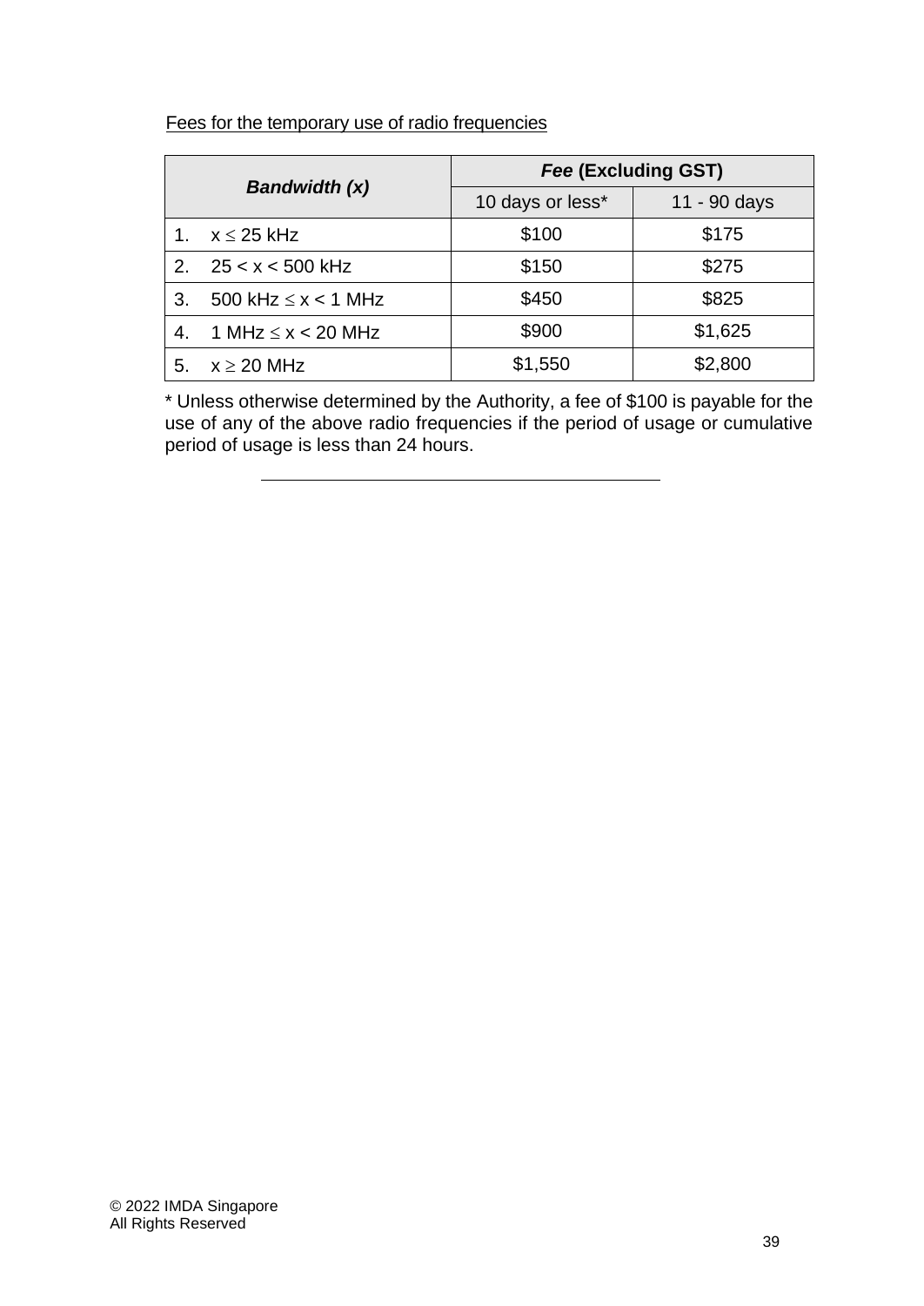Fees for the temporary use of radio frequencies

| ***Bandwidth (x)*** | ***Fee* (Excluding GST)** | |
|---|---|---|
| | 10 days or less* | 11 - 90 days |
| 1. $x \leq 25$ kHz | $100 | $175 |
| 2. $25 < x < 500$ kHz | $150 | $275 |
| 3. 500 kHz $\leq x <$ 1 MHz | $450 | $825 |
| 4. 1 MHz $\leq x <$ 20 MHz | $900 | $1,625 |
| 5. $x \geq 20$ MHz | $1,550 | $2,800 |

\* Unless otherwise determined by the Authority, a fee of $100 is payable for the use of any of the above radio frequencies if the period of usage or cumulative period of usage is less than 24 hours.

---

© 2022 IMDA Singapore
All Rights Reserved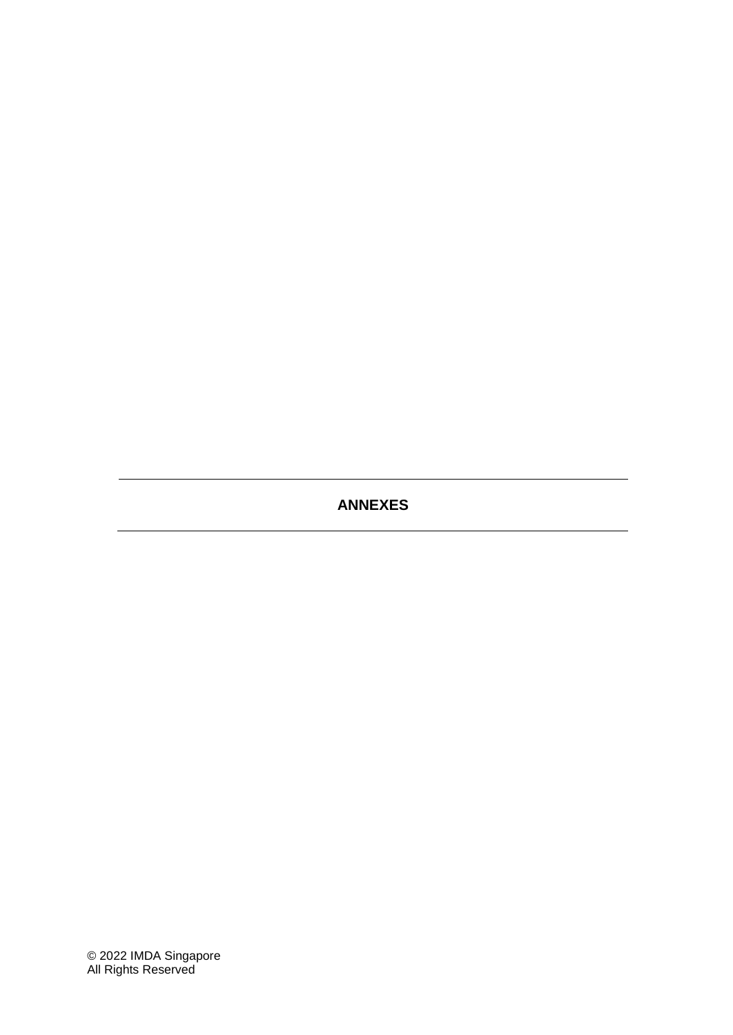# ANNEXES

© 2022 IMDA Singapore
All Rights Reserved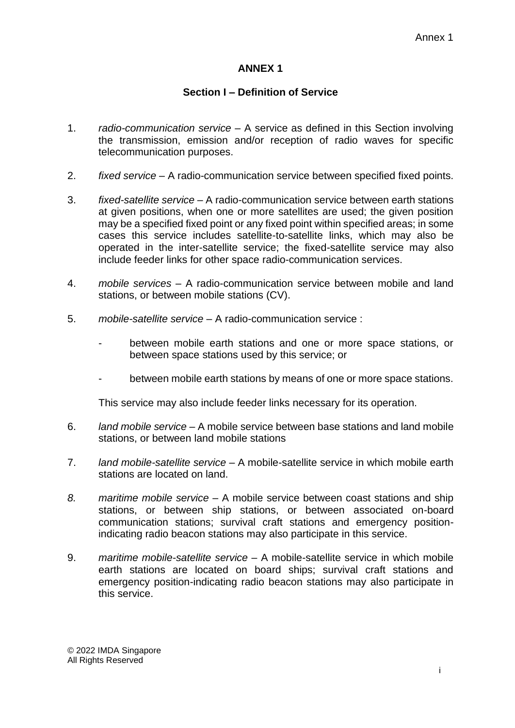# ANNEX 1

## Section I – Definition of Service

1. *radio-communication service* – A service as defined in this Section involving the transmission, emission and/or reception of radio waves for specific telecommunication purposes.

2. *fixed service* – A radio-communication service between specified fixed points.

3. *fixed-satellite service* – A radio-communication service between earth stations at given positions, when one or more satellites are used; the given position may be a specified fixed point or any fixed point within specified areas; in some cases this service includes satellite-to-satellite links, which may also be operated in the inter-satellite service; the fixed-satellite service may also include feeder links for other space radio-communication services.

4. *mobile services* – A radio-communication service between mobile and land stations, or between mobile stations (CV).

5. *mobile-satellite service* – A radio-communication service :

   - between mobile earth stations and one or more space stations, or between space stations used by this service; or

   - between mobile earth stations by means of one or more space stations.

   This service may also include feeder links necessary for its operation.

6. *land mobile service* – A mobile service between base stations and land mobile stations, or between land mobile stations

7. *land mobile-satellite service* – A mobile-satellite service in which mobile earth stations are located on land.

8. *maritime mobile service* – A mobile service between coast stations and ship stations, or between ship stations, or between associated on-board communication stations; survival craft stations and emergency position-indicating radio beacon stations may also participate in this service.

9. *maritime mobile-satellite service* – A mobile-satellite service in which mobile earth stations are located on board ships; survival craft stations and emergency position-indicating radio beacon stations may also participate in this service.

© 2022 IMDA Singapore
All Rights Reserved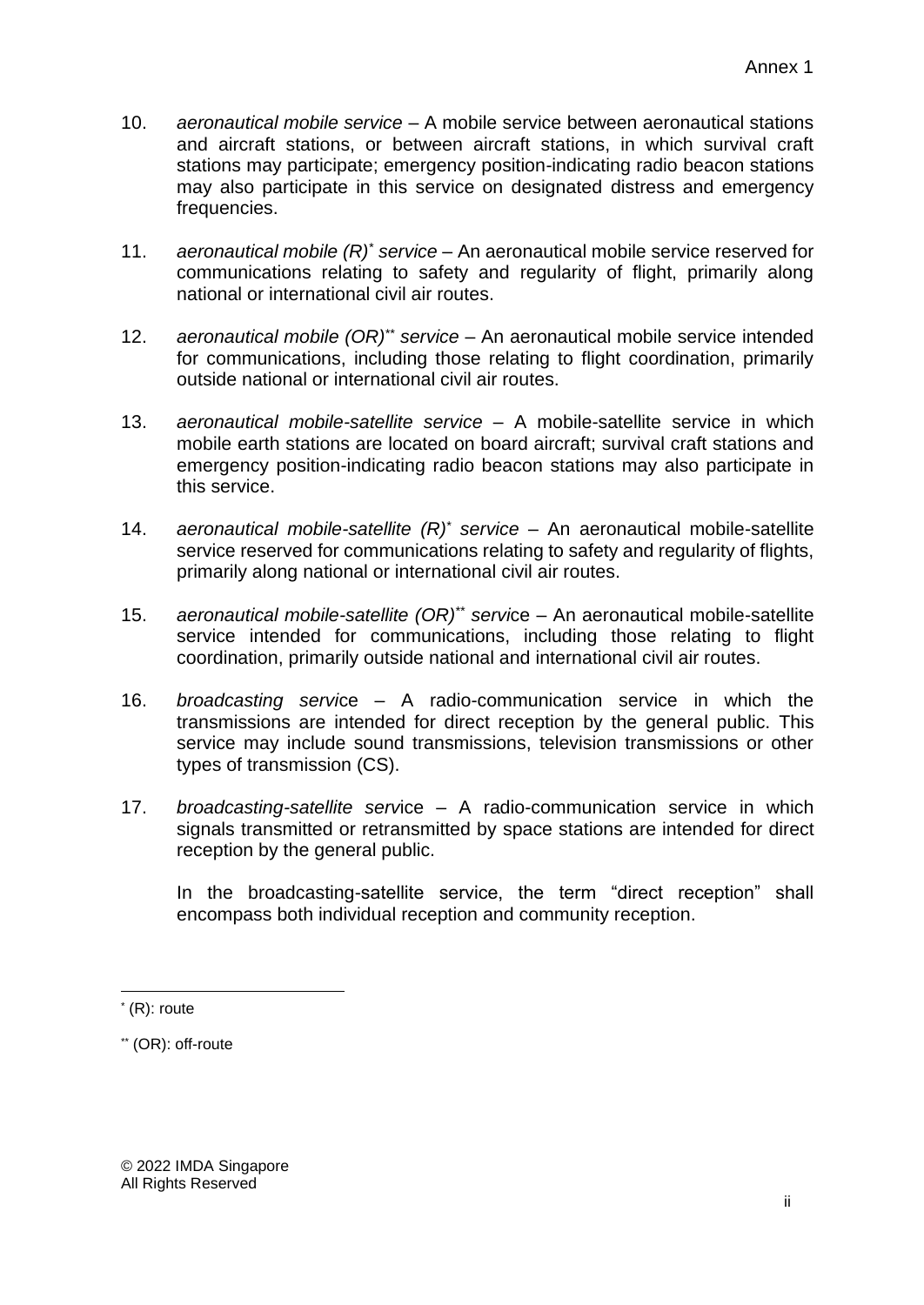10. *aeronautical mobile service* – A mobile service between aeronautical stations and aircraft stations, or between aircraft stations, in which survival craft stations may participate; emergency position-indicating radio beacon stations may also participate in this service on designated distress and emergency frequencies.

11. *aeronautical mobile (R)*[*] *service* – An aeronautical mobile service reserved for communications relating to safety and regularity of flight, primarily along national or international civil air routes.

12. *aeronautical mobile (OR)*[**] *service* – An aeronautical mobile service intended for communications, including those relating to flight coordination, primarily outside national or international civil air routes.

13. *aeronautical mobile-satellite service* – A mobile-satellite service in which mobile earth stations are located on board aircraft; survival craft stations and emergency position-indicating radio beacon stations may also participate in this service.

14. *aeronautical mobile-satellite (R)*[*] *service* – An aeronautical mobile-satellite service reserved for communications relating to safety and regularity of flights, primarily along national or international civil air routes.

15. *aeronautical mobile-satellite (OR)*[**] *service* – An aeronautical mobile-satellite service intended for communications, including those relating to flight coordination, primarily outside national and international civil air routes.

16. *broadcasting service* – A radio-communication service in which the transmissions are intended for direct reception by the general public. This service may include sound transmissions, television transmissions or other types of transmission (CS).

17. *broadcasting-satellite service* – A radio-communication service in which signals transmitted or retransmitted by space stations are intended for direct reception by the general public.

    In the broadcasting-satellite service, the term "direct reception" shall encompass both individual reception and community reception.

---

[*] (R): route

[**] (OR): off-route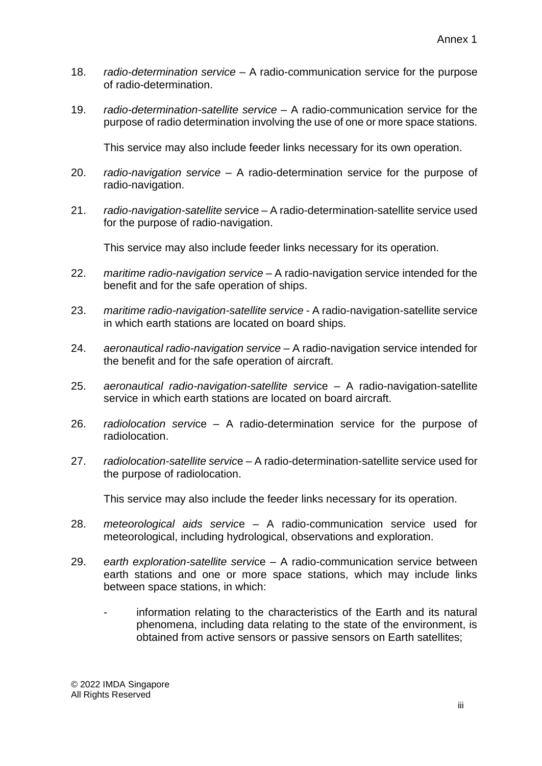18. *radio-determination service* – A radio-communication service for the purpose of radio-determination.

19. *radio-determination-satellite service* – A radio-communication service for the purpose of radio determination involving the use of one or more space stations.

    This service may also include feeder links necessary for its own operation.

20. *radio-navigation service* – A radio-determination service for the purpose of radio-navigation.

21. *radio-navigation-satellite serv*ice – A radio-determination-satellite service used for the purpose of radio-navigation.

    This service may also include feeder links necessary for its operation.

22. *maritime radio-navigation service* – A radio-navigation service intended for the benefit and for the safe operation of ships.

23. *maritime radio-navigation-satellite service* - A radio-navigation-satellite service in which earth stations are located on board ships.

24. *aeronautical radio-navigation service* – A radio-navigation service intended for the benefit and for the safe operation of aircraft.

25. *aeronautical radio-navigation-satellite serv*ice – A radio-navigation-satellite service in which earth stations are located on board aircraft.

26. *radiolocation serv*ice – A radio-determination service for the purpose of radiolocation.

27. *radiolocation-satellite servic*e – A radio-determination-satellite service used for the purpose of radiolocation.

    This service may also include the feeder links necessary for its operation.

28. *meteorological aids servic*e – A radio-communication service used for meteorological, including hydrological, observations and exploration.

29. *earth exploration-satellite serv*ice – A radio-communication service between earth stations and one or more space stations, which may include links between space stations, in which:

    - information relating to the characteristics of the Earth and its natural phenomena, including data relating to the state of the environment, is obtained from active sensors or passive sensors on Earth satellites;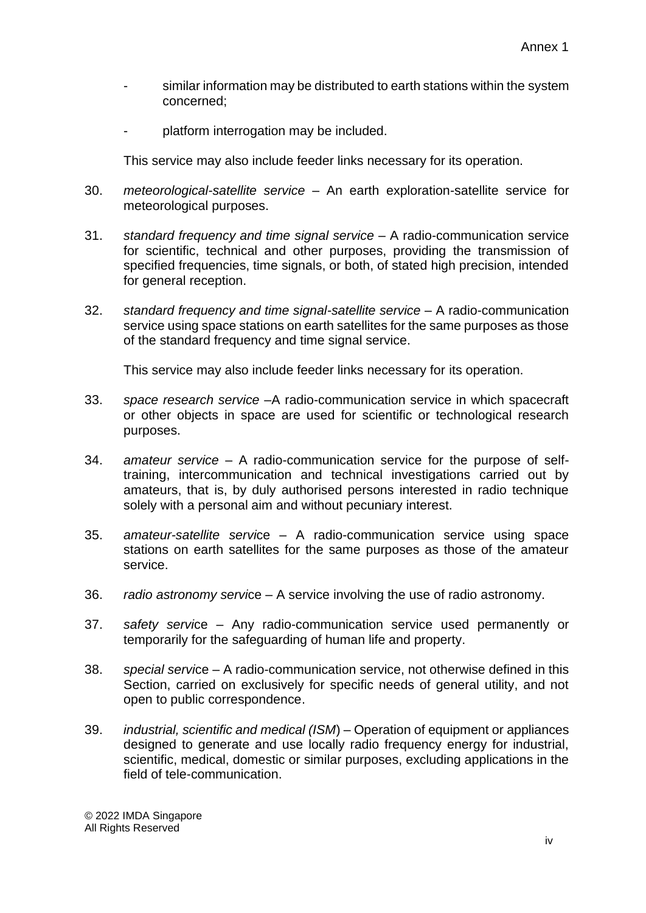- similar information may be distributed to earth stations within the system concerned;

- platform interrogation may be included.

This service may also include feeder links necessary for its operation.

30. *meteorological-satellite service* – An earth exploration-satellite service for meteorological purposes.

31. *standard frequency and time signal service* – A radio-communication service for scientific, technical and other purposes, providing the transmission of specified frequencies, time signals, or both, of stated high precision, intended for general reception.

32. *standard frequency and time signal-satellite service* – A radio-communication service using space stations on earth satellites for the same purposes as those of the standard frequency and time signal service.

    This service may also include feeder links necessary for its operation.

33. *space research service* –A radio-communication service in which spacecraft or other objects in space are used for scientific or technological research purposes.

34. *amateur service* – A radio-communication service for the purpose of self-training, intercommunication and technical investigations carried out by amateurs, that is, by duly authorised persons interested in radio technique solely with a personal aim and without pecuniary interest.

35. *amateur-satellite servi*ce – A radio-communication service using space stations on earth satellites for the same purposes as those of the amateur service.

36. *radio astronomy servi*ce – A service involving the use of radio astronomy.

37. *safety servi*ce – Any radio-communication service used permanently or temporarily for the safeguarding of human life and property.

38. *special servi*ce – A radio-communication service, not otherwise defined in this Section, carried on exclusively for specific needs of general utility, and not open to public correspondence.

39. *industrial, scientific and medical (ISM*) – Operation of equipment or appliances designed to generate and use locally radio frequency energy for industrial, scientific, medical, domestic or similar purposes, excluding applications in the field of tele-communication.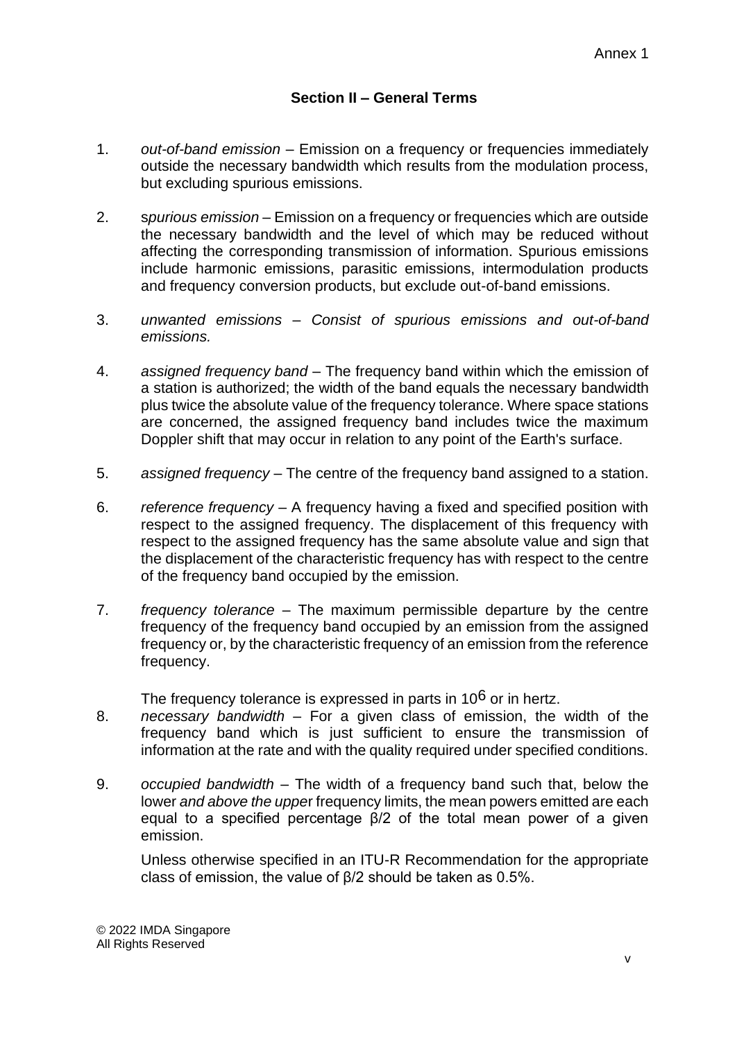Annex 1

## Section II – General Terms

1. *out-of-band emission* – Emission on a frequency or frequencies immediately outside the necessary bandwidth which results from the modulation process, but excluding spurious emissions.

2. s*purious emission* – Emission on a frequency or frequencies which are outside the necessary bandwidth and the level of which may be reduced without affecting the corresponding transmission of information. Spurious emissions include harmonic emissions, parasitic emissions, intermodulation products and frequency conversion products, but exclude out-of-band emissions.

3. *unwanted emissions – Consist of spurious emissions and out-of-band emissions.*

4. *assigned frequency band* – The frequency band within which the emission of a station is authorized; the width of the band equals the necessary bandwidth plus twice the absolute value of the frequency tolerance. Where space stations are concerned, the assigned frequency band includes twice the maximum Doppler shift that may occur in relation to any point of the Earth's surface.

5. *assigned frequency* – The centre of the frequency band assigned to a station.

6. *reference frequency* – A frequency having a fixed and specified position with respect to the assigned frequency. The displacement of this frequency with respect to the assigned frequency has the same absolute value and sign that the displacement of the characteristic frequency has with respect to the centre of the frequency band occupied by the emission.

7. *frequency tolerance* – The maximum permissible departure by the centre frequency of the frequency band occupied by an emission from the assigned frequency or, by the characteristic frequency of an emission from the reference frequency.

   The frequency tolerance is expressed in parts in $10^6$ or in hertz.

8. *necessary bandwidth* – For a given class of emission, the width of the frequency band which is just sufficient to ensure the transmission of information at the rate and with the quality required under specified conditions.

9. *occupied bandwidth* – The width of a frequency band such that, below the lower *and above the uppe*r frequency limits, the mean powers emitted are each equal to a specified percentage β/2 of the total mean power of a given emission.

   Unless otherwise specified in an ITU-R Recommendation for the appropriate class of emission, the value of β/2 should be taken as 0.5%.

© 2022 IMDA Singapore
All Rights Reserved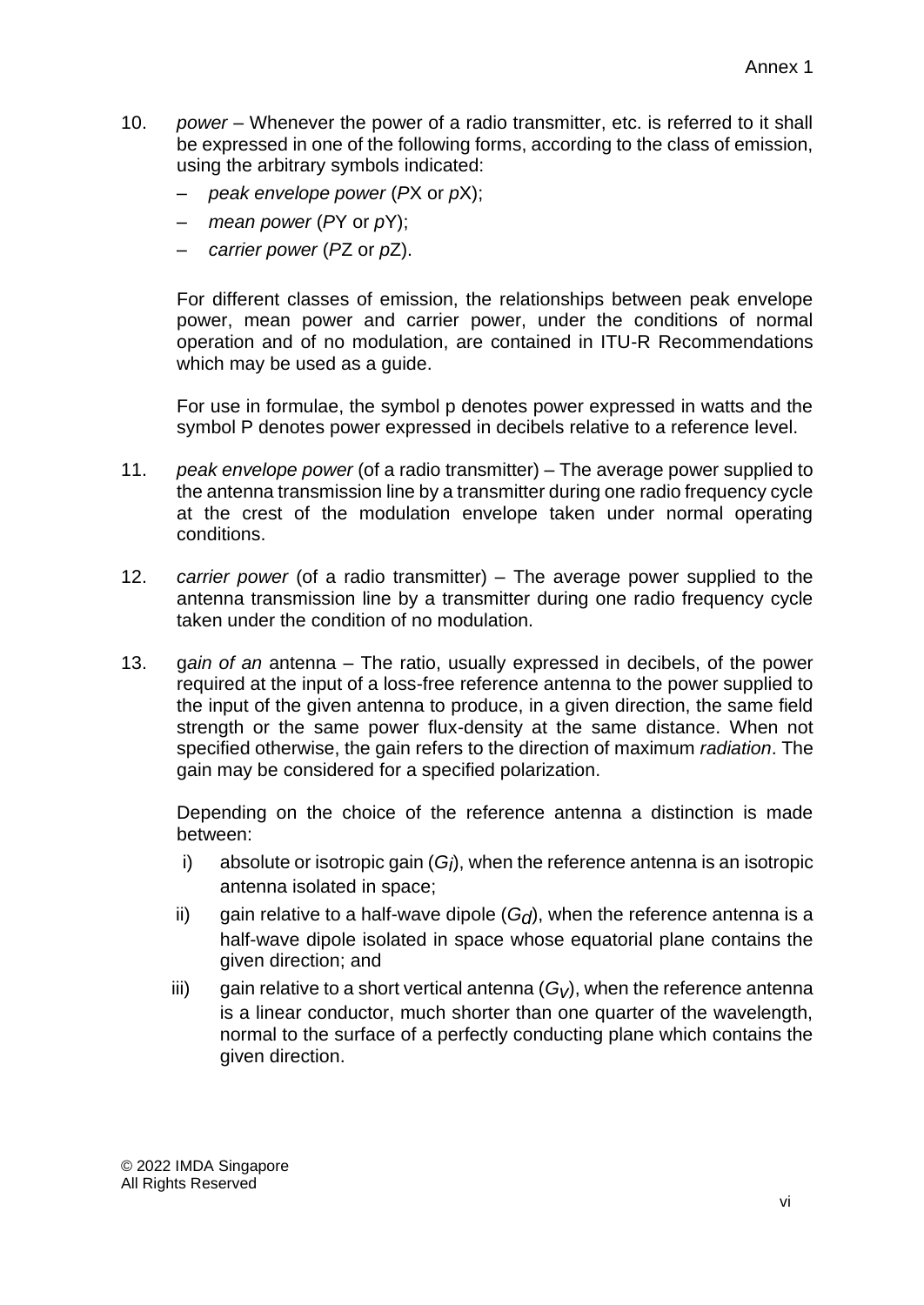10. *power* – Whenever the power of a radio transmitter, etc. is referred to it shall be expressed in one of the following forms, according to the class of emission, using the arbitrary symbols indicated:

   – *peak envelope power* (*P*X or *p*X);

   – *mean power* (*P*Y or *p*Y);

   – *carrier power* (*P*Z or *p*Z).

   For different classes of emission, the relationships between peak envelope power, mean power and carrier power, under the conditions of normal operation and of no modulation, are contained in ITU-R Recommendations which may be used as a guide.

   For use in formulae, the symbol p denotes power expressed in watts and the symbol P denotes power expressed in decibels relative to a reference level.

11. *peak envelope power* (of a radio transmitter) – The average power supplied to the antenna transmission line by a transmitter during one radio frequency cycle at the crest of the modulation envelope taken under normal operating conditions.

12. *carrier power* (of a radio transmitter) – The average power supplied to the antenna transmission line by a transmitter during one radio frequency cycle taken under the condition of no modulation.

13. g*ain of an* antenna – The ratio, usually expressed in decibels, of the power required at the input of a loss-free reference antenna to the power supplied to the input of the given antenna to produce, in a given direction, the same field strength or the same power flux-density at the same distance. When not specified otherwise, the gain refers to the direction of maximum *radiation*. The gain may be considered for a specified polarization.

   Depending on the choice of the reference antenna a distinction is made between:

   i) absolute or isotropic gain ($G_i$), when the reference antenna is an isotropic antenna isolated in space;

   ii) gain relative to a half-wave dipole ($G_d$), when the reference antenna is a half-wave dipole isolated in space whose equatorial plane contains the given direction; and

   iii) gain relative to a short vertical antenna ($G_v$), when the reference antenna is a linear conductor, much shorter than one quarter of the wavelength, normal to the surface of a perfectly conducting plane which contains the given direction.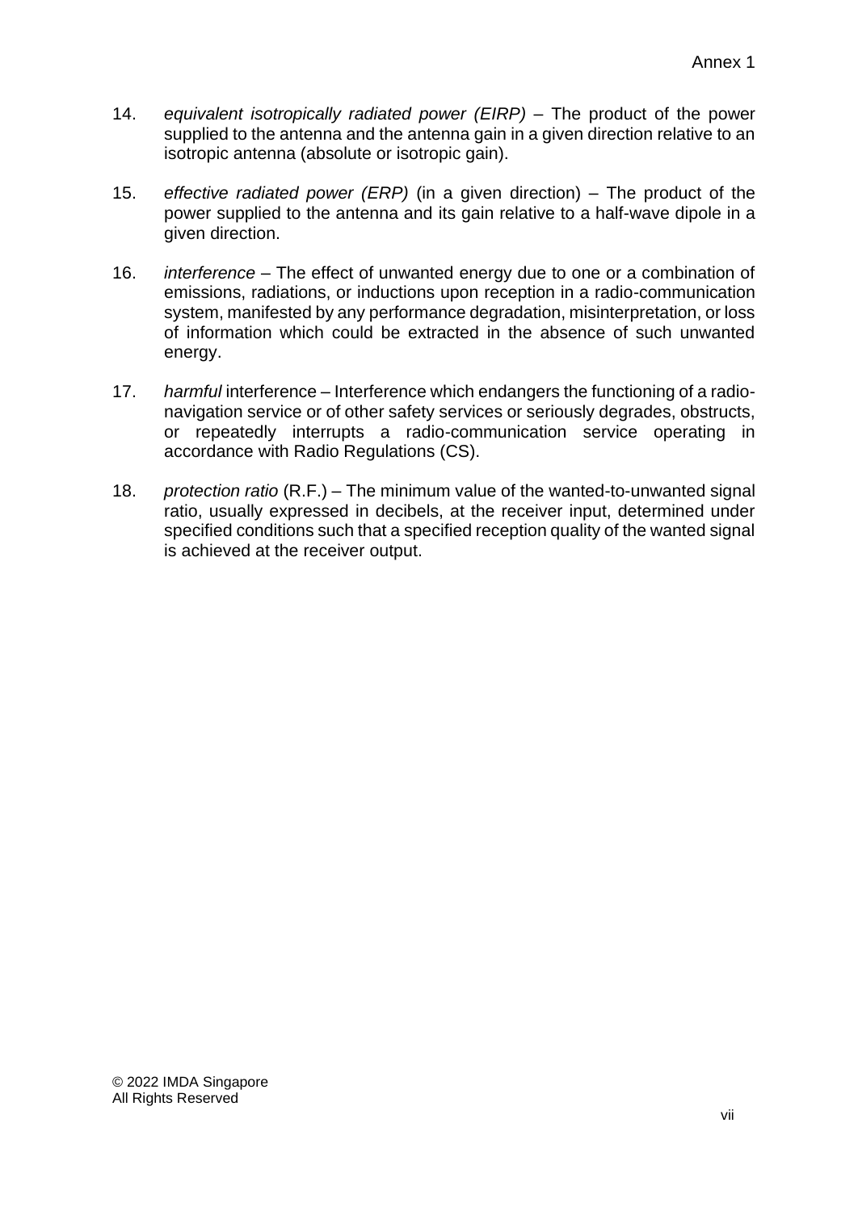14. *equivalent isotropically radiated power (EIRP)* – The product of the power supplied to the antenna and the antenna gain in a given direction relative to an isotropic antenna (absolute or isotropic gain).

15. *effective radiated power (ERP)* (in a given direction) – The product of the power supplied to the antenna and its gain relative to a half-wave dipole in a given direction.

16. *interference* – The effect of unwanted energy due to one or a combination of emissions, radiations, or inductions upon reception in a radio-communication system, manifested by any performance degradation, misinterpretation, or loss of information which could be extracted in the absence of such unwanted energy.

17. *harmful* interference – Interference which endangers the functioning of a radio-navigation service or of other safety services or seriously degrades, obstructs, or repeatedly interrupts a radio-communication service operating in accordance with Radio Regulations (CS).

18. *protection ratio* (R.F.) – The minimum value of the wanted-to-unwanted signal ratio, usually expressed in decibels, at the receiver input, determined under specified conditions such that a specified reception quality of the wanted signal is achieved at the receiver output.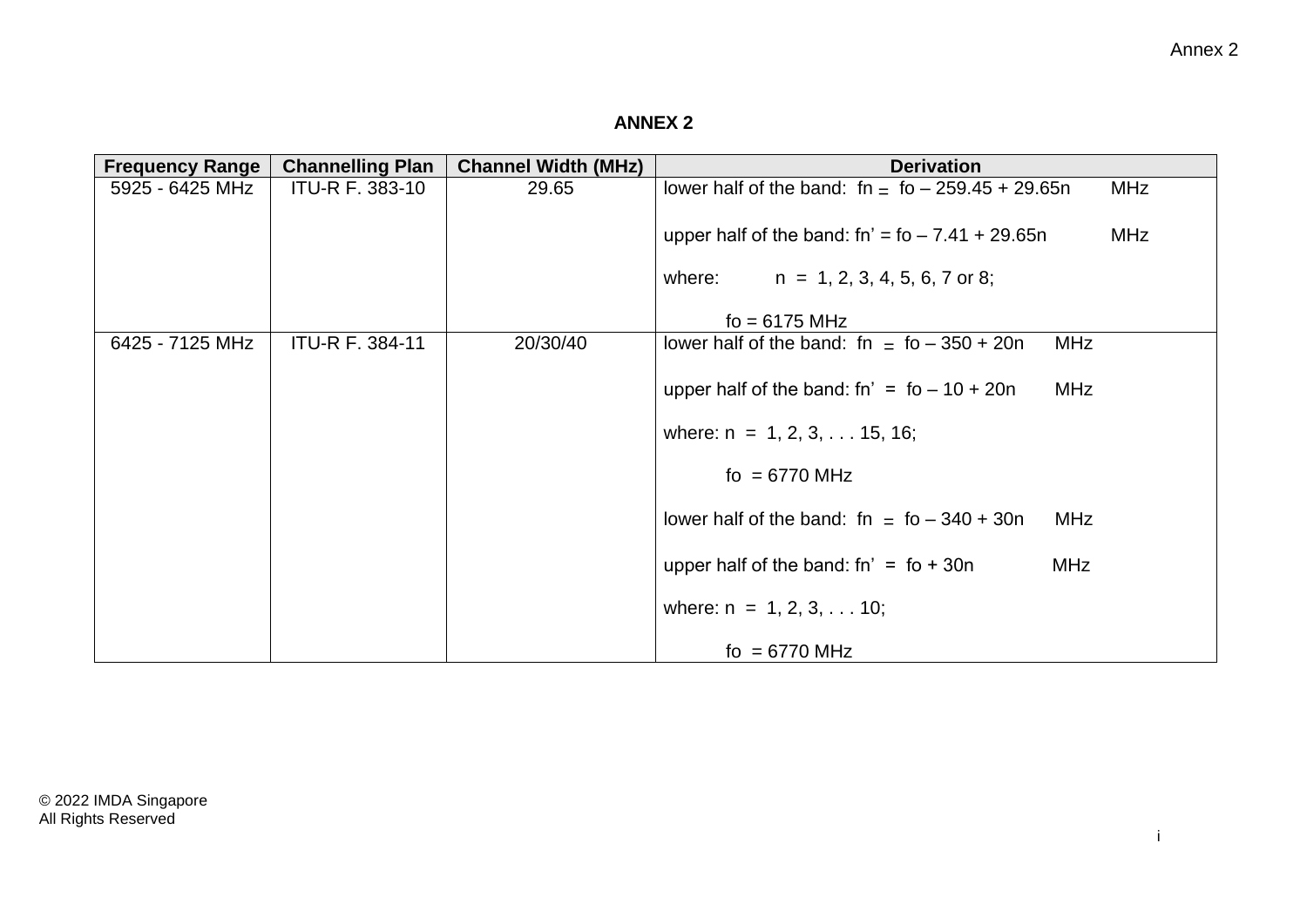**ANNEX 2**

| Frequency Range | Channelling Plan | Channel Width (MHz) | Derivation |
|---|---|---|---|
| 5925 - 6425 MHz | ITU-R F. 383-10 | 29.65 | lower half of the band: $f_n = f_o - 259.45 + 29.65n$ MHz<br><br>upper half of the band: $f_n' = f_o - 7.41 + 29.65n$ MHz<br><br>where: n = 1, 2, 3, 4, 5, 6, 7 or 8;<br><br>$f_o$ = 6175 MHz |
| 6425 - 7125 MHz | ITU-R F. 384-11 | 20/30/40 | lower half of the band: $f_n = f_o - 350 + 20n$ MHz<br><br>upper half of the band: $f_n' = f_o - 10 + 20n$ MHz<br><br>where: n = 1, 2, 3, . . . 15, 16;<br><br>$f_o$ = 6770 MHz<br><br>lower half of the band: $f_n = f_o - 340 + 30n$ MHz<br><br>upper half of the band: $f_n' = f_o + 30n$ MHz<br><br>where: n = 1, 2, 3, . . . 10;<br><br>$f_o$ = 6770 MHz |

© 2022 IMDA Singapore
All Rights Reserved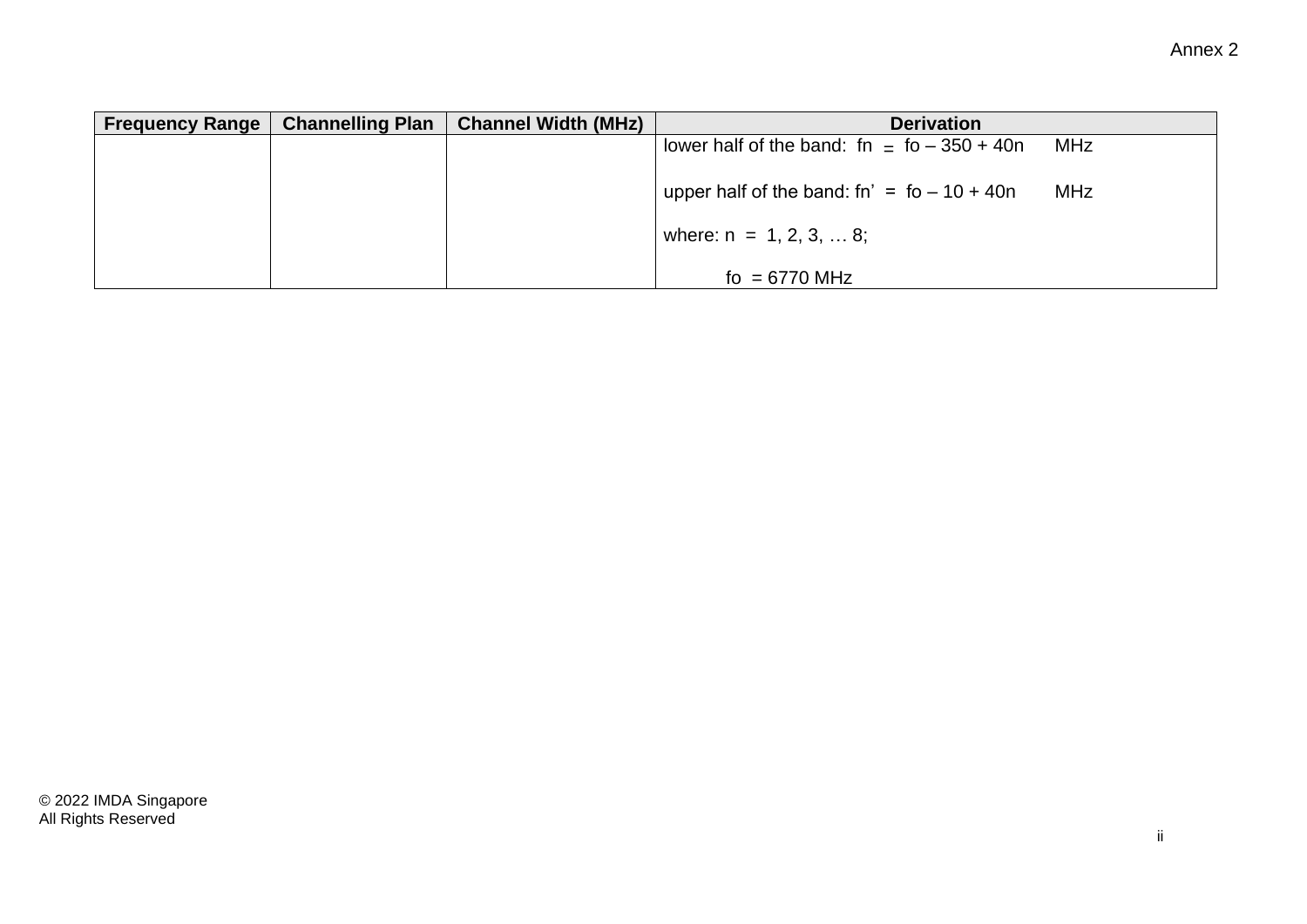| Frequency Range | Channelling Plan | Channel Width (MHz) | Derivation |
|---|---|---|---|
| | | | lower half of the band: $f_n = f_o - 350 + 40n$ MHz<br><br>upper half of the band: $f_n' = f_o - 10 + 40n$ MHz<br><br>where: $n = 1, 2, 3, \ldots 8$;<br><br>$f_o = 6770$ MHz |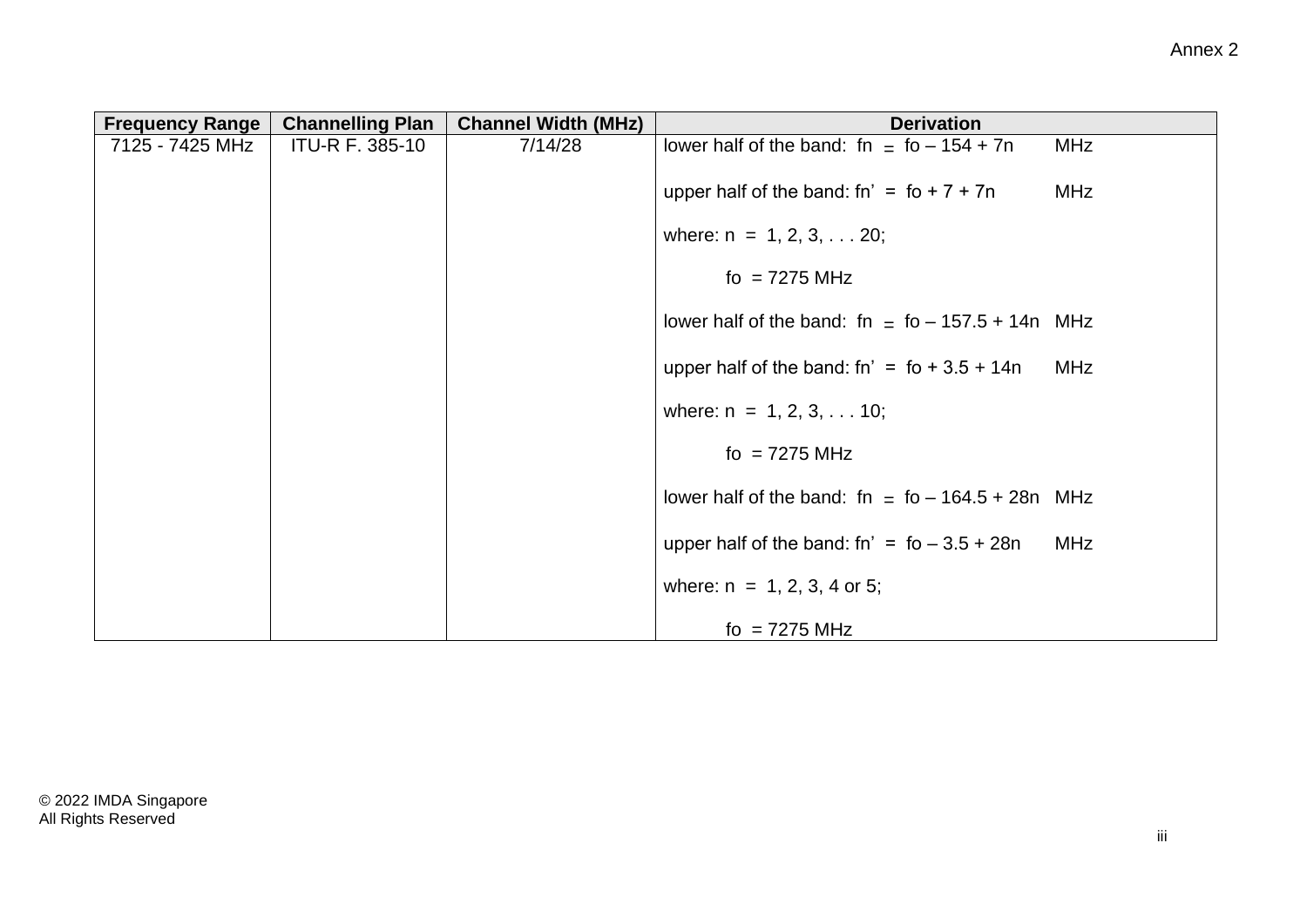| Frequency Range | Channelling Plan | Channel Width (MHz) | Derivation |
|---|---|---|---|
| 7125 - 7425 MHz | ITU-R F. 385-10 | 7/14/28 | lower half of the band: $f_n = f_o - 154 + 7n$ MHz<br><br>upper half of the band: $f_n' = f_o + 7 + 7n$ MHz<br><br>where: $n = 1, 2, 3, \ldots 20$;<br><br>$f_o = 7275$ MHz<br><br>lower half of the band: $f_n = f_o - 157.5 + 14n$ MHz<br><br>upper half of the band: $f_n' = f_o + 3.5 + 14n$ MHz<br><br>where: $n = 1, 2, 3, \ldots 10$;<br><br>$f_o = 7275$ MHz<br><br>lower half of the band: $f_n = f_o - 164.5 + 28n$ MHz<br><br>upper half of the band: $f_n' = f_o - 3.5 + 28n$ MHz<br><br>where: $n = 1, 2, 3, 4$ or $5$;<br><br>$f_o = 7275$ MHz |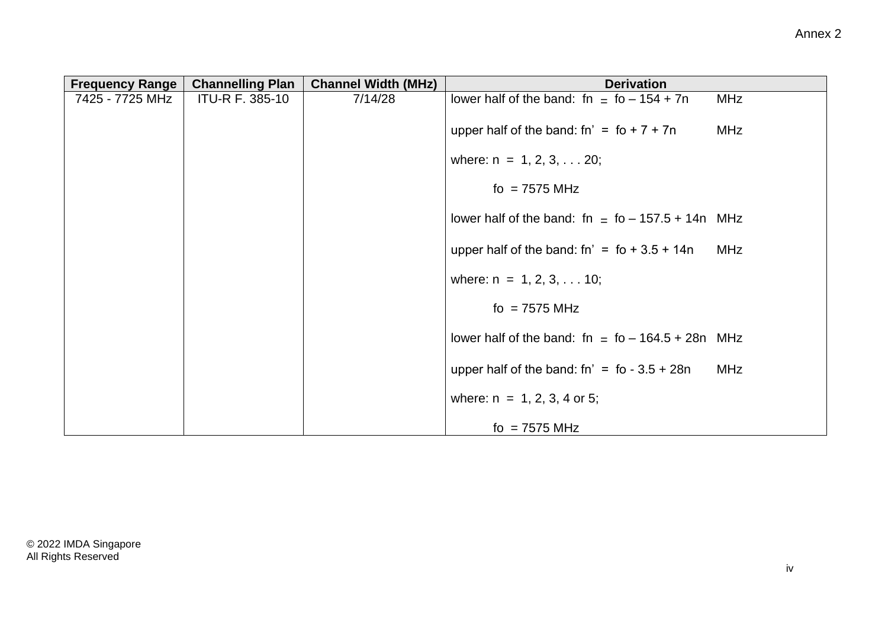| Frequency Range | Channelling Plan | Channel Width (MHz) | Derivation |
|---|---|---|---|
| 7425 - 7725 MHz | ITU-R F. 385-10 | 7/14/28 | lower half of the band: fn = fo – 154 + 7n MHz<br><br>upper half of the band: fn’ = fo + 7 + 7n MHz<br><br>where: n = 1, 2, 3, . . . 20;<br><br>fo = 7575 MHz<br><br>lower half of the band: fn = fo – 157.5 + 14n MHz<br><br>upper half of the band: fn’ = fo + 3.5 + 14n MHz<br><br>where: n = 1, 2, 3, . . . 10;<br><br>fo = 7575 MHz<br><br>lower half of the band: fn = fo – 164.5 + 28n MHz<br><br>upper half of the band: fn’ = fo - 3.5 + 28n MHz<br><br>where: n = 1, 2, 3, 4 or 5;<br><br>fo = 7575 MHz |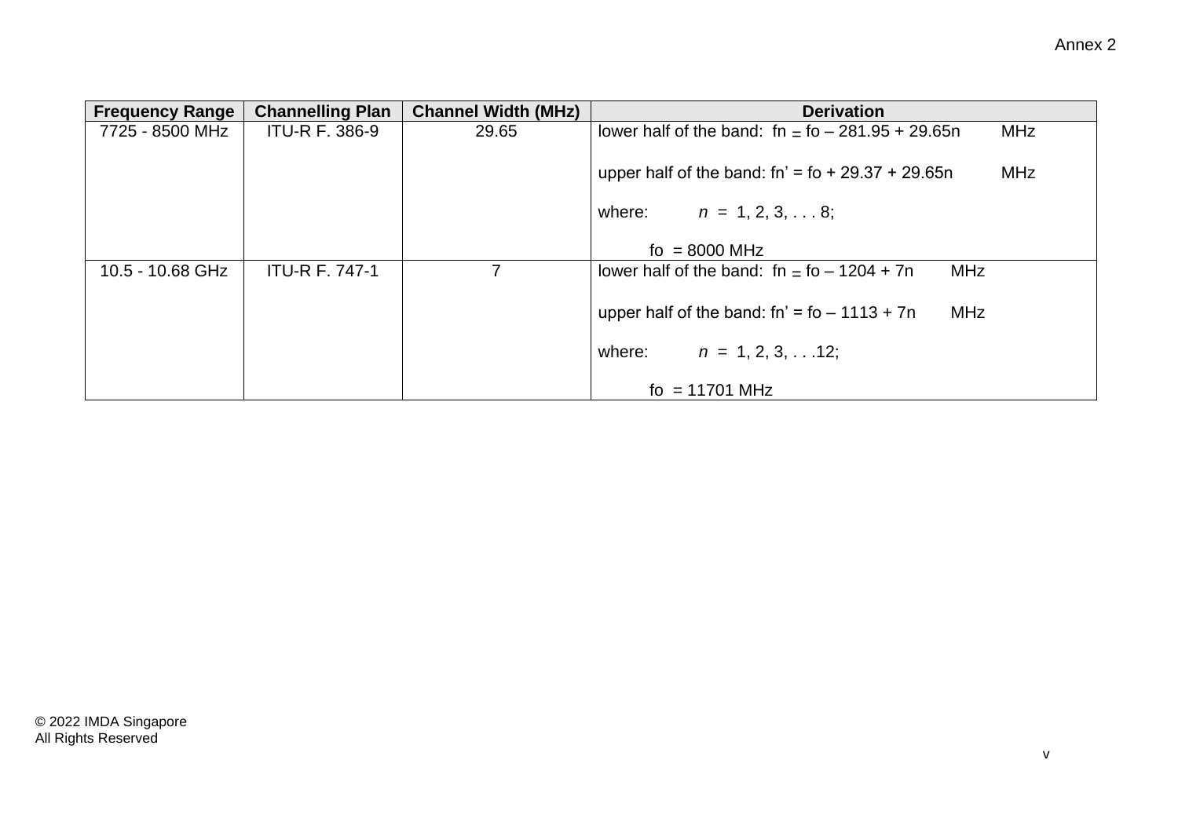| Frequency Range | Channelling Plan | Channel Width (MHz) | Derivation |
|---|---|---|---|
| 7725 - 8500 MHz | ITU-R F. 386-9 | 29.65 | lower half of the band: $f_n = f_o - 281.95 + 29.65n$ MHz<br><br>upper half of the band: $f_n' = f_o + 29.37 + 29.65n$ MHz<br><br>where: $n = 1, 2, 3, \ldots 8$;<br><br>$f_o = 8000$ MHz |
| 10.5 - 10.68 GHz | ITU-R F. 747-1 | 7 | lower half of the band: $f_n = f_o - 1204 + 7n$ MHz<br><br>upper half of the band: $f_n' = f_o - 1113 + 7n$ MHz<br><br>where: $n = 1, 2, 3, \ldots 12$;<br><br>$f_o = 11701$ MHz |

© 2022 IMDA Singapore
All Rights Reserved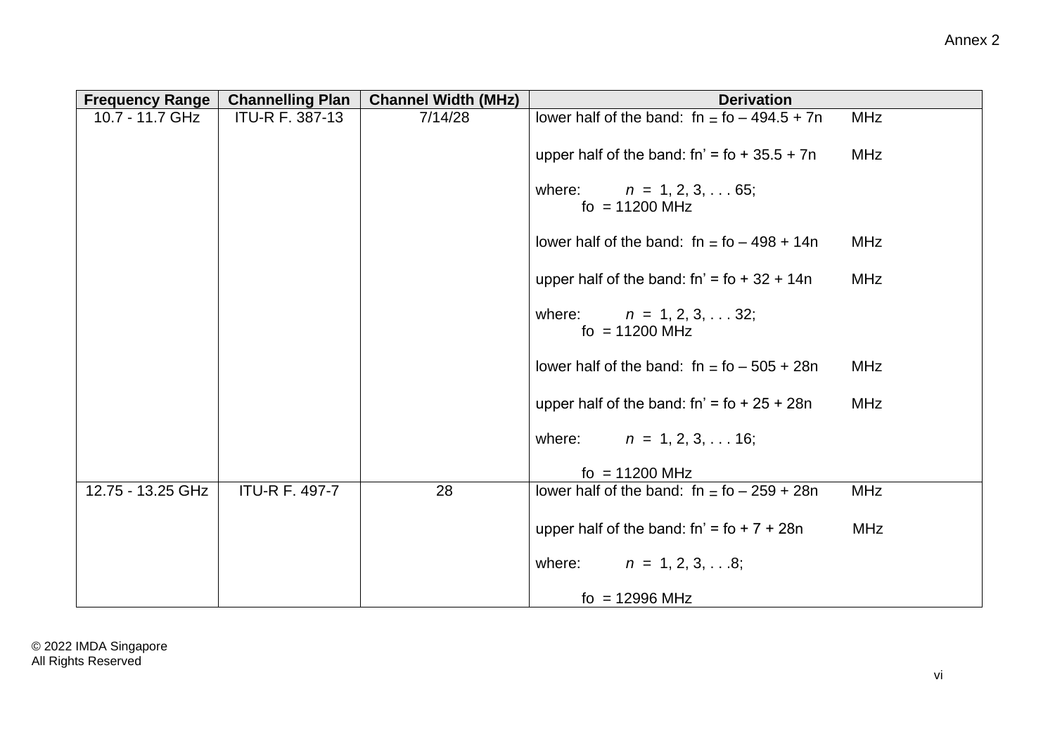| Frequency Range | Channelling Plan | Channel Width (MHz) | Derivation |
|---|---|---|---|
| 10.7 - 11.7 GHz | ITU-R F. 387-13 | 7/14/28 | lower half of the band: fn = fo – 494.5 + 7n MHz<br><br>upper half of the band: fn’ = fo + 35.5 + 7n MHz<br><br>where: *n* = 1, 2, 3, . . . 65;<br>fo = 11200 MHz<br><br>lower half of the band: fn = fo – 498 + 14n MHz<br><br>upper half of the band: fn’ = fo + 32 + 14n MHz<br><br>where: *n* = 1, 2, 3, . . . 32;<br>fo = 11200 MHz<br><br>lower half of the band: fn = fo – 505 + 28n MHz<br><br>upper half of the band: fn’ = fo + 25 + 28n MHz<br><br>where: *n* = 1, 2, 3, . . . 16;<br><br>fo = 11200 MHz |
| 12.75 - 13.25 GHz | ITU-R F. 497-7 | 28 | lower half of the band: fn = fo – 259 + 28n MHz<br><br>upper half of the band: fn’ = fo + 7 + 28n MHz<br><br>where: *n* = 1, 2, 3, . . .8;<br><br>fo = 12996 MHz |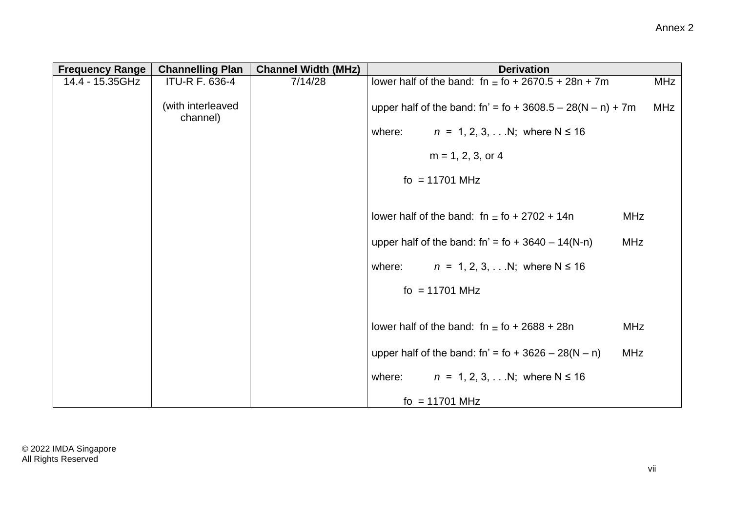| Frequency Range | Channelling Plan | Channel Width (MHz) | Derivation |
|---|---|---|---|
| 14.4 - 15.35GHz | ITU-R F. 636-4<br><br>(with interleaved channel) | 7/14/28 | lower half of the band: fn = fo + 2670.5 + 28n + 7m MHz<br><br>upper half of the band: fn’ = fo + 3608.5 – 28(N – n) + 7m MHz<br><br>where: *n* = 1, 2, 3, . . .N; where N ≤ 16<br><br>m = 1, 2, 3, or 4<br><br>fo = 11701 MHz<br><br>lower half of the band: fn = fo + 2702 + 14n MHz<br><br>upper half of the band: fn’ = fo + 3640 – 14(N-n) MHz<br><br>where: *n* = 1, 2, 3, . . .N; where N ≤ 16<br><br>fo = 11701 MHz<br><br>lower half of the band: fn = fo + 2688 + 28n MHz<br><br>upper half of the band: fn’ = fo + 3626 – 28(N – n) MHz<br><br>where: *n* = 1, 2, 3, . . .N; where N ≤ 16<br><br>fo = 11701 MHz |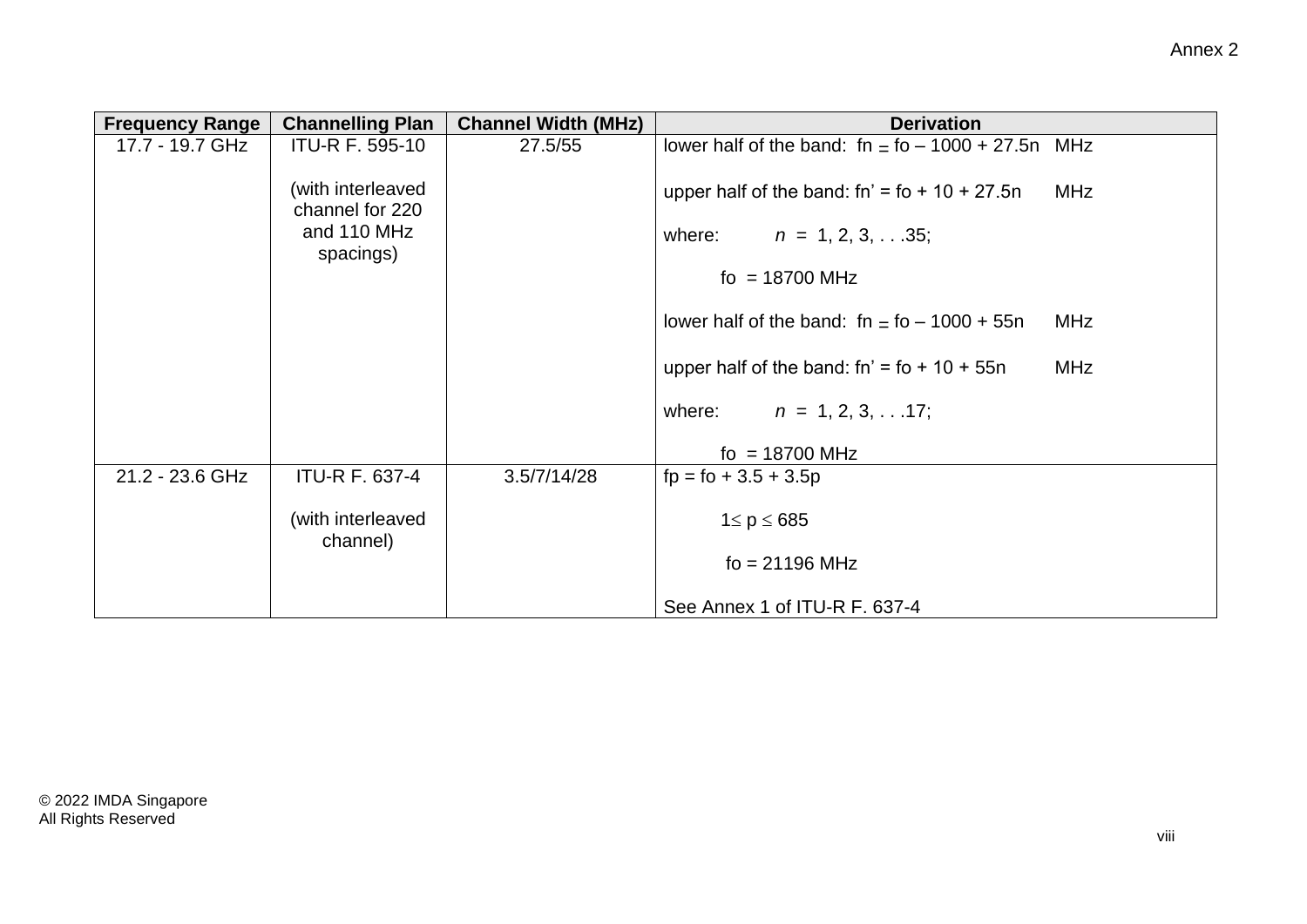Annex 2

| Frequency Range | Channelling Plan | Channel Width (MHz) | Derivation |
|---|---|---|---|
| 17.7 - 19.7 GHz | ITU-R F. 595-10<br><br>(with interleaved channel for 220 and 110 MHz spacings) | 27.5/55 | lower half of the band: $f_n = f_o - 1000 + 27.5n$ MHz<br><br>upper half of the band: $f_n' = f_o + 10 + 27.5n$ MHz<br><br>where: $n = 1, 2, 3, \ldots 35$;<br><br>$f_o = 18700$ MHz<br><br>lower half of the band: $f_n = f_o - 1000 + 55n$ MHz<br><br>upper half of the band: $f_n' = f_o + 10 + 55n$ MHz<br><br>where: $n = 1, 2, 3, \ldots 17$;<br><br>$f_o = 18700$ MHz |
| 21.2 - 23.6 GHz | ITU-R F. 637-4<br><br>(with interleaved channel) | 3.5/7/14/28 | $f_p = f_o + 3.5 + 3.5p$<br><br>$1 \leq p \leq 685$<br><br>$f_o = 21196$ MHz<br><br>See Annex 1 of ITU-R F. 637-4 |

© 2022 IMDA Singapore
All Rights Reserved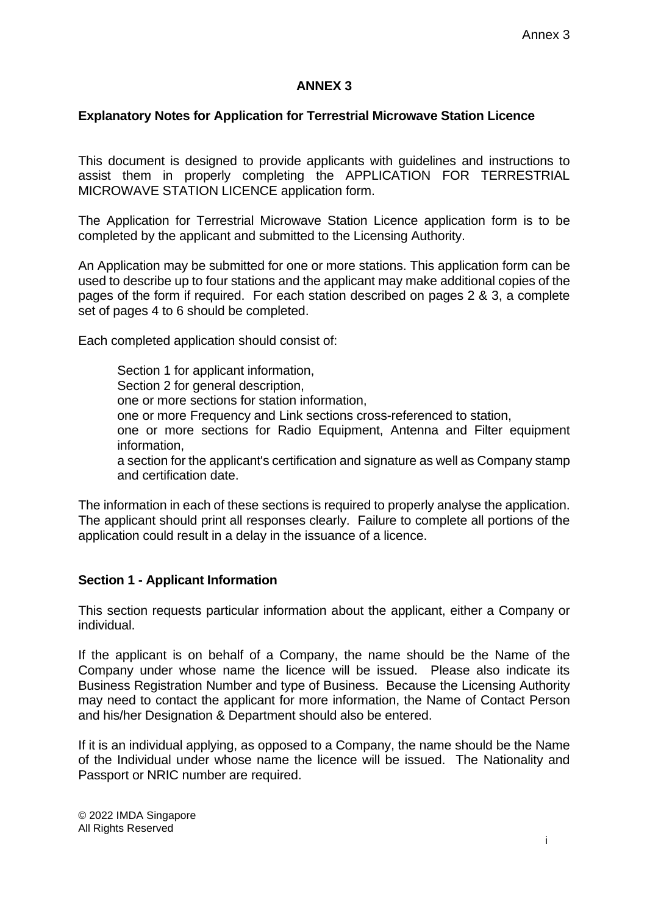# ANNEX 3

## Explanatory Notes for Application for Terrestrial Microwave Station Licence

This document is designed to provide applicants with guidelines and instructions to assist them in properly completing the APPLICATION FOR TERRESTRIAL MICROWAVE STATION LICENCE application form.

The Application for Terrestrial Microwave Station Licence application form is to be completed by the applicant and submitted to the Licensing Authority.

An Application may be submitted for one or more stations. This application form can be used to describe up to four stations and the applicant may make additional copies of the pages of the form if required. For each station described on pages 2 & 3, a complete set of pages 4 to 6 should be completed.

Each completed application should consist of:

- Section 1 for applicant information,
- Section 2 for general description,
- one or more sections for station information,
- one or more Frequency and Link sections cross-referenced to station,
- one or more sections for Radio Equipment, Antenna and Filter equipment information,
- a section for the applicant's certification and signature as well as Company stamp and certification date.

The information in each of these sections is required to properly analyse the application. The applicant should print all responses clearly. Failure to complete all portions of the application could result in a delay in the issuance of a licence.

### Section 1 - Applicant Information

This section requests particular information about the applicant, either a Company or individual.

If the applicant is on behalf of a Company, the name should be the Name of the Company under whose name the licence will be issued. Please also indicate its Business Registration Number and type of Business. Because the Licensing Authority may need to contact the applicant for more information, the Name of Contact Person and his/her Designation & Department should also be entered.

If it is an individual applying, as opposed to a Company, the name should be the Name of the Individual under whose name the licence will be issued. The Nationality and Passport or NRIC number are required.

© 2022 IMDA Singapore
All Rights Reserved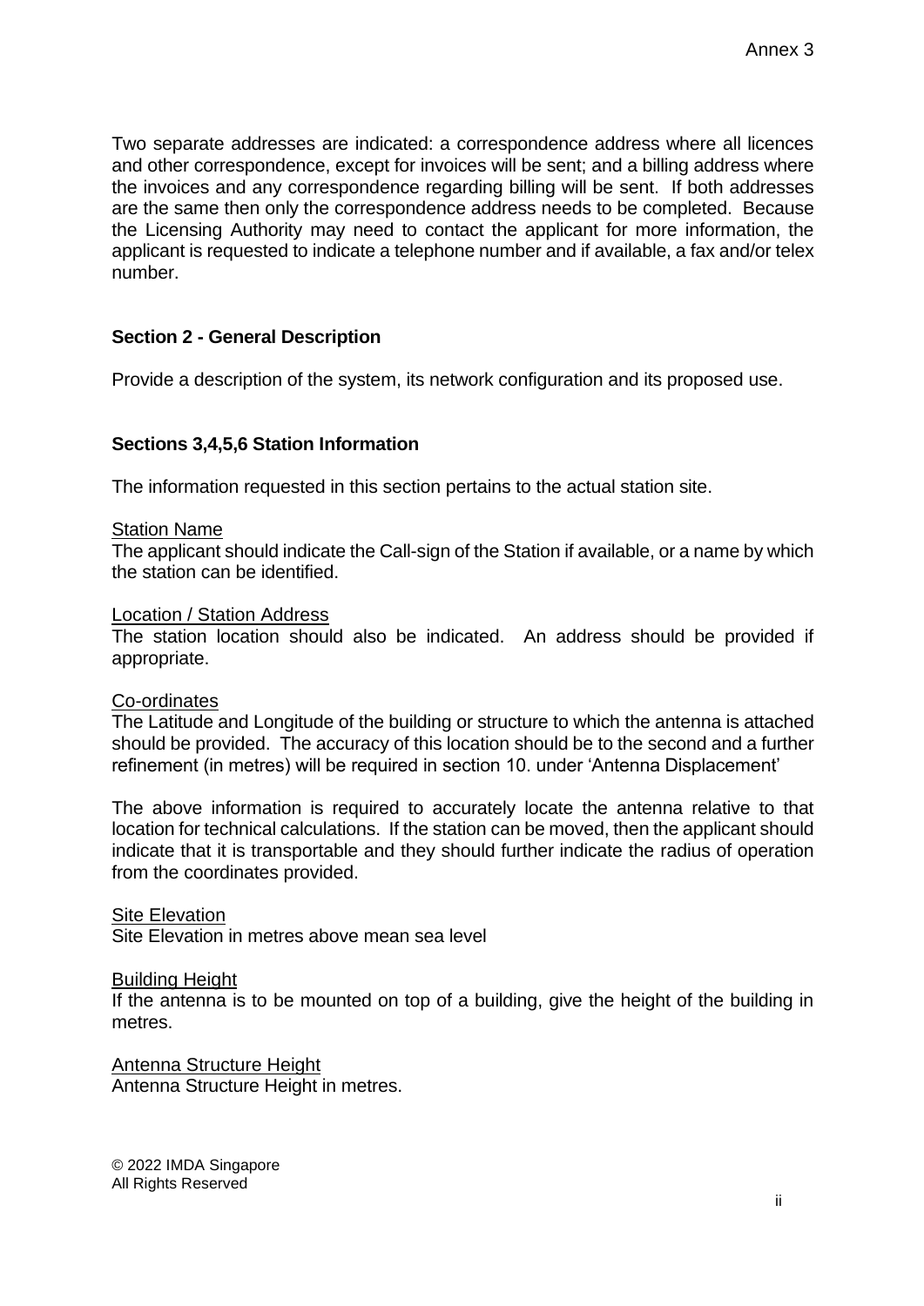Two separate addresses are indicated: a correspondence address where all licences and other correspondence, except for invoices will be sent; and a billing address where the invoices and any correspondence regarding billing will be sent. If both addresses are the same then only the correspondence address needs to be completed. Because the Licensing Authority may need to contact the applicant for more information, the applicant is requested to indicate a telephone number and if available, a fax and/or telex number.

**Section 2 - General Description**

Provide a description of the system, its network configuration and its proposed use.

**Sections 3,4,5,6 Station Information**

The information requested in this section pertains to the actual station site.

<u>Station Name</u>
The applicant should indicate the Call-sign of the Station if available, or a name by which the station can be identified.

<u>Location / Station Address</u>
The station location should also be indicated. An address should be provided if appropriate.

<u>Co-ordinates</u>
The Latitude and Longitude of the building or structure to which the antenna is attached should be provided. The accuracy of this location should be to the second and a further refinement (in metres) will be required in section 10. under 'Antenna Displacement'

The above information is required to accurately locate the antenna relative to that location for technical calculations. If the station can be moved, then the applicant should indicate that it is transportable and they should further indicate the radius of operation from the coordinates provided.

<u>Site Elevation</u>
Site Elevation in metres above mean sea level

<u>Building Height</u>
If the antenna is to be mounted on top of a building, give the height of the building in metres.

<u>Antenna Structure Height</u>
Antenna Structure Height in metres.

© 2022 IMDA Singapore
All Rights Reserved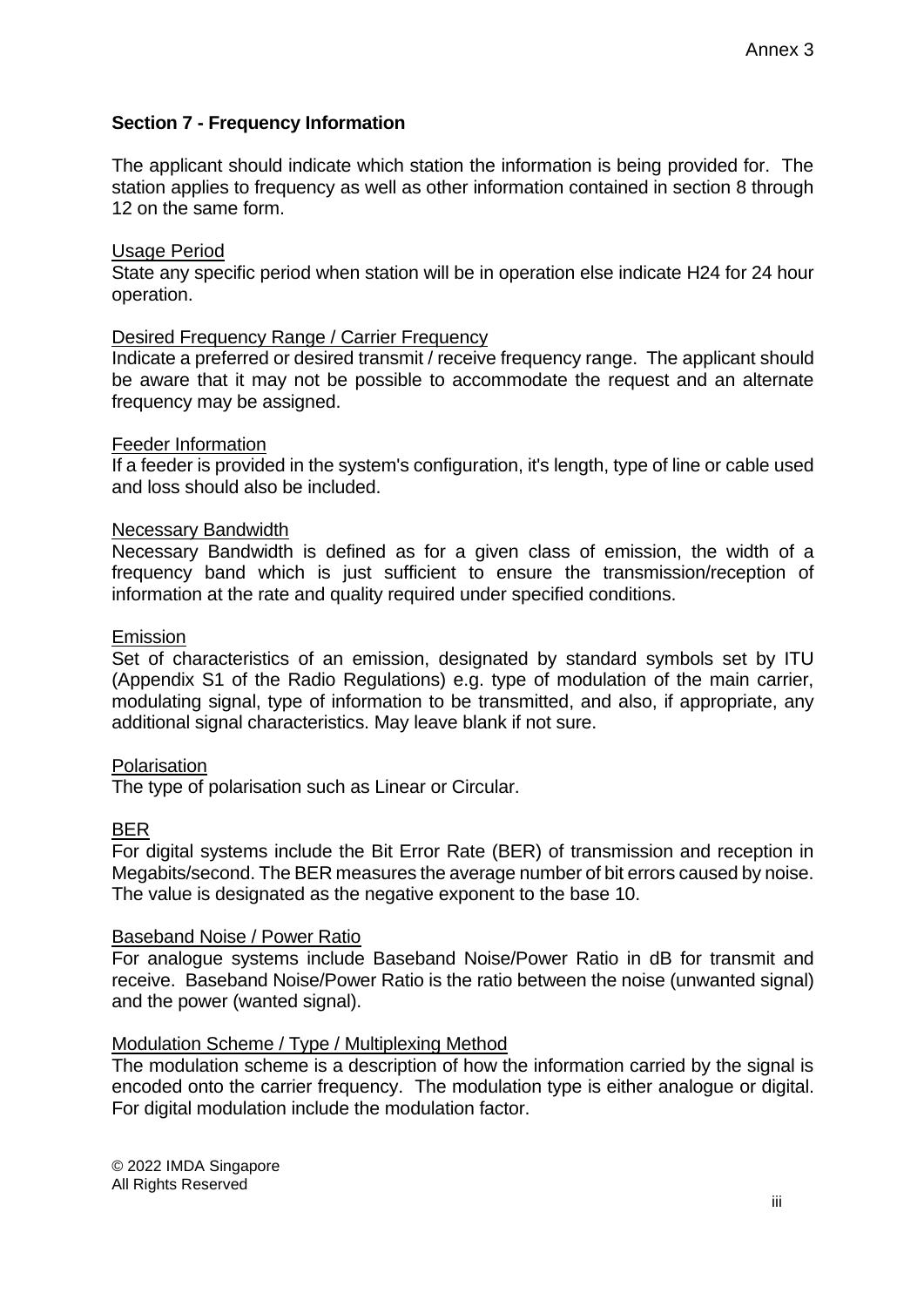**Section 7 - Frequency Information**

The applicant should indicate which station the information is being provided for. The station applies to frequency as well as other information contained in section 8 through 12 on the same form.

Usage Period

State any specific period when station will be in operation else indicate H24 for 24 hour operation.

Desired Frequency Range / Carrier Frequency

Indicate a preferred or desired transmit / receive frequency range. The applicant should be aware that it may not be possible to accommodate the request and an alternate frequency may be assigned.

Feeder Information

If a feeder is provided in the system's configuration, it's length, type of line or cable used and loss should also be included.

Necessary Bandwidth

Necessary Bandwidth is defined as for a given class of emission, the width of a frequency band which is just sufficient to ensure the transmission/reception of information at the rate and quality required under specified conditions.

Emission

Set of characteristics of an emission, designated by standard symbols set by ITU (Appendix S1 of the Radio Regulations) e.g. type of modulation of the main carrier, modulating signal, type of information to be transmitted, and also, if appropriate, any additional signal characteristics. May leave blank if not sure.

Polarisation

The type of polarisation such as Linear or Circular.

BER

For digital systems include the Bit Error Rate (BER) of transmission and reception in Megabits/second. The BER measures the average number of bit errors caused by noise. The value is designated as the negative exponent to the base 10.

Baseband Noise / Power Ratio

For analogue systems include Baseband Noise/Power Ratio in dB for transmit and receive. Baseband Noise/Power Ratio is the ratio between the noise (unwanted signal) and the power (wanted signal).

Modulation Scheme / Type / Multiplexing Method

The modulation scheme is a description of how the information carried by the signal is encoded onto the carrier frequency. The modulation type is either analogue or digital. For digital modulation include the modulation factor.

© 2022 IMDA Singapore
All Rights Reserved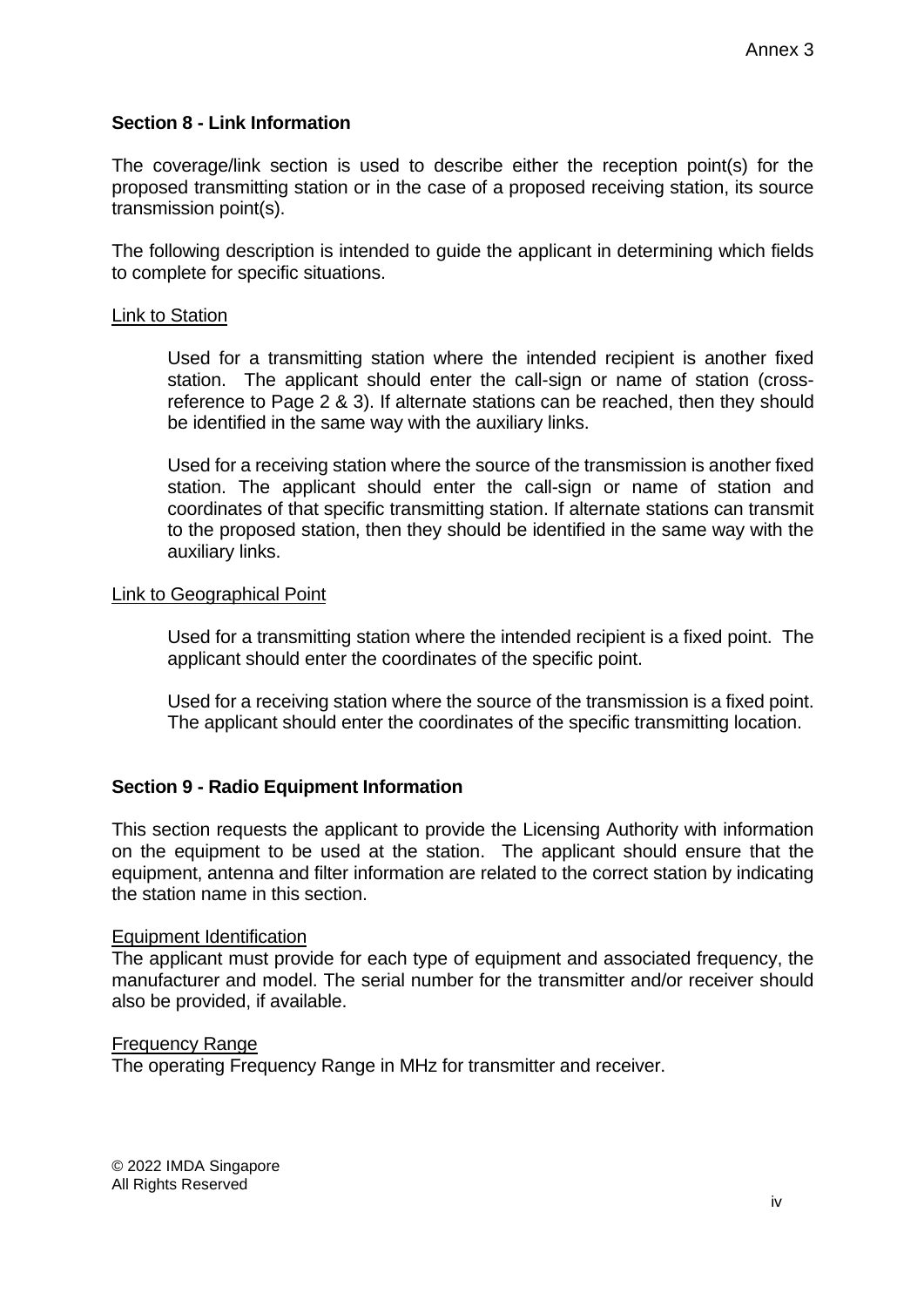Annex 3

**Section 8 - Link Information**

The coverage/link section is used to describe either the reception point(s) for the proposed transmitting station or in the case of a proposed receiving station, its source transmission point(s).

The following description is intended to guide the applicant in determining which fields to complete for specific situations.

Link to Station

> Used for a transmitting station where the intended recipient is another fixed station. The applicant should enter the call-sign or name of station (cross-reference to Page 2 & 3). If alternate stations can be reached, then they should be identified in the same way with the auxiliary links.
>
> Used for a receiving station where the source of the transmission is another fixed station. The applicant should enter the call-sign or name of station and coordinates of that specific transmitting station. If alternate stations can transmit to the proposed station, then they should be identified in the same way with the auxiliary links.

Link to Geographical Point

> Used for a transmitting station where the intended recipient is a fixed point. The applicant should enter the coordinates of the specific point.
>
> Used for a receiving station where the source of the transmission is a fixed point. The applicant should enter the coordinates of the specific transmitting location.

**Section 9 - Radio Equipment Information**

This section requests the applicant to provide the Licensing Authority with information on the equipment to be used at the station. The applicant should ensure that the equipment, antenna and filter information are related to the correct station by indicating the station name in this section.

Equipment Identification
The applicant must provide for each type of equipment and associated frequency, the manufacturer and model. The serial number for the transmitter and/or receiver should also be provided, if available.

Frequency Range
The operating Frequency Range in MHz for transmitter and receiver.

© 2022 IMDA Singapore
All Rights Reserved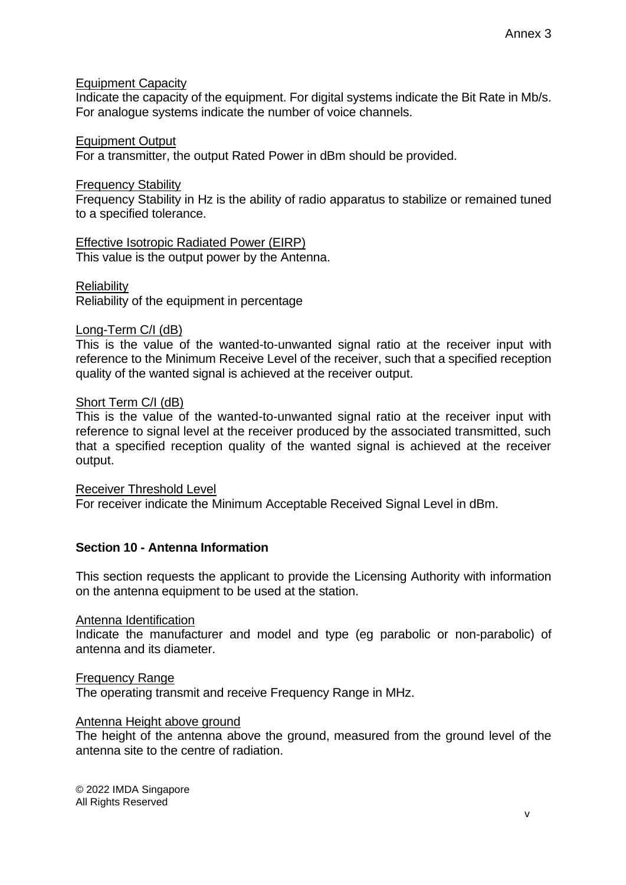Equipment Capacity
Indicate the capacity of the equipment. For digital systems indicate the Bit Rate in Mb/s. For analogue systems indicate the number of voice channels.

Equipment Output
For a transmitter, the output Rated Power in dBm should be provided.

Frequency Stability
Frequency Stability in Hz is the ability of radio apparatus to stabilize or remained tuned to a specified tolerance.

Effective Isotropic Radiated Power (EIRP)
This value is the output power by the Antenna.

Reliability
Reliability of the equipment in percentage

Long-Term C/I (dB)
This is the value of the wanted-to-unwanted signal ratio at the receiver input with reference to the Minimum Receive Level of the receiver, such that a specified reception quality of the wanted signal is achieved at the receiver output.

Short Term C/I (dB)
This is the value of the wanted-to-unwanted signal ratio at the receiver input with reference to signal level at the receiver produced by the associated transmitted, such that a specified reception quality of the wanted signal is achieved at the receiver output.

Receiver Threshold Level
For receiver indicate the Minimum Acceptable Received Signal Level in dBm.

**Section 10 - Antenna Information**

This section requests the applicant to provide the Licensing Authority with information on the antenna equipment to be used at the station.

Antenna Identification
Indicate the manufacturer and model and type (eg parabolic or non-parabolic) of antenna and its diameter.

Frequency Range
The operating transmit and receive Frequency Range in MHz.

Antenna Height above ground
The height of the antenna above the ground, measured from the ground level of the antenna site to the centre of radiation.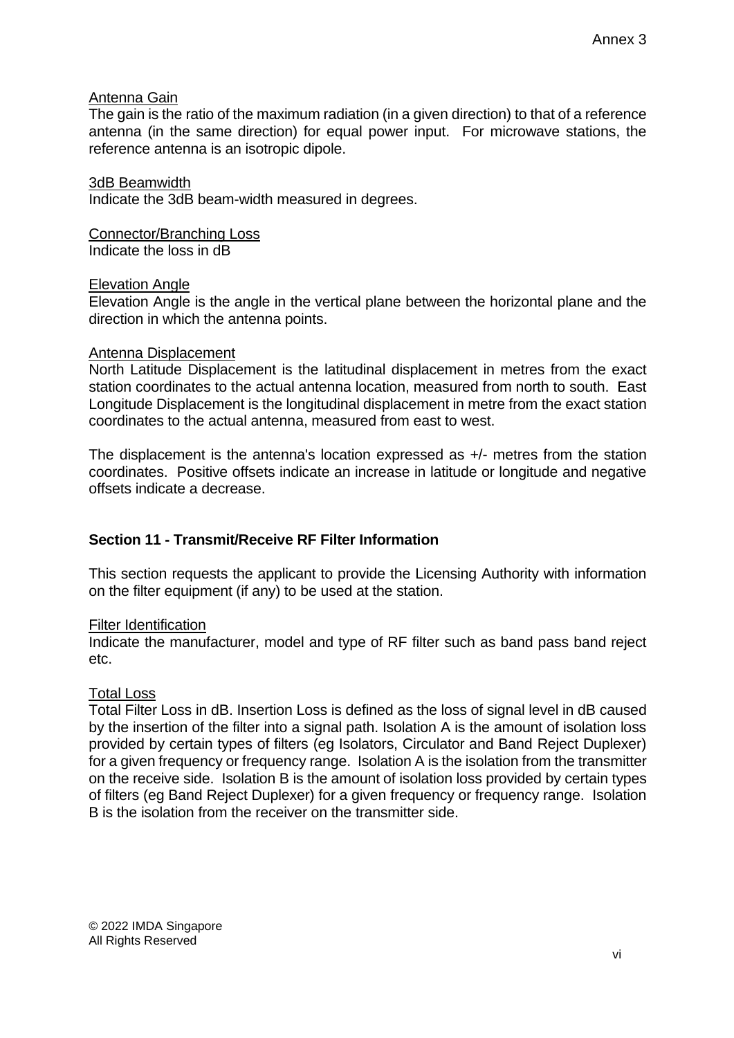<u>Antenna Gain</u>
The gain is the ratio of the maximum radiation (in a given direction) to that of a reference antenna (in the same direction) for equal power input. For microwave stations, the reference antenna is an isotropic dipole.

<u>3dB Beamwidth</u>
Indicate the 3dB beam-width measured in degrees.

<u>Connector/Branching Loss</u>
Indicate the loss in dB

<u>Elevation Angle</u>
Elevation Angle is the angle in the vertical plane between the horizontal plane and the direction in which the antenna points.

<u>Antenna Displacement</u>
North Latitude Displacement is the latitudinal displacement in metres from the exact station coordinates to the actual antenna location, measured from north to south. East Longitude Displacement is the longitudinal displacement in metre from the exact station coordinates to the actual antenna, measured from east to west.

The displacement is the antenna's location expressed as +/- metres from the station coordinates. Positive offsets indicate an increase in latitude or longitude and negative offsets indicate a decrease.

**Section 11 - Transmit/Receive RF Filter Information**

This section requests the applicant to provide the Licensing Authority with information on the filter equipment (if any) to be used at the station.

<u>Filter Identification</u>
Indicate the manufacturer, model and type of RF filter such as band pass band reject etc.

<u>Total Loss</u>
Total Filter Loss in dB. Insertion Loss is defined as the loss of signal level in dB caused by the insertion of the filter into a signal path. Isolation A is the amount of isolation loss provided by certain types of filters (eg Isolators, Circulator and Band Reject Duplexer) for a given frequency or frequency range. Isolation A is the isolation from the transmitter on the receive side. Isolation B is the amount of isolation loss provided by certain types of filters (eg Band Reject Duplexer) for a given frequency or frequency range. Isolation B is the isolation from the receiver on the transmitter side.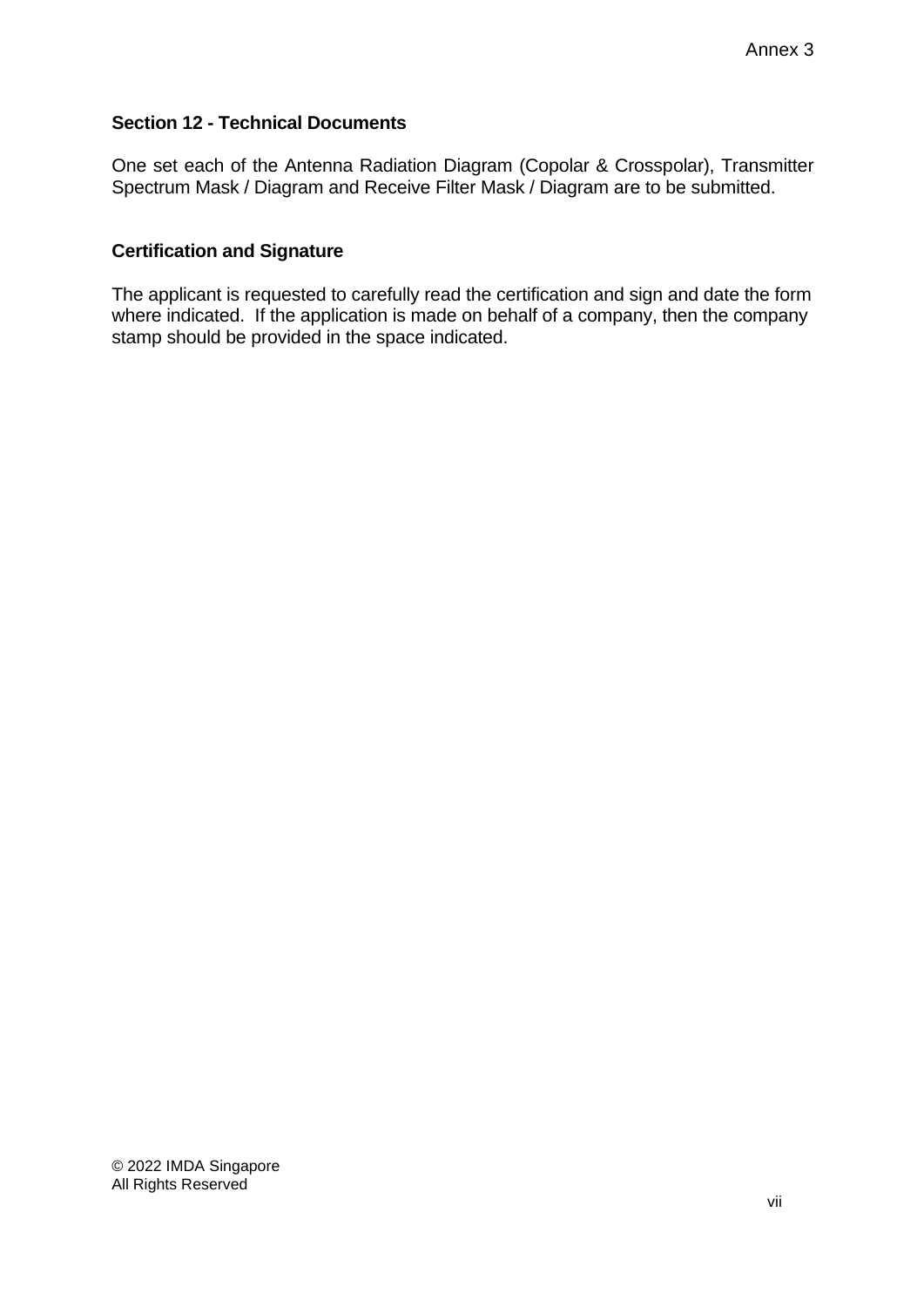**Section 12 - Technical Documents**

One set each of the Antenna Radiation Diagram (Copolar & Crosspolar), Transmitter Spectrum Mask / Diagram and Receive Filter Mask / Diagram are to be submitted.

**Certification and Signature**

The applicant is requested to carefully read the certification and sign and date the form where indicated. If the application is made on behalf of a company, then the company stamp should be provided in the space indicated.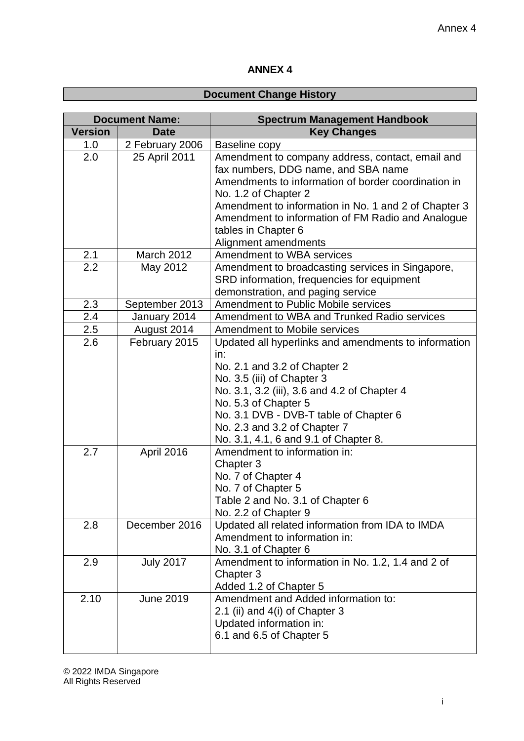# ANNEX 4

## Document Change History

| Document Name: | | Spectrum Management Handbook |
|---|---|---|
| **Version** | **Date** | **Key Changes** |
| 1.0 | 2 February 2006 | Baseline copy |
| 2.0 | 25 April 2011 | Amendment to company address, contact, email and fax numbers, DDG name, and SBA name<br>Amendments to information of border coordination in No. 1.2 of Chapter 2<br>Amendment to information in No. 1 and 2 of Chapter 3<br>Amendment to information of FM Radio and Analogue tables in Chapter 6<br>Alignment amendments |
| 2.1 | March 2012 | Amendment to WBA services |
| 2.2 | May 2012 | Amendment to broadcasting services in Singapore, SRD information, frequencies for equipment demonstration, and paging service |
| 2.3 | September 2013 | Amendment to Public Mobile services |
| 2.4 | January 2014 | Amendment to WBA and Trunked Radio services |
| 2.5 | August 2014 | Amendment to Mobile services |
| 2.6 | February 2015 | Updated all hyperlinks and amendments to information in:<br>No. 2.1 and 3.2 of Chapter 2<br>No. 3.5 (iii) of Chapter 3<br>No. 3.1, 3.2 (iii), 3.6 and 4.2 of Chapter 4<br>No. 5.3 of Chapter 5<br>No. 3.1 DVB - DVB-T table of Chapter 6<br>No. 2.3 and 3.2 of Chapter 7<br>No. 3.1, 4.1, 6 and 9.1 of Chapter 8. |
| 2.7 | April 2016 | Amendment to information in:<br>Chapter 3<br>No. 7 of Chapter 4<br>No. 7 of Chapter 5<br>Table 2 and No. 3.1 of Chapter 6<br>No. 2.2 of Chapter 9 |
| 2.8 | December 2016 | Updated all related information from IDA to IMDA<br>Amendment to information in:<br>No. 3.1 of Chapter 6 |
| 2.9 | July 2017 | Amendment to information in No. 1.2, 1.4 and 2 of Chapter 3<br>Added 1.2 of Chapter 5 |
| 2.10 | June 2019 | Amendment and Added information to:<br>2.1 (ii) and 4(i) of Chapter 3<br>Updated information in:<br>6.1 and 6.5 of Chapter 5 |

© 2022 IMDA Singapore
All Rights Reserved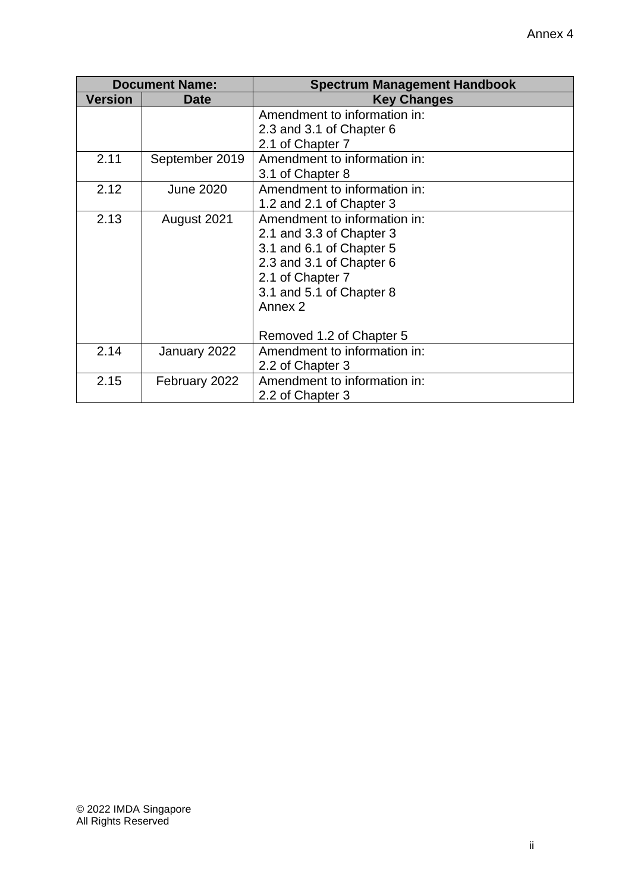| Document Name: | | Spectrum Management Handbook |
|---|---|---|
| **Version** | **Date** | **Key Changes** |
| | | Amendment to information in:<br>2.3 and 3.1 of Chapter 6<br>2.1 of Chapter 7 |
| 2.11 | September 2019 | Amendment to information in:<br>3.1 of Chapter 8 |
| 2.12 | June 2020 | Amendment to information in:<br>1.2 and 2.1 of Chapter 3 |
| 2.13 | August 2021 | Amendment to information in:<br>2.1 and 3.3 of Chapter 3<br>3.1 and 6.1 of Chapter 5<br>2.3 and 3.1 of Chapter 6<br>2.1 of Chapter 7<br>3.1 and 5.1 of Chapter 8<br>Annex 2<br><br>Removed 1.2 of Chapter 5 |
| 2.14 | January 2022 | Amendment to information in:<br>2.2 of Chapter 3 |
| 2.15 | February 2022 | Amendment to information in:<br>2.2 of Chapter 3 |

© 2022 IMDA Singapore
All Rights Reserved